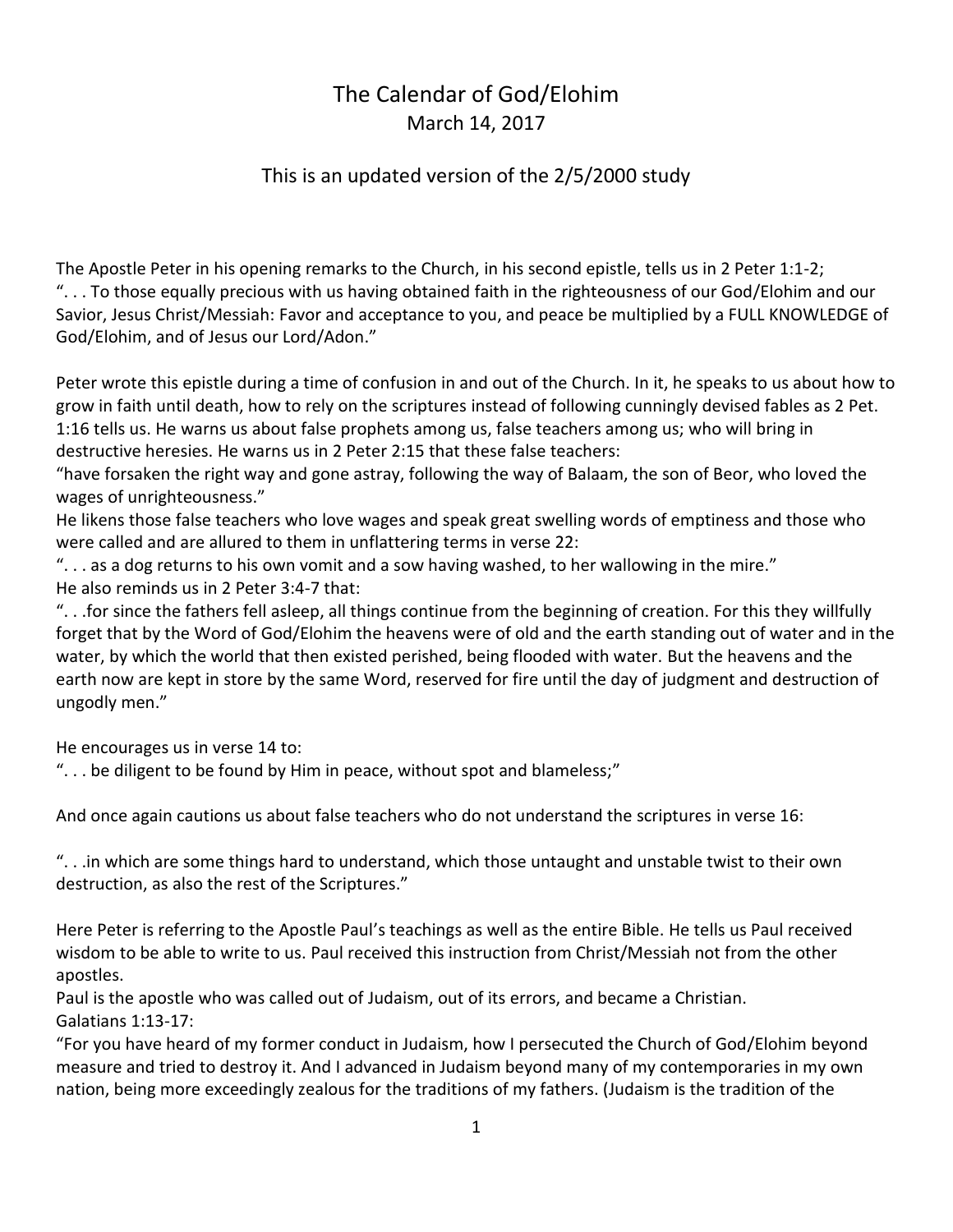# The Calendar of God/Elohim

March 14, 2017

This is an updated version of the 2/5/2000 study

The Apostle Peter in his opening remarks to the Church, in his second epistle, tells us in 2 Peter 1:1-2;
". . . To those equally precious with us having obtained faith in the righteousness of our God/Elohim and our Savior, Jesus Christ/Messiah: Favor and acceptance to you, and peace be multiplied by a FULL KNOWLEDGE of God/Elohim, and of Jesus our Lord/Adon."

Peter wrote this epistle during a time of confusion in and out of the Church. In it, he speaks to us about how to grow in faith until death, how to rely on the scriptures instead of following cunningly devised fables as 2 Pet. 1:16 tells us. He warns us about false prophets among us, false teachers among us; who will bring in destructive heresies. He warns us in 2 Peter 2:15 that these false teachers:
"have forsaken the right way and gone astray, following the way of Balaam, the son of Beor, who loved the wages of unrighteousness."
He likens those false teachers who love wages and speak great swelling words of emptiness and those who were called and are allured to them in unflattering terms in verse 22:
". . . as a dog returns to his own vomit and a sow having washed, to her wallowing in the mire."
He also reminds us in 2 Peter 3:4-7 that:
". . .for since the fathers fell asleep, all things continue from the beginning of creation. For this they willfully forget that by the Word of God/Elohim the heavens were of old and the earth standing out of water and in the water, by which the world that then existed perished, being flooded with water. But the heavens and the earth now are kept in store by the same Word, reserved for fire until the day of judgment and destruction of ungodly men."

He encourages us in verse 14 to:
". . . be diligent to be found by Him in peace, without spot and blameless;"

And once again cautions us about false teachers who do not understand the scriptures in verse 16:

". . .in which are some things hard to understand, which those untaught and unstable twist to their own destruction, as also the rest of the Scriptures."

Here Peter is referring to the Apostle Paul's teachings as well as the entire Bible. He tells us Paul received wisdom to be able to write to us. Paul received this instruction from Christ/Messiah not from the other apostles.
Paul is the apostle who was called out of Judaism, out of its errors, and became a Christian.
Galatians 1:13-17:
"For you have heard of my former conduct in Judaism, how I persecuted the Church of God/Elohim beyond measure and tried to destroy it. And I advanced in Judaism beyond many of my contemporaries in my own nation, being more exceedingly zealous for the traditions of my fathers. (Judaism is the tradition of the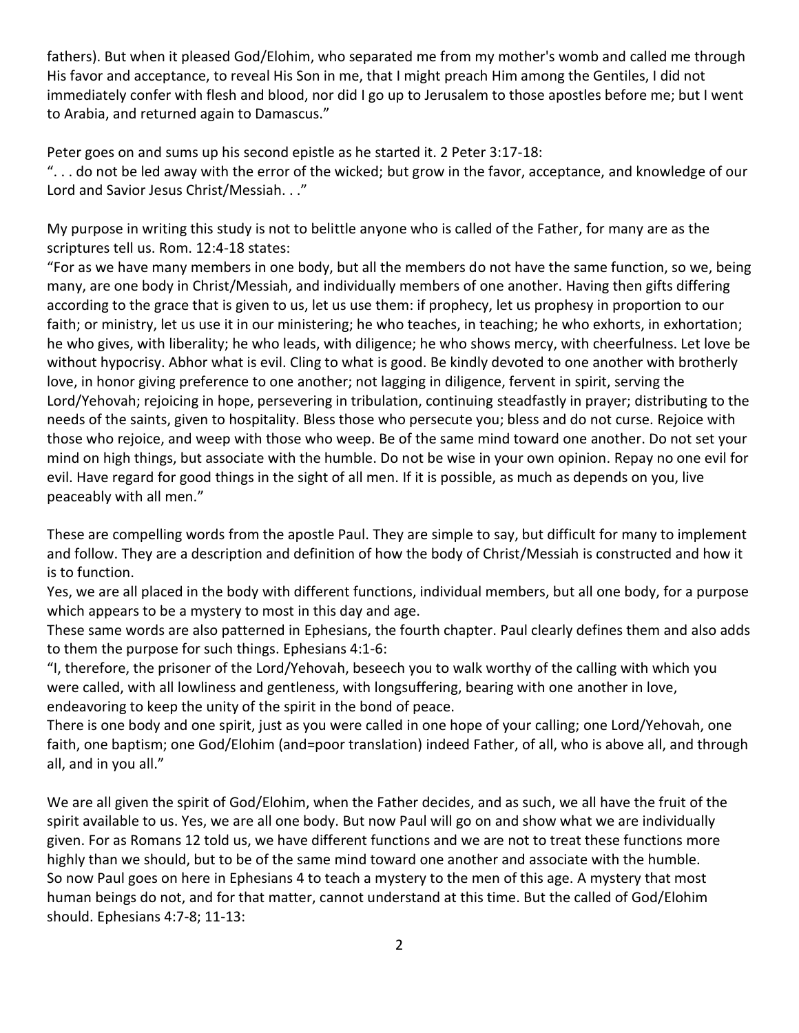fathers). But when it pleased God/Elohim, who separated me from my mother's womb and called me through His favor and acceptance, to reveal His Son in me, that I might preach Him among the Gentiles, I did not immediately confer with flesh and blood, nor did I go up to Jerusalem to those apostles before me; but I went to Arabia, and returned again to Damascus."

Peter goes on and sums up his second epistle as he started it. 2 Peter 3:17-18:
". . . do not be led away with the error of the wicked; but grow in the favor, acceptance, and knowledge of our Lord and Savior Jesus Christ/Messiah. . ."

My purpose in writing this study is not to belittle anyone who is called of the Father, for many are as the scriptures tell us. Rom. 12:4-18 states:
"For as we have many members in one body, but all the members do not have the same function, so we, being many, are one body in Christ/Messiah, and individually members of one another. Having then gifts differing according to the grace that is given to us, let us use them: if prophecy, let us prophesy in proportion to our faith; or ministry, let us use it in our ministering; he who teaches, in teaching; he who exhorts, in exhortation; he who gives, with liberality; he who leads, with diligence; he who shows mercy, with cheerfulness. Let love be without hypocrisy. Abhor what is evil. Cling to what is good. Be kindly devoted to one another with brotherly love, in honor giving preference to one another; not lagging in diligence, fervent in spirit, serving the Lord/Yehovah; rejoicing in hope, persevering in tribulation, continuing steadfastly in prayer; distributing to the needs of the saints, given to hospitality. Bless those who persecute you; bless and do not curse. Rejoice with those who rejoice, and weep with those who weep. Be of the same mind toward one another. Do not set your mind on high things, but associate with the humble. Do not be wise in your own opinion. Repay no one evil for evil. Have regard for good things in the sight of all men. If it is possible, as much as depends on you, live peaceably with all men."

These are compelling words from the apostle Paul. They are simple to say, but difficult for many to implement and follow. They are a description and definition of how the body of Christ/Messiah is constructed and how it is to function.
Yes, we are all placed in the body with different functions, individual members, but all one body, for a purpose which appears to be a mystery to most in this day and age.
These same words are also patterned in Ephesians, the fourth chapter. Paul clearly defines them and also adds to them the purpose for such things. Ephesians 4:1-6:
"I, therefore, the prisoner of the Lord/Yehovah, beseech you to walk worthy of the calling with which you were called, with all lowliness and gentleness, with longsuffering, bearing with one another in love, endeavoring to keep the unity of the spirit in the bond of peace.
There is one body and one spirit, just as you were called in one hope of your calling; one Lord/Yehovah, one faith, one baptism; one God/Elohim (and=poor translation) indeed Father, of all, who is above all, and through all, and in you all."

We are all given the spirit of God/Elohim, when the Father decides, and as such, we all have the fruit of the spirit available to us. Yes, we are all one body. But now Paul will go on and show what we are individually given. For as Romans 12 told us, we have different functions and we are not to treat these functions more highly than we should, but to be of the same mind toward one another and associate with the humble.
So now Paul goes on here in Ephesians 4 to teach a mystery to the men of this age. A mystery that most human beings do not, and for that matter, cannot understand at this time. But the called of God/Elohim should. Ephesians 4:7-8; 11-13: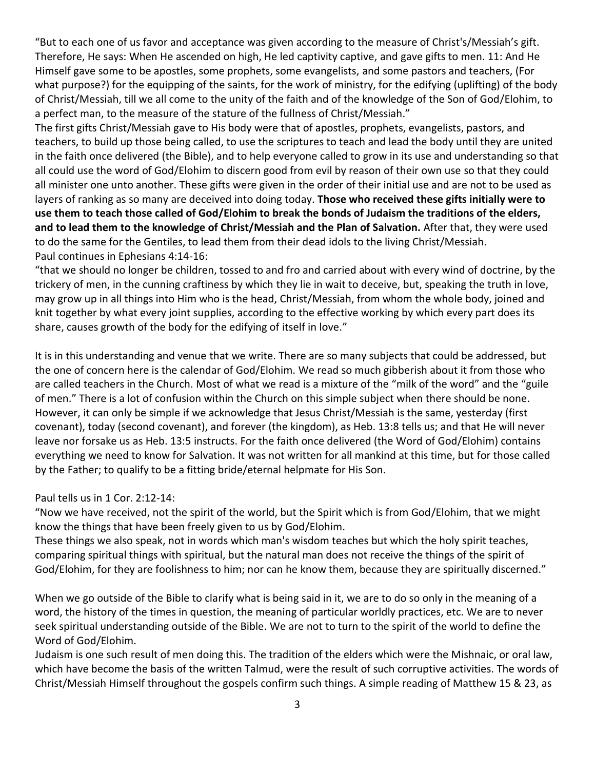"But to each one of us favor and acceptance was given according to the measure of Christ's/Messiah's gift. Therefore, He says: When He ascended on high, He led captivity captive, and gave gifts to men. 11: And He Himself gave some to be apostles, some prophets, some evangelists, and some pastors and teachers, (For what purpose?) for the equipping of the saints, for the work of ministry, for the edifying (uplifting) of the body of Christ/Messiah, till we all come to the unity of the faith and of the knowledge of the Son of God/Elohim, to a perfect man, to the measure of the stature of the fullness of Christ/Messiah."

The first gifts Christ/Messiah gave to His body were that of apostles, prophets, evangelists, pastors, and teachers, to build up those being called, to use the scriptures to teach and lead the body until they are united in the faith once delivered (the Bible), and to help everyone called to grow in its use and understanding so that all could use the word of God/Elohim to discern good from evil by reason of their own use so that they could all minister one unto another. These gifts were given in the order of their initial use and are not to be used as layers of ranking as so many are deceived into doing today. **Those who received these gifts initially were to use them to teach those called of God/Elohim to break the bonds of Judaism the traditions of the elders, and to lead them to the knowledge of Christ/Messiah and the Plan of Salvation.** After that, they were used to do the same for the Gentiles, to lead them from their dead idols to the living Christ/Messiah.

Paul continues in Ephesians 4:14-16:

"that we should no longer be children, tossed to and fro and carried about with every wind of doctrine, by the trickery of men, in the cunning craftiness by which they lie in wait to deceive, but, speaking the truth in love, may grow up in all things into Him who is the head, Christ/Messiah, from whom the whole body, joined and knit together by what every joint supplies, according to the effective working by which every part does its share, causes growth of the body for the edifying of itself in love."

It is in this understanding and venue that we write. There are so many subjects that could be addressed, but the one of concern here is the calendar of God/Elohim. We read so much gibberish about it from those who are called teachers in the Church. Most of what we read is a mixture of the "milk of the word" and the "guile of men." There is a lot of confusion within the Church on this simple subject when there should be none. However, it can only be simple if we acknowledge that Jesus Christ/Messiah is the same, yesterday (first covenant), today (second covenant), and forever (the kingdom), as Heb. 13:8 tells us; and that He will never leave nor forsake us as Heb. 13:5 instructs. For the faith once delivered (the Word of God/Elohim) contains everything we need to know for Salvation. It was not written for all mankind at this time, but for those called by the Father; to qualify to be a fitting bride/eternal helpmate for His Son.

Paul tells us in 1 Cor. 2:12-14:

"Now we have received, not the spirit of the world, but the Spirit which is from God/Elohim, that we might know the things that have been freely given to us by God/Elohim.

These things we also speak, not in words which man's wisdom teaches but which the holy spirit teaches, comparing spiritual things with spiritual, but the natural man does not receive the things of the spirit of God/Elohim, for they are foolishness to him; nor can he know them, because they are spiritually discerned."

When we go outside of the Bible to clarify what is being said in it, we are to do so only in the meaning of a word, the history of the times in question, the meaning of particular worldly practices, etc. We are to never seek spiritual understanding outside of the Bible. We are not to turn to the spirit of the world to define the Word of God/Elohim.

Judaism is one such result of men doing this. The tradition of the elders which were the Mishnaic, or oral law, which have become the basis of the written Talmud, were the result of such corruptive activities. The words of Christ/Messiah Himself throughout the gospels confirm such things. A simple reading of Matthew 15 & 23, as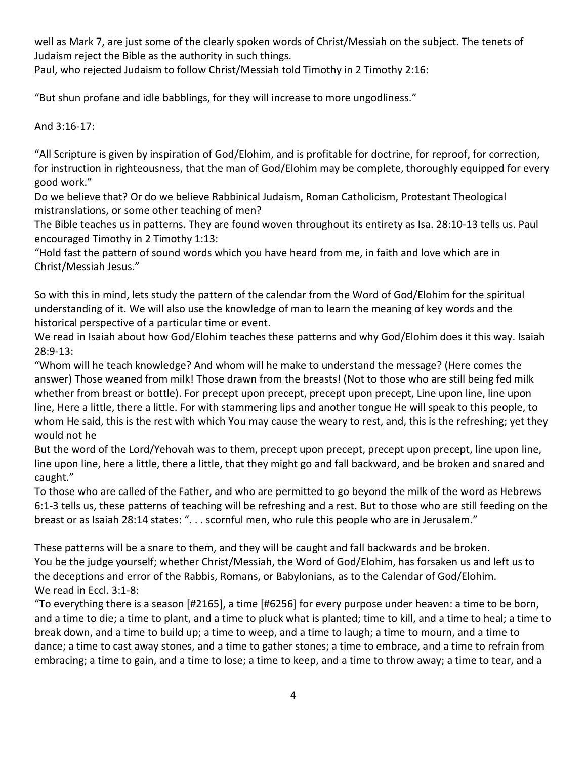well as Mark 7, are just some of the clearly spoken words of Christ/Messiah on the subject. The tenets of Judaism reject the Bible as the authority in such things.

Paul, who rejected Judaism to follow Christ/Messiah told Timothy in 2 Timothy 2:16:

"But shun profane and idle babblings, for they will increase to more ungodliness."

And 3:16-17:

"All Scripture is given by inspiration of God/Elohim, and is profitable for doctrine, for reproof, for correction, for instruction in righteousness, that the man of God/Elohim may be complete, thoroughly equipped for every good work."

Do we believe that? Or do we believe Rabbinical Judaism, Roman Catholicism, Protestant Theological mistranslations, or some other teaching of men?

The Bible teaches us in patterns. They are found woven throughout its entirety as Isa. 28:10-13 tells us. Paul encouraged Timothy in 2 Timothy 1:13:

"Hold fast the pattern of sound words which you have heard from me, in faith and love which are in Christ/Messiah Jesus."

So with this in mind, lets study the pattern of the calendar from the Word of God/Elohim for the spiritual understanding of it. We will also use the knowledge of man to learn the meaning of key words and the historical perspective of a particular time or event.

We read in Isaiah about how God/Elohim teaches these patterns and why God/Elohim does it this way. Isaiah 28:9-13:

"Whom will he teach knowledge? And whom will he make to understand the message? (Here comes the answer) Those weaned from milk! Those drawn from the breasts! (Not to those who are still being fed milk whether from breast or bottle). For precept upon precept, precept upon precept, Line upon line, line upon line, Here a little, there a little. For with stammering lips and another tongue He will speak to this people, to whom He said, this is the rest with which You may cause the weary to rest, and, this is the refreshing; yet they would not he

But the word of the Lord/Yehovah was to them, precept upon precept, precept upon precept, line upon line, line upon line, here a little, there a little, that they might go and fall backward, and be broken and snared and caught."

To those who are called of the Father, and who are permitted to go beyond the milk of the word as Hebrews 6:1-3 tells us, these patterns of teaching will be refreshing and a rest. But to those who are still feeding on the breast or as Isaiah 28:14 states: ". . . scornful men, who rule this people who are in Jerusalem."

These patterns will be a snare to them, and they will be caught and fall backwards and be broken.

You be the judge yourself; whether Christ/Messiah, the Word of God/Elohim, has forsaken us and left us to the deceptions and error of the Rabbis, Romans, or Babylonians, as to the Calendar of God/Elohim.

We read in Eccl. 3:1-8:

"To everything there is a season [#2165], a time [#6256] for every purpose under heaven: a time to be born, and a time to die; a time to plant, and a time to pluck what is planted; time to kill, and a time to heal; a time to break down, and a time to build up; a time to weep, and a time to laugh; a time to mourn, and a time to dance; a time to cast away stones, and a time to gather stones; a time to embrace, and a time to refrain from embracing; a time to gain, and a time to lose; a time to keep, and a time to throw away; a time to tear, and a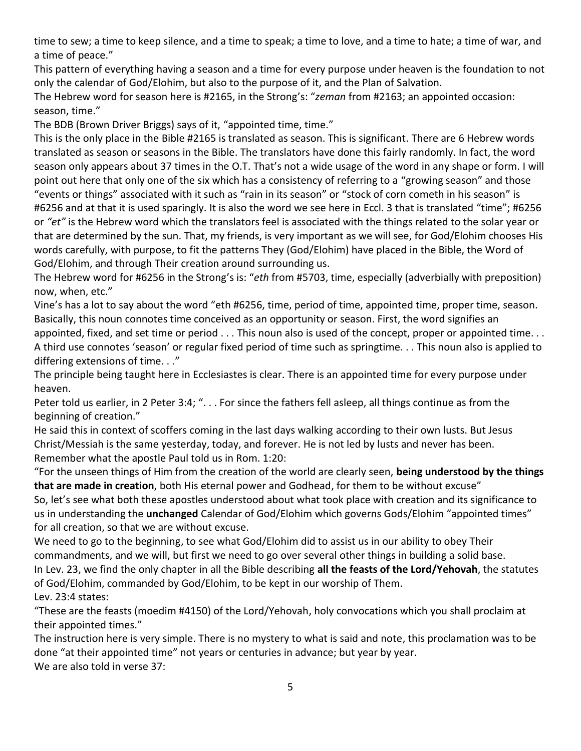time to sew; a time to keep silence, and a time to speak; a time to love, and a time to hate; a time of war, and a time of peace."

This pattern of everything having a season and a time for every purpose under heaven is the foundation to not only the calendar of God/Elohim, but also to the purpose of it, and the Plan of Salvation.

The Hebrew word for season here is #2165, in the Strong's: "*zeman* from #2163; an appointed occasion: season, time."

The BDB (Brown Driver Briggs) says of it, "appointed time, time."

This is the only place in the Bible #2165 is translated as season. This is significant. There are 6 Hebrew words translated as season or seasons in the Bible. The translators have done this fairly randomly. In fact, the word season only appears about 37 times in the O.T. That's not a wide usage of the word in any shape or form. I will point out here that only one of the six which has a consistency of referring to a "growing season" and those "events or things" associated with it such as "rain in its season" or "stock of corn cometh in his season" is #6256 and at that it is used sparingly. It is also the word we see here in Eccl. 3 that is translated "time"; #6256 or *"et"* is the Hebrew word which the translators feel is associated with the things related to the solar year or that are determined by the sun. That, my friends, is very important as we will see, for God/Elohim chooses His words carefully, with purpose, to fit the patterns They (God/Elohim) have placed in the Bible, the Word of God/Elohim, and through Their creation around surrounding us.

The Hebrew word for #6256 in the Strong's is: "*eth* from #5703, time, especially (adverbially with preposition) now, when, etc."

Vine's has a lot to say about the word "eth #6256, time, period of time, appointed time, proper time, season. Basically, this noun connotes time conceived as an opportunity or season. First, the word signifies an appointed, fixed, and set time or period . . . This noun also is used of the concept, proper or appointed time. . . A third use connotes 'season' or regular fixed period of time such as springtime. . . This noun also is applied to differing extensions of time. . ."

The principle being taught here in Ecclesiastes is clear. There is an appointed time for every purpose under heaven.

Peter told us earlier, in 2 Peter 3:4; ". . . For since the fathers fell asleep, all things continue as from the beginning of creation."

He said this in context of scoffers coming in the last days walking according to their own lusts. But Jesus Christ/Messiah is the same yesterday, today, and forever. He is not led by lusts and never has been.

Remember what the apostle Paul told us in Rom. 1:20:

"For the unseen things of Him from the creation of the world are clearly seen, **being understood by the things that are made in creation**, both His eternal power and Godhead, for them to be without excuse"

So, let's see what both these apostles understood about what took place with creation and its significance to us in understanding the **unchanged** Calendar of God/Elohim which governs Gods/Elohim "appointed times" for all creation, so that we are without excuse.

We need to go to the beginning, to see what God/Elohim did to assist us in our ability to obey Their commandments, and we will, but first we need to go over several other things in building a solid base.

In Lev. 23, we find the only chapter in all the Bible describing **all the feasts of the Lord/Yehovah**, the statutes of God/Elohim, commanded by God/Elohim, to be kept in our worship of Them.

Lev. 23:4 states:

"These are the feasts (moedim #4150) of the Lord/Yehovah, holy convocations which you shall proclaim at their appointed times."

The instruction here is very simple. There is no mystery to what is said and note, this proclamation was to be done "at their appointed time" not years or centuries in advance; but year by year.

We are also told in verse 37: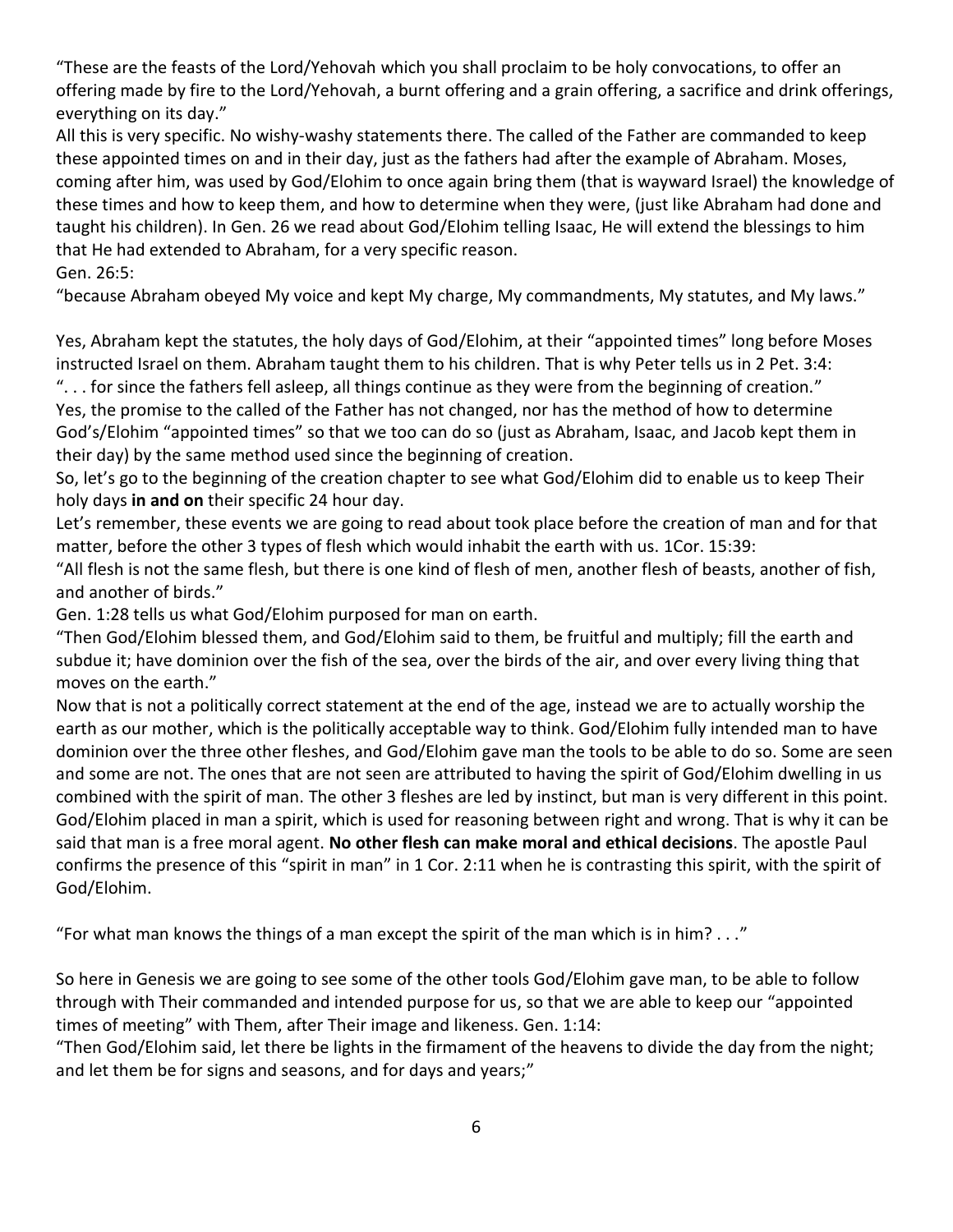"These are the feasts of the Lord/Yehovah which you shall proclaim to be holy convocations, to offer an offering made by fire to the Lord/Yehovah, a burnt offering and a grain offering, a sacrifice and drink offerings, everything on its day."

All this is very specific. No wishy-washy statements there. The called of the Father are commanded to keep these appointed times on and in their day, just as the fathers had after the example of Abraham. Moses, coming after him, was used by God/Elohim to once again bring them (that is wayward Israel) the knowledge of these times and how to keep them, and how to determine when they were, (just like Abraham had done and taught his children). In Gen. 26 we read about God/Elohim telling Isaac, He will extend the blessings to him that He had extended to Abraham, for a very specific reason.

Gen. 26:5:

"because Abraham obeyed My voice and kept My charge, My commandments, My statutes, and My laws."

Yes, Abraham kept the statutes, the holy days of God/Elohim, at their "appointed times" long before Moses instructed Israel on them. Abraham taught them to his children. That is why Peter tells us in 2 Pet. 3:4:

". . . for since the fathers fell asleep, all things continue as they were from the beginning of creation."

Yes, the promise to the called of the Father has not changed, nor has the method of how to determine God's/Elohim "appointed times" so that we too can do so (just as Abraham, Isaac, and Jacob kept them in their day) by the same method used since the beginning of creation.

So, let's go to the beginning of the creation chapter to see what God/Elohim did to enable us to keep Their holy days **in and on** their specific 24 hour day.

Let's remember, these events we are going to read about took place before the creation of man and for that matter, before the other 3 types of flesh which would inhabit the earth with us. 1Cor. 15:39:

"All flesh is not the same flesh, but there is one kind of flesh of men, another flesh of beasts, another of fish, and another of birds."

Gen. 1:28 tells us what God/Elohim purposed for man on earth.

"Then God/Elohim blessed them, and God/Elohim said to them, be fruitful and multiply; fill the earth and subdue it; have dominion over the fish of the sea, over the birds of the air, and over every living thing that moves on the earth."

Now that is not a politically correct statement at the end of the age, instead we are to actually worship the earth as our mother, which is the politically acceptable way to think. God/Elohim fully intended man to have dominion over the three other fleshes, and God/Elohim gave man the tools to be able to do so. Some are seen and some are not. The ones that are not seen are attributed to having the spirit of God/Elohim dwelling in us combined with the spirit of man. The other 3 fleshes are led by instinct, but man is very different in this point. God/Elohim placed in man a spirit, which is used for reasoning between right and wrong. That is why it can be said that man is a free moral agent. **No other flesh can make moral and ethical decisions**. The apostle Paul confirms the presence of this "spirit in man" in 1 Cor. 2:11 when he is contrasting this spirit, with the spirit of God/Elohim.

"For what man knows the things of a man except the spirit of the man which is in him? . . ."

So here in Genesis we are going to see some of the other tools God/Elohim gave man, to be able to follow through with Their commanded and intended purpose for us, so that we are able to keep our "appointed times of meeting" with Them, after Their image and likeness. Gen. 1:14:

"Then God/Elohim said, let there be lights in the firmament of the heavens to divide the day from the night; and let them be for signs and seasons, and for days and years;"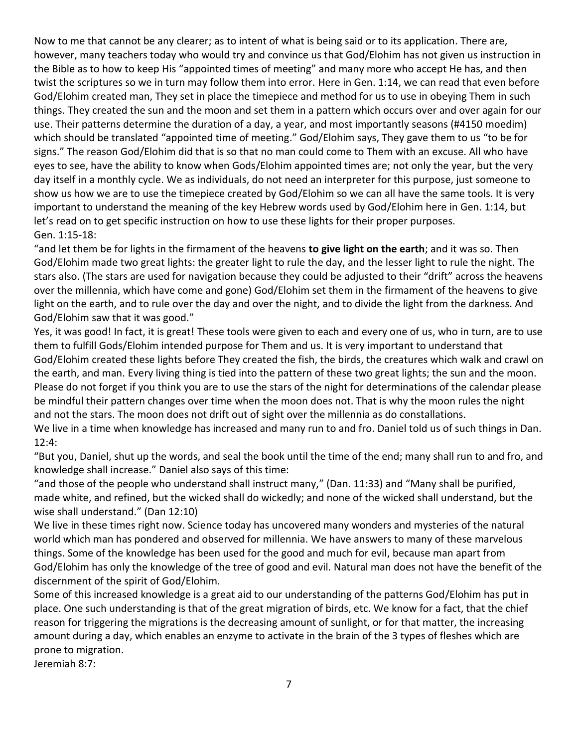Now to me that cannot be any clearer; as to intent of what is being said or to its application. There are, however, many teachers today who would try and convince us that God/Elohim has not given us instruction in the Bible as to how to keep His "appointed times of meeting" and many more who accept He has, and then twist the scriptures so we in turn may follow them into error. Here in Gen. 1:14, we can read that even before God/Elohim created man, They set in place the timepiece and method for us to use in obeying Them in such things. They created the sun and the moon and set them in a pattern which occurs over and over again for our use. Their patterns determine the duration of a day, a year, and most importantly seasons (#4150 moedim) which should be translated "appointed time of meeting." God/Elohim says, They gave them to us "to be for signs." The reason God/Elohim did that is so that no man could come to Them with an excuse. All who have eyes to see, have the ability to know when Gods/Elohim appointed times are; not only the year, but the very day itself in a monthly cycle. We as individuals, do not need an interpreter for this purpose, just someone to show us how we are to use the timepiece created by God/Elohim so we can all have the same tools. It is very important to understand the meaning of the key Hebrew words used by God/Elohim here in Gen. 1:14, but let's read on to get specific instruction on how to use these lights for their proper purposes.

Gen. 1:15-18:

"and let them be for lights in the firmament of the heavens **to give light on the earth**; and it was so. Then God/Elohim made two great lights: the greater light to rule the day, and the lesser light to rule the night. The stars also. (The stars are used for navigation because they could be adjusted to their "drift" across the heavens over the millennia, which have come and gone) God/Elohim set them in the firmament of the heavens to give light on the earth, and to rule over the day and over the night, and to divide the light from the darkness. And God/Elohim saw that it was good."

Yes, it was good! In fact, it is great! These tools were given to each and every one of us, who in turn, are to use them to fulfill Gods/Elohim intended purpose for Them and us. It is very important to understand that God/Elohim created these lights before They created the fish, the birds, the creatures which walk and crawl on the earth, and man. Every living thing is tied into the pattern of these two great lights; the sun and the moon. Please do not forget if you think you are to use the stars of the night for determinations of the calendar please be mindful their pattern changes over time when the moon does not. That is why the moon rules the night and not the stars. The moon does not drift out of sight over the millennia as do constallations.

We live in a time when knowledge has increased and many run to and fro. Daniel told us of such things in Dan. 12:4:

"But you, Daniel, shut up the words, and seal the book until the time of the end; many shall run to and fro, and knowledge shall increase." Daniel also says of this time:

"and those of the people who understand shall instruct many," (Dan. 11:33) and "Many shall be purified, made white, and refined, but the wicked shall do wickedly; and none of the wicked shall understand, but the wise shall understand." (Dan 12:10)

We live in these times right now. Science today has uncovered many wonders and mysteries of the natural world which man has pondered and observed for millennia. We have answers to many of these marvelous things. Some of the knowledge has been used for the good and much for evil, because man apart from God/Elohim has only the knowledge of the tree of good and evil. Natural man does not have the benefit of the discernment of the spirit of God/Elohim.

Some of this increased knowledge is a great aid to our understanding of the patterns God/Elohim has put in place. One such understanding is that of the great migration of birds, etc. We know for a fact, that the chief reason for triggering the migrations is the decreasing amount of sunlight, or for that matter, the increasing amount during a day, which enables an enzyme to activate in the brain of the 3 types of fleshes which are prone to migration.

Jeremiah 8:7: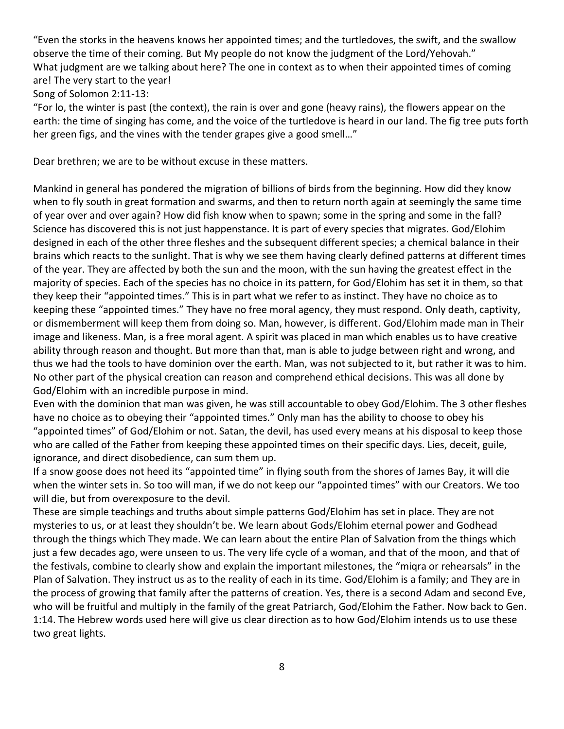"Even the storks in the heavens knows her appointed times; and the turtledoves, the swift, and the swallow observe the time of their coming. But My people do not know the judgment of the Lord/Yehovah."
What judgment are we talking about here? The one in context as to when their appointed times of coming are! The very start to the year!
Song of Solomon 2:11-13:
"For lo, the winter is past (the context), the rain is over and gone (heavy rains), the flowers appear on the earth: the time of singing has come, and the voice of the turtledove is heard in our land. The fig tree puts forth her green figs, and the vines with the tender grapes give a good smell…"

Dear brethren; we are to be without excuse in these matters.

Mankind in general has pondered the migration of billions of birds from the beginning. How did they know when to fly south in great formation and swarms, and then to return north again at seemingly the same time of year over and over again? How did fish know when to spawn; some in the spring and some in the fall? Science has discovered this is not just happenstance. It is part of every species that migrates. God/Elohim designed in each of the other three fleshes and the subsequent different species; a chemical balance in their brains which reacts to the sunlight. That is why we see them having clearly defined patterns at different times of the year. They are affected by both the sun and the moon, with the sun having the greatest effect in the majority of species. Each of the species has no choice in its pattern, for God/Elohim has set it in them, so that they keep their "appointed times." This is in part what we refer to as instinct. They have no choice as to keeping these "appointed times." They have no free moral agency, they must respond. Only death, captivity, or dismemberment will keep them from doing so. Man, however, is different. God/Elohim made man in Their image and likeness. Man, is a free moral agent. A spirit was placed in man which enables us to have creative ability through reason and thought. But more than that, man is able to judge between right and wrong, and thus we had the tools to have dominion over the earth. Man, was not subjected to it, but rather it was to him. No other part of the physical creation can reason and comprehend ethical decisions. This was all done by God/Elohim with an incredible purpose in mind.
Even with the dominion that man was given, he was still accountable to obey God/Elohim. The 3 other fleshes have no choice as to obeying their "appointed times." Only man has the ability to choose to obey his "appointed times" of God/Elohim or not. Satan, the devil, has used every means at his disposal to keep those who are called of the Father from keeping these appointed times on their specific days. Lies, deceit, guile, ignorance, and direct disobedience, can sum them up.
If a snow goose does not heed its "appointed time" in flying south from the shores of James Bay, it will die when the winter sets in. So too will man, if we do not keep our "appointed times" with our Creators. We too will die, but from overexposure to the devil.
These are simple teachings and truths about simple patterns God/Elohim has set in place. They are not mysteries to us, or at least they shouldn't be. We learn about Gods/Elohim eternal power and Godhead through the things which They made. We can learn about the entire Plan of Salvation from the things which just a few decades ago, were unseen to us. The very life cycle of a woman, and that of the moon, and that of the festivals, combine to clearly show and explain the important milestones, the "miqra or rehearsals" in the Plan of Salvation. They instruct us as to the reality of each in its time. God/Elohim is a family; and They are in the process of growing that family after the patterns of creation. Yes, there is a second Adam and second Eve, who will be fruitful and multiply in the family of the great Patriarch, God/Elohim the Father. Now back to Gen. 1:14. The Hebrew words used here will give us clear direction as to how God/Elohim intends us to use these two great lights.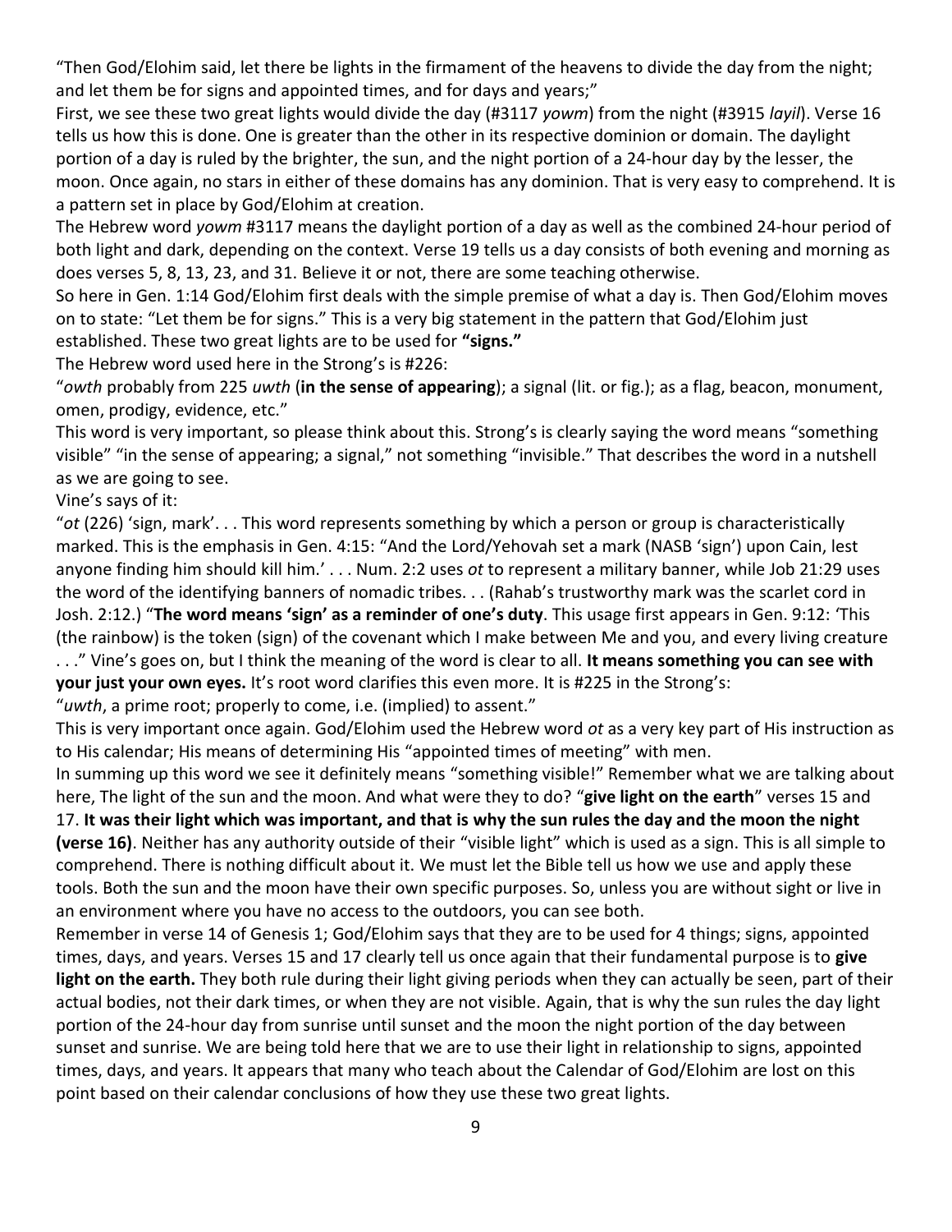"Then God/Elohim said, let there be lights in the firmament of the heavens to divide the day from the night; and let them be for signs and appointed times, and for days and years;"

First, we see these two great lights would divide the day (#3117 *yowm*) from the night (#3915 *layil*). Verse 16 tells us how this is done. One is greater than the other in its respective dominion or domain. The daylight portion of a day is ruled by the brighter, the sun, and the night portion of a 24-hour day by the lesser, the moon. Once again, no stars in either of these domains has any dominion. That is very easy to comprehend. It is a pattern set in place by God/Elohim at creation.

The Hebrew word *yowm* #3117 means the daylight portion of a day as well as the combined 24-hour period of both light and dark, depending on the context. Verse 19 tells us a day consists of both evening and morning as does verses 5, 8, 13, 23, and 31. Believe it or not, there are some teaching otherwise.

So here in Gen. 1:14 God/Elohim first deals with the simple premise of what a day is. Then God/Elohim moves on to state: "Let them be for signs." This is a very big statement in the pattern that God/Elohim just established. These two great lights are to be used for **"signs."**

The Hebrew word used here in the Strong's is #226:

"*owth* probably from 225 *uwth* (**in the sense of appearing**); a signal (lit. or fig.); as a flag, beacon, monument, omen, prodigy, evidence, etc."

This word is very important, so please think about this. Strong's is clearly saying the word means "something visible" "in the sense of appearing; a signal," not something "invisible." That describes the word in a nutshell as we are going to see.

Vine's says of it:

"*ot* (226) 'sign, mark'. . . This word represents something by which a person or group is characteristically marked. This is the emphasis in Gen. 4:15: "And the Lord/Yehovah set a mark (NASB 'sign') upon Cain, lest anyone finding him should kill him.' . . . Num. 2:2 uses *ot* to represent a military banner, while Job 21:29 uses the word of the identifying banners of nomadic tribes. . . (Rahab's trustworthy mark was the scarlet cord in Josh. 2:12.) "**The word means 'sign' as a reminder of one's duty**. This usage first appears in Gen. 9:12: 'This (the rainbow) is the token (sign) of the covenant which I make between Me and you, and every living creature . . ." Vine's goes on, but I think the meaning of the word is clear to all. **It means something you can see with your just your own eyes.** It's root word clarifies this even more. It is #225 in the Strong's:

"*uwth*, a prime root; properly to come, i.e. (implied) to assent."

This is very important once again. God/Elohim used the Hebrew word *ot* as a very key part of His instruction as to His calendar; His means of determining His "appointed times of meeting" with men.

In summing up this word we see it definitely means "something visible!" Remember what we are talking about here, The light of the sun and the moon. And what were they to do? "**give light on the earth**" verses 15 and 17. **It was their light which was important, and that is why the sun rules the day and the moon the night (verse 16)**. Neither has any authority outside of their "visible light" which is used as a sign. This is all simple to comprehend. There is nothing difficult about it. We must let the Bible tell us how we use and apply these tools. Both the sun and the moon have their own specific purposes. So, unless you are without sight or live in an environment where you have no access to the outdoors, you can see both.

Remember in verse 14 of Genesis 1; God/Elohim says that they are to be used for 4 things; signs, appointed times, days, and years. Verses 15 and 17 clearly tell us once again that their fundamental purpose is to **give light on the earth.** They both rule during their light giving periods when they can actually be seen, part of their actual bodies, not their dark times, or when they are not visible. Again, that is why the sun rules the day light portion of the 24-hour day from sunrise until sunset and the moon the night portion of the day between sunset and sunrise. We are being told here that we are to use their light in relationship to signs, appointed times, days, and years. It appears that many who teach about the Calendar of God/Elohim are lost on this point based on their calendar conclusions of how they use these two great lights.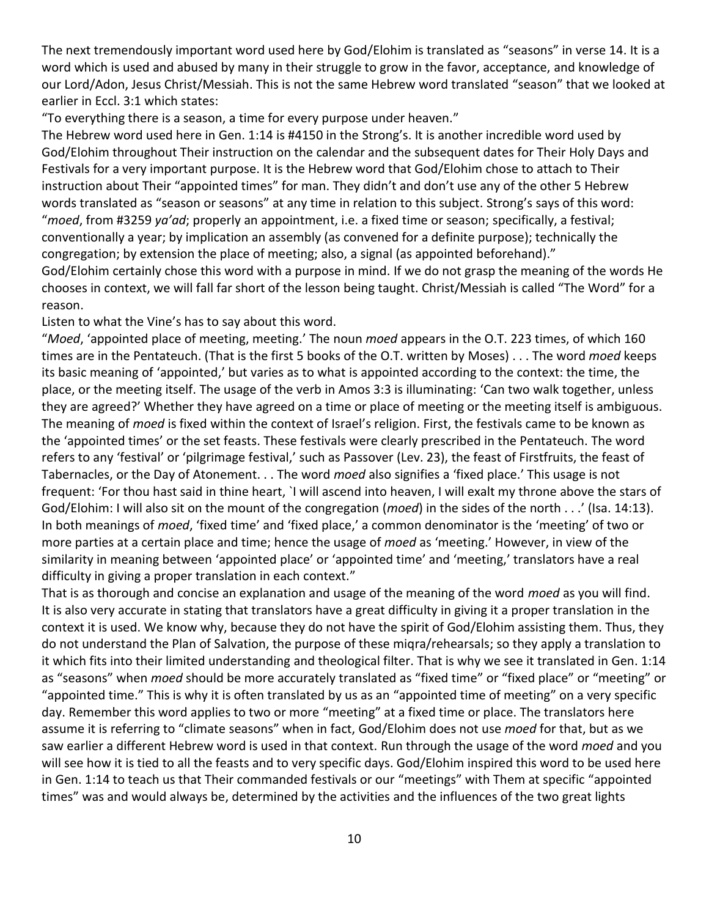The next tremendously important word used here by God/Elohim is translated as "seasons" in verse 14. It is a word which is used and abused by many in their struggle to grow in the favor, acceptance, and knowledge of our Lord/Adon, Jesus Christ/Messiah. This is not the same Hebrew word translated "season" that we looked at earlier in Eccl. 3:1 which states:

"To everything there is a season, a time for every purpose under heaven."

The Hebrew word used here in Gen. 1:14 is #4150 in the Strong's. It is another incredible word used by God/Elohim throughout Their instruction on the calendar and the subsequent dates for Their Holy Days and Festivals for a very important purpose. It is the Hebrew word that God/Elohim chose to attach to Their instruction about Their "appointed times" for man. They didn't and don't use any of the other 5 Hebrew words translated as "season or seasons" at any time in relation to this subject. Strong's says of this word: "*moed*, from #3259 *ya'ad*; properly an appointment, i.e. a fixed time or season; specifically, a festival; conventionally a year; by implication an assembly (as convened for a definite purpose); technically the congregation; by extension the place of meeting; also, a signal (as appointed beforehand)."

God/Elohim certainly chose this word with a purpose in mind. If we do not grasp the meaning of the words He chooses in context, we will fall far short of the lesson being taught. Christ/Messiah is called "The Word" for a reason.

Listen to what the Vine's has to say about this word.

"*Moed*, 'appointed place of meeting, meeting.' The noun *moed* appears in the O.T. 223 times, of which 160 times are in the Pentateuch. (That is the first 5 books of the O.T. written by Moses) . . . The word *moed* keeps its basic meaning of 'appointed,' but varies as to what is appointed according to the context: the time, the place, or the meeting itself. The usage of the verb in Amos 3:3 is illuminating: 'Can two walk together, unless they are agreed?' Whether they have agreed on a time or place of meeting or the meeting itself is ambiguous. The meaning of *moed* is fixed within the context of Israel's religion. First, the festivals came to be known as the 'appointed times' or the set feasts. These festivals were clearly prescribed in the Pentateuch. The word refers to any 'festival' or 'pilgrimage festival,' such as Passover (Lev. 23), the feast of Firstfruits, the feast of Tabernacles, or the Day of Atonement. . . The word *moed* also signifies a 'fixed place.' This usage is not frequent: 'For thou hast said in thine heart, `I will ascend into heaven, I will exalt my throne above the stars of God/Elohim: I will also sit on the mount of the congregation (*moed*) in the sides of the north . . .' (Isa. 14:13). In both meanings of *moed*, 'fixed time' and 'fixed place,' a common denominator is the 'meeting' of two or more parties at a certain place and time; hence the usage of *moed* as 'meeting.' However, in view of the similarity in meaning between 'appointed place' or 'appointed time' and 'meeting,' translators have a real difficulty in giving a proper translation in each context."

That is as thorough and concise an explanation and usage of the meaning of the word *moed* as you will find. It is also very accurate in stating that translators have a great difficulty in giving it a proper translation in the context it is used. We know why, because they do not have the spirit of God/Elohim assisting them. Thus, they do not understand the Plan of Salvation, the purpose of these miqra/rehearsals; so they apply a translation to it which fits into their limited understanding and theological filter. That is why we see it translated in Gen. 1:14 as "seasons" when *moed* should be more accurately translated as "fixed time" or "fixed place" or "meeting" or "appointed time." This is why it is often translated by us as an "appointed time of meeting" on a very specific day. Remember this word applies to two or more "meeting" at a fixed time or place. The translators here assume it is referring to "climate seasons" when in fact, God/Elohim does not use *moed* for that, but as we saw earlier a different Hebrew word is used in that context. Run through the usage of the word *moed* and you will see how it is tied to all the feasts and to very specific days. God/Elohim inspired this word to be used here in Gen. 1:14 to teach us that Their commanded festivals or our "meetings" with Them at specific "appointed times" was and would always be, determined by the activities and the influences of the two great lights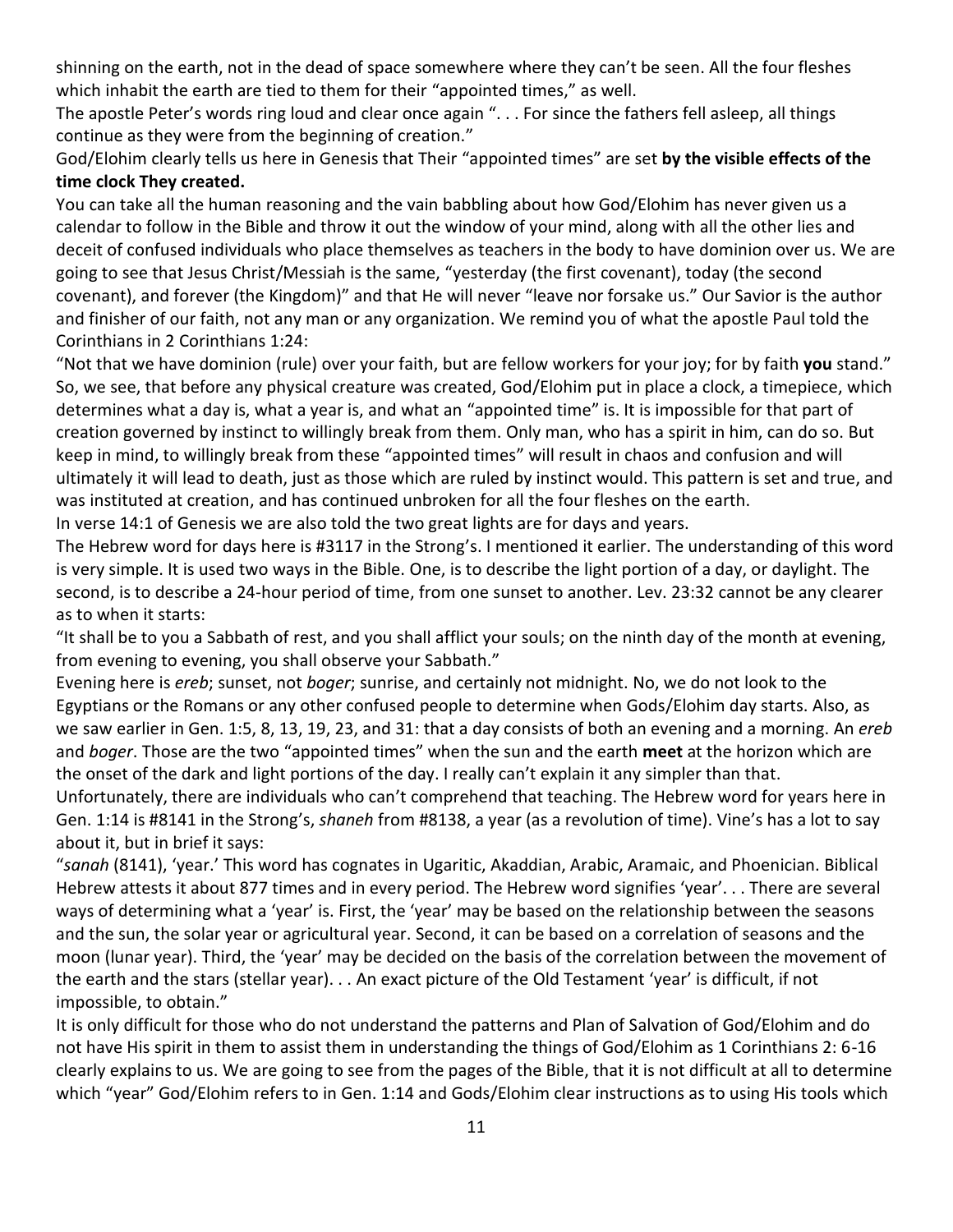shinning on the earth, not in the dead of space somewhere where they can't be seen. All the four fleshes which inhabit the earth are tied to them for their "appointed times," as well.

The apostle Peter's words ring loud and clear once again ". . . For since the fathers fell asleep, all things continue as they were from the beginning of creation."

God/Elohim clearly tells us here in Genesis that Their "appointed times" are set **by the visible effects of the time clock They created.**

You can take all the human reasoning and the vain babbling about how God/Elohim has never given us a calendar to follow in the Bible and throw it out the window of your mind, along with all the other lies and deceit of confused individuals who place themselves as teachers in the body to have dominion over us. We are going to see that Jesus Christ/Messiah is the same, "yesterday (the first covenant), today (the second covenant), and forever (the Kingdom)" and that He will never "leave nor forsake us." Our Savior is the author and finisher of our faith, not any man or any organization. We remind you of what the apostle Paul told the Corinthians in 2 Corinthians 1:24:

"Not that we have dominion (rule) over your faith, but are fellow workers for your joy; for by faith **you** stand."

So, we see, that before any physical creature was created, God/Elohim put in place a clock, a timepiece, which determines what a day is, what a year is, and what an "appointed time" is. It is impossible for that part of creation governed by instinct to willingly break from them. Only man, who has a spirit in him, can do so. But keep in mind, to willingly break from these "appointed times" will result in chaos and confusion and will ultimately it will lead to death, just as those which are ruled by instinct would. This pattern is set and true, and was instituted at creation, and has continued unbroken for all the four fleshes on the earth.

In verse 14:1 of Genesis we are also told the two great lights are for days and years.

The Hebrew word for days here is #3117 in the Strong's. I mentioned it earlier. The understanding of this word is very simple. It is used two ways in the Bible. One, is to describe the light portion of a day, or daylight. The second, is to describe a 24-hour period of time, from one sunset to another. Lev. 23:32 cannot be any clearer as to when it starts:

"It shall be to you a Sabbath of rest, and you shall afflict your souls; on the ninth day of the month at evening, from evening to evening, you shall observe your Sabbath."

Evening here is *ereb*; sunset, not *boger*; sunrise, and certainly not midnight. No, we do not look to the Egyptians or the Romans or any other confused people to determine when Gods/Elohim day starts. Also, as we saw earlier in Gen. 1:5, 8, 13, 19, 23, and 31: that a day consists of both an evening and a morning. An *ereb* and *boger*. Those are the two "appointed times" when the sun and the earth **meet** at the horizon which are the onset of the dark and light portions of the day. I really can't explain it any simpler than that.

Unfortunately, there are individuals who can't comprehend that teaching. The Hebrew word for years here in Gen. 1:14 is #8141 in the Strong's, *shaneh* from #8138, a year (as a revolution of time). Vine's has a lot to say about it, but in brief it says:

"*sanah* (8141), 'year.' This word has cognates in Ugaritic, Akaddian, Arabic, Aramaic, and Phoenician. Biblical Hebrew attests it about 877 times and in every period. The Hebrew word signifies 'year'. . . There are several ways of determining what a 'year' is. First, the 'year' may be based on the relationship between the seasons and the sun, the solar year or agricultural year. Second, it can be based on a correlation of seasons and the moon (lunar year). Third, the 'year' may be decided on the basis of the correlation between the movement of the earth and the stars (stellar year). . . An exact picture of the Old Testament 'year' is difficult, if not impossible, to obtain."

It is only difficult for those who do not understand the patterns and Plan of Salvation of God/Elohim and do not have His spirit in them to assist them in understanding the things of God/Elohim as 1 Corinthians 2: 6-16 clearly explains to us. We are going to see from the pages of the Bible, that it is not difficult at all to determine which "year" God/Elohim refers to in Gen. 1:14 and Gods/Elohim clear instructions as to using His tools which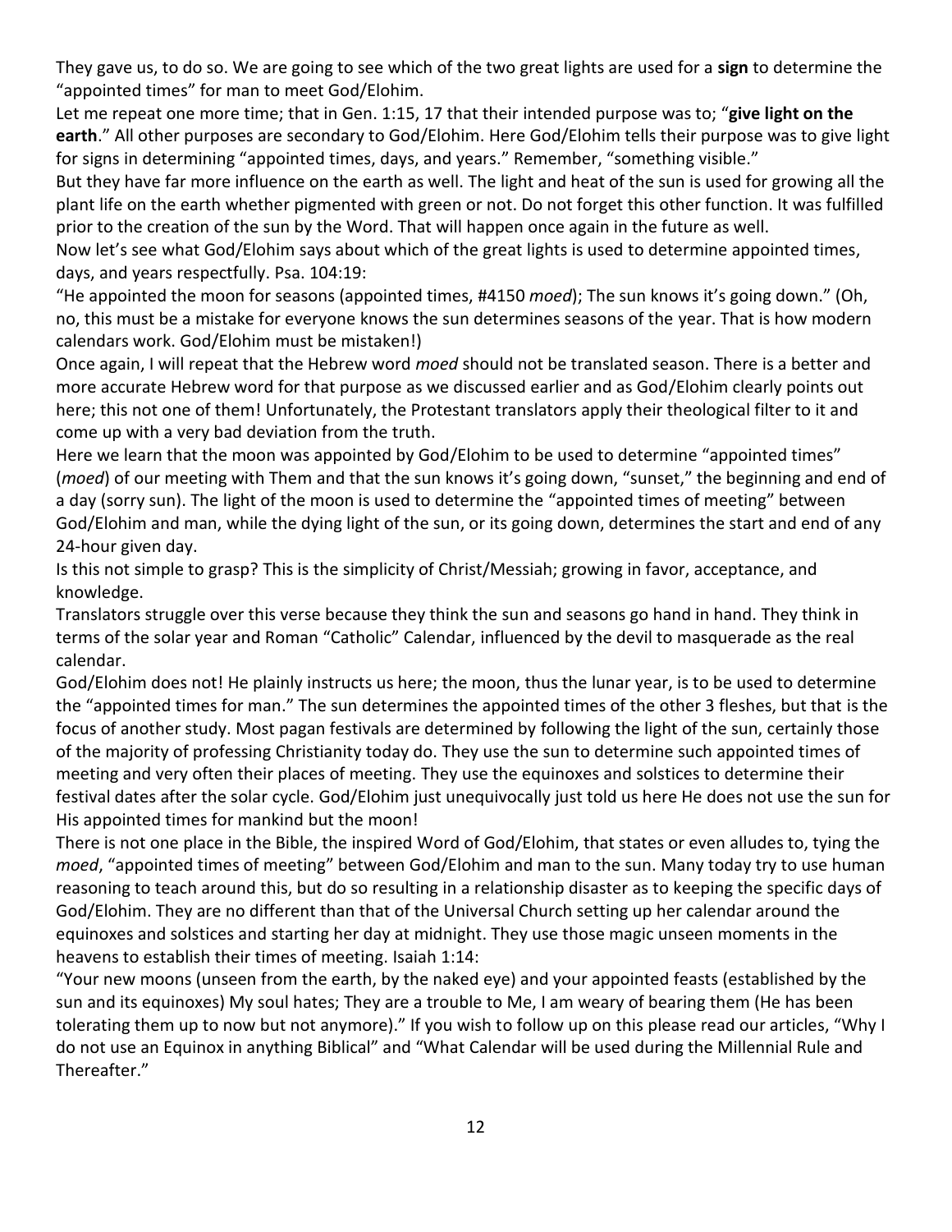They gave us, to do so. We are going to see which of the two great lights are used for a **sign** to determine the "appointed times" for man to meet God/Elohim.

Let me repeat one more time; that in Gen. 1:15, 17 that their intended purpose was to; "**give light on the earth**." All other purposes are secondary to God/Elohim. Here God/Elohim tells their purpose was to give light for signs in determining "appointed times, days, and years." Remember, "something visible."

But they have far more influence on the earth as well. The light and heat of the sun is used for growing all the plant life on the earth whether pigmented with green or not. Do not forget this other function. It was fulfilled prior to the creation of the sun by the Word. That will happen once again in the future as well.

Now let's see what God/Elohim says about which of the great lights is used to determine appointed times, days, and years respectfully. Psa. 104:19:

"He appointed the moon for seasons (appointed times, #4150 *moed*); The sun knows it's going down." (Oh, no, this must be a mistake for everyone knows the sun determines seasons of the year. That is how modern calendars work. God/Elohim must be mistaken!)

Once again, I will repeat that the Hebrew word *moed* should not be translated season. There is a better and more accurate Hebrew word for that purpose as we discussed earlier and as God/Elohim clearly points out here; this not one of them! Unfortunately, the Protestant translators apply their theological filter to it and come up with a very bad deviation from the truth.

Here we learn that the moon was appointed by God/Elohim to be used to determine "appointed times" (*moed*) of our meeting with Them and that the sun knows it's going down, "sunset," the beginning and end of a day (sorry sun). The light of the moon is used to determine the "appointed times of meeting" between God/Elohim and man, while the dying light of the sun, or its going down, determines the start and end of any 24-hour given day.

Is this not simple to grasp? This is the simplicity of Christ/Messiah; growing in favor, acceptance, and knowledge.

Translators struggle over this verse because they think the sun and seasons go hand in hand. They think in terms of the solar year and Roman "Catholic" Calendar, influenced by the devil to masquerade as the real calendar.

God/Elohim does not! He plainly instructs us here; the moon, thus the lunar year, is to be used to determine the "appointed times for man." The sun determines the appointed times of the other 3 fleshes, but that is the focus of another study. Most pagan festivals are determined by following the light of the sun, certainly those of the majority of professing Christianity today do. They use the sun to determine such appointed times of meeting and very often their places of meeting. They use the equinoxes and solstices to determine their festival dates after the solar cycle. God/Elohim just unequivocally just told us here He does not use the sun for His appointed times for mankind but the moon!

There is not one place in the Bible, the inspired Word of God/Elohim, that states or even alludes to, tying the *moed*, "appointed times of meeting" between God/Elohim and man to the sun. Many today try to use human reasoning to teach around this, but do so resulting in a relationship disaster as to keeping the specific days of God/Elohim. They are no different than that of the Universal Church setting up her calendar around the equinoxes and solstices and starting her day at midnight. They use those magic unseen moments in the heavens to establish their times of meeting. Isaiah 1:14:

"Your new moons (unseen from the earth, by the naked eye) and your appointed feasts (established by the sun and its equinoxes) My soul hates; They are a trouble to Me, I am weary of bearing them (He has been tolerating them up to now but not anymore)." If you wish to follow up on this please read our articles, "Why I do not use an Equinox in anything Biblical" and "What Calendar will be used during the Millennial Rule and Thereafter."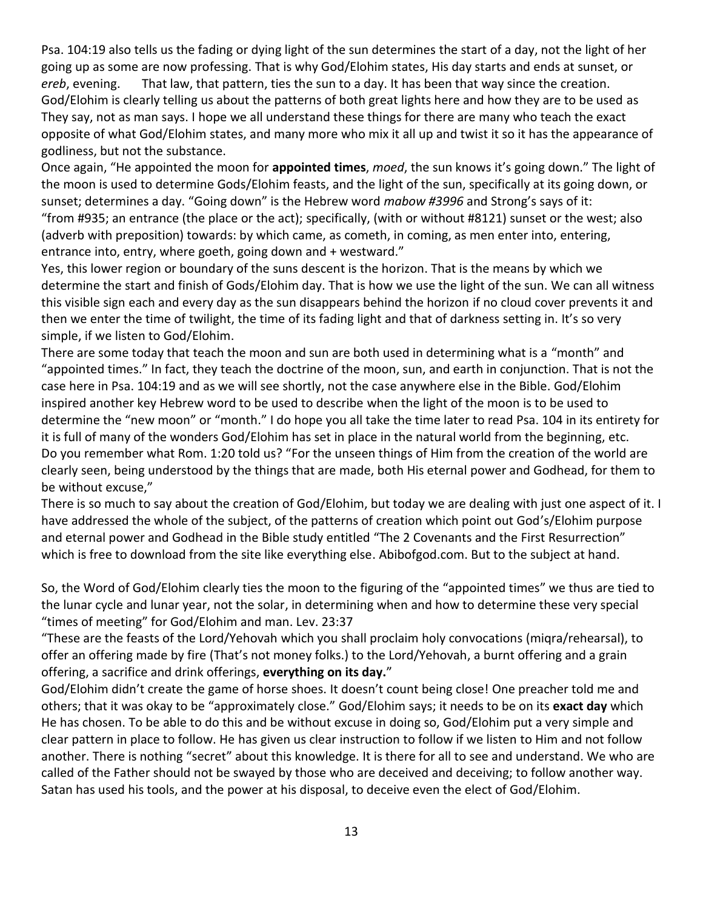Psa. 104:19 also tells us the fading or dying light of the sun determines the start of a day, not the light of her going up as some are now professing. That is why God/Elohim states, His day starts and ends at sunset, or *ereb*, evening. That law, that pattern, ties the sun to a day. It has been that way since the creation. God/Elohim is clearly telling us about the patterns of both great lights here and how they are to be used as They say, not as man says. I hope we all understand these things for there are many who teach the exact opposite of what God/Elohim states, and many more who mix it all up and twist it so it has the appearance of godliness, but not the substance.

Once again, "He appointed the moon for **appointed times**, *moed*, the sun knows it's going down." The light of the moon is used to determine Gods/Elohim feasts, and the light of the sun, specifically at its going down, or sunset; determines a day. "Going down" is the Hebrew word *mabow #3996* and Strong's says of it: "from #935; an entrance (the place or the act); specifically, (with or without #8121) sunset or the west; also (adverb with preposition) towards: by which came, as cometh, in coming, as men enter into, entering, entrance into, entry, where goeth, going down and + westward."

Yes, this lower region or boundary of the suns descent is the horizon. That is the means by which we determine the start and finish of Gods/Elohim day. That is how we use the light of the sun. We can all witness this visible sign each and every day as the sun disappears behind the horizon if no cloud cover prevents it and then we enter the time of twilight, the time of its fading light and that of darkness setting in. It's so very simple, if we listen to God/Elohim.

There are some today that teach the moon and sun are both used in determining what is a "month" and "appointed times." In fact, they teach the doctrine of the moon, sun, and earth in conjunction. That is not the case here in Psa. 104:19 and as we will see shortly, not the case anywhere else in the Bible. God/Elohim inspired another key Hebrew word to be used to describe when the light of the moon is to be used to determine the "new moon" or "month." I do hope you all take the time later to read Psa. 104 in its entirety for it is full of many of the wonders God/Elohim has set in place in the natural world from the beginning, etc. Do you remember what Rom. 1:20 told us? "For the unseen things of Him from the creation of the world are clearly seen, being understood by the things that are made, both His eternal power and Godhead, for them to be without excuse,"

There is so much to say about the creation of God/Elohim, but today we are dealing with just one aspect of it. I have addressed the whole of the subject, of the patterns of creation which point out God's/Elohim purpose and eternal power and Godhead in the Bible study entitled "The 2 Covenants and the First Resurrection" which is free to download from the site like everything else. Abibofgod.com. But to the subject at hand.

So, the Word of God/Elohim clearly ties the moon to the figuring of the "appointed times" we thus are tied to the lunar cycle and lunar year, not the solar, in determining when and how to determine these very special "times of meeting" for God/Elohim and man. Lev. 23:37

"These are the feasts of the Lord/Yehovah which you shall proclaim holy convocations (miqra/rehearsal), to offer an offering made by fire (That's not money folks.) to the Lord/Yehovah, a burnt offering and a grain offering, a sacrifice and drink offerings, **everything on its day.**"

God/Elohim didn't create the game of horse shoes. It doesn't count being close! One preacher told me and others; that it was okay to be "approximately close." God/Elohim says; it needs to be on its **exact day** which He has chosen. To be able to do this and be without excuse in doing so, God/Elohim put a very simple and clear pattern in place to follow. He has given us clear instruction to follow if we listen to Him and not follow another. There is nothing "secret" about this knowledge. It is there for all to see and understand. We who are called of the Father should not be swayed by those who are deceived and deceiving; to follow another way. Satan has used his tools, and the power at his disposal, to deceive even the elect of God/Elohim.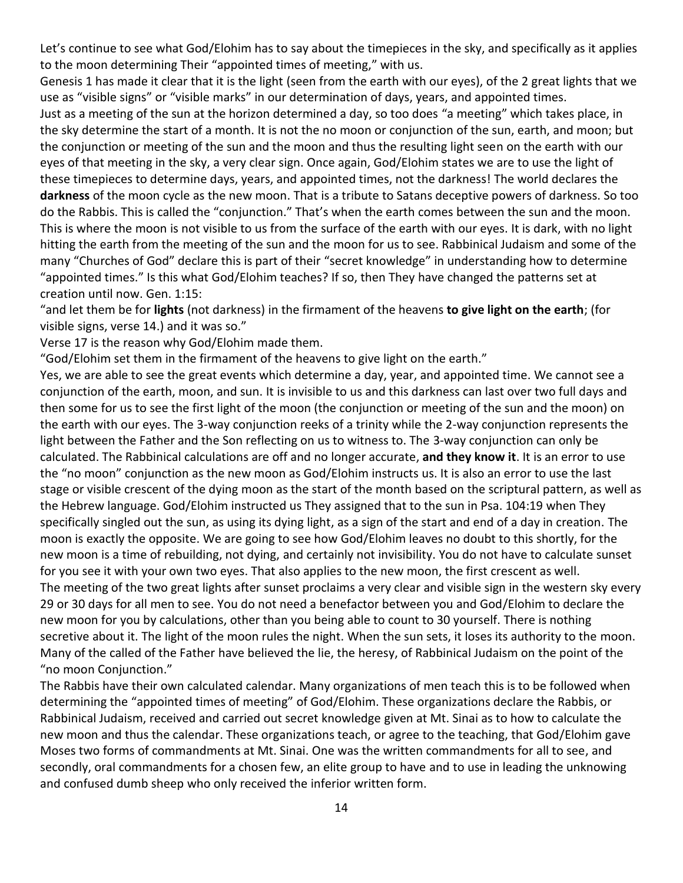Let's continue to see what God/Elohim has to say about the timepieces in the sky, and specifically as it applies to the moon determining Their "appointed times of meeting," with us.

Genesis 1 has made it clear that it is the light (seen from the earth with our eyes), of the 2 great lights that we use as "visible signs" or "visible marks" in our determination of days, years, and appointed times.

Just as a meeting of the sun at the horizon determined a day, so too does "a meeting" which takes place, in the sky determine the start of a month. It is not the no moon or conjunction of the sun, earth, and moon; but the conjunction or meeting of the sun and the moon and thus the resulting light seen on the earth with our eyes of that meeting in the sky, a very clear sign. Once again, God/Elohim states we are to use the light of these timepieces to determine days, years, and appointed times, not the darkness! The world declares the **darkness** of the moon cycle as the new moon. That is a tribute to Satans deceptive powers of darkness. So too do the Rabbis. This is called the "conjunction." That's when the earth comes between the sun and the moon. This is where the moon is not visible to us from the surface of the earth with our eyes. It is dark, with no light hitting the earth from the meeting of the sun and the moon for us to see. Rabbinical Judaism and some of the many "Churches of God" declare this is part of their "secret knowledge" in understanding how to determine "appointed times." Is this what God/Elohim teaches? If so, then They have changed the patterns set at creation until now. Gen. 1:15:

"and let them be for **lights** (not darkness) in the firmament of the heavens **to give light on the earth**; (for visible signs, verse 14.) and it was so."

Verse 17 is the reason why God/Elohim made them.

"God/Elohim set them in the firmament of the heavens to give light on the earth."

Yes, we are able to see the great events which determine a day, year, and appointed time. We cannot see a conjunction of the earth, moon, and sun. It is invisible to us and this darkness can last over two full days and then some for us to see the first light of the moon (the conjunction or meeting of the sun and the moon) on the earth with our eyes. The 3-way conjunction reeks of a trinity while the 2-way conjunction represents the light between the Father and the Son reflecting on us to witness to. The 3-way conjunction can only be calculated. The Rabbinical calculations are off and no longer accurate, **and they know it**. It is an error to use the "no moon" conjunction as the new moon as God/Elohim instructs us. It is also an error to use the last stage or visible crescent of the dying moon as the start of the month based on the scriptural pattern, as well as the Hebrew language. God/Elohim instructed us They assigned that to the sun in Psa. 104:19 when They specifically singled out the sun, as using its dying light, as a sign of the start and end of a day in creation. The moon is exactly the opposite. We are going to see how God/Elohim leaves no doubt to this shortly, for the new moon is a time of rebuilding, not dying, and certainly not invisibility. You do not have to calculate sunset for you see it with your own two eyes. That also applies to the new moon, the first crescent as well.

The meeting of the two great lights after sunset proclaims a very clear and visible sign in the western sky every 29 or 30 days for all men to see. You do not need a benefactor between you and God/Elohim to declare the new moon for you by calculations, other than you being able to count to 30 yourself. There is nothing secretive about it. The light of the moon rules the night. When the sun sets, it loses its authority to the moon. Many of the called of the Father have believed the lie, the heresy, of Rabbinical Judaism on the point of the "no moon Conjunction."

The Rabbis have their own calculated calendar. Many organizations of men teach this is to be followed when determining the "appointed times of meeting" of God/Elohim. These organizations declare the Rabbis, or Rabbinical Judaism, received and carried out secret knowledge given at Mt. Sinai as to how to calculate the new moon and thus the calendar. These organizations teach, or agree to the teaching, that God/Elohim gave Moses two forms of commandments at Mt. Sinai. One was the written commandments for all to see, and secondly, oral commandments for a chosen few, an elite group to have and to use in leading the unknowing and confused dumb sheep who only received the inferior written form.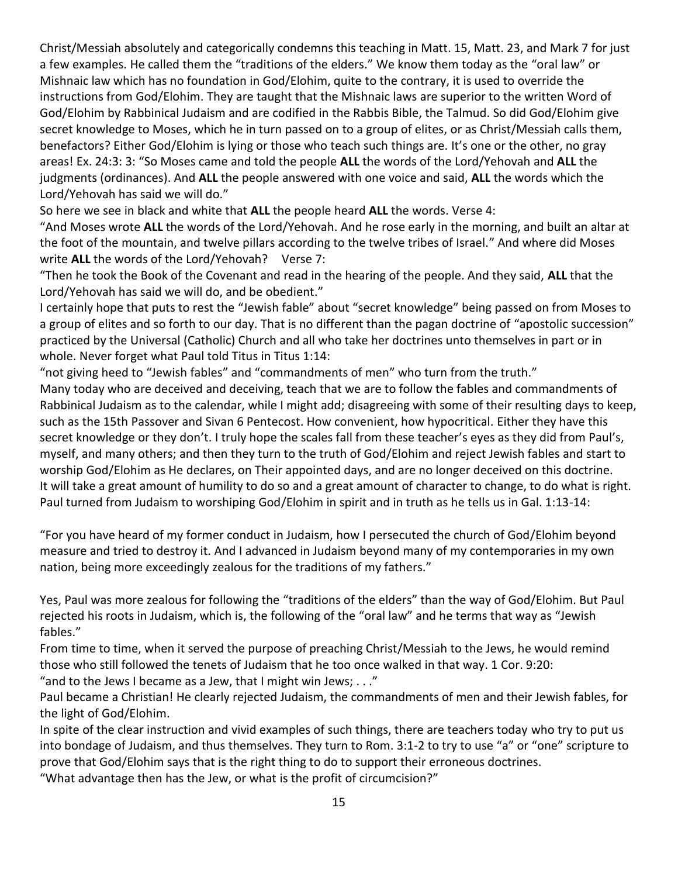Christ/Messiah absolutely and categorically condemns this teaching in Matt. 15, Matt. 23, and Mark 7 for just a few examples. He called them the “traditions of the elders.” We know them today as the “oral law” or Mishnaic law which has no foundation in God/Elohim, quite to the contrary, it is used to override the instructions from God/Elohim. They are taught that the Mishnaic laws are superior to the written Word of God/Elohim by Rabbinical Judaism and are codified in the Rabbis Bible, the Talmud. So did God/Elohim give secret knowledge to Moses, which he in turn passed on to a group of elites, or as Christ/Messiah calls them, benefactors? Either God/Elohim is lying or those who teach such things are. It’s one or the other, no gray areas! Ex. 24:3: 3: “So Moses came and told the people **ALL** the words of the Lord/Yehovah and **ALL** the judgments (ordinances). And **ALL** the people answered with one voice and said, **ALL** the words which the Lord/Yehovah has said we will do.”

So here we see in black and white that **ALL** the people heard **ALL** the words. Verse 4:

“And Moses wrote **ALL** the words of the Lord/Yehovah. And he rose early in the morning, and built an altar at the foot of the mountain, and twelve pillars according to the twelve tribes of Israel.” And where did Moses write **ALL** the words of the Lord/Yehovah? Verse 7:

“Then he took the Book of the Covenant and read in the hearing of the people. And they said, **ALL** that the Lord/Yehovah has said we will do, and be obedient.”

I certainly hope that puts to rest the “Jewish fable” about “secret knowledge” being passed on from Moses to a group of elites and so forth to our day. That is no different than the pagan doctrine of “apostolic succession” practiced by the Universal (Catholic) Church and all who take her doctrines unto themselves in part or in whole. Never forget what Paul told Titus in Titus 1:14:

“not giving heed to “Jewish fables” and “commandments of men” who turn from the truth.”

Many today who are deceived and deceiving, teach that we are to follow the fables and commandments of Rabbinical Judaism as to the calendar, while I might add; disagreeing with some of their resulting days to keep, such as the 15th Passover and Sivan 6 Pentecost. How convenient, how hypocritical. Either they have this secret knowledge or they don’t. I truly hope the scales fall from these teacher’s eyes as they did from Paul’s, myself, and many others; and then they turn to the truth of God/Elohim and reject Jewish fables and start to worship God/Elohim as He declares, on Their appointed days, and are no longer deceived on this doctrine. It will take a great amount of humility to do so and a great amount of character to change, to do what is right. Paul turned from Judaism to worshiping God/Elohim in spirit and in truth as he tells us in Gal. 1:13-14:

“For you have heard of my former conduct in Judaism, how I persecuted the church of God/Elohim beyond measure and tried to destroy it. And I advanced in Judaism beyond many of my contemporaries in my own nation, being more exceedingly zealous for the traditions of my fathers.”

Yes, Paul was more zealous for following the “traditions of the elders” than the way of God/Elohim. But Paul rejected his roots in Judaism, which is, the following of the “oral law” and he terms that way as “Jewish fables.”

From time to time, when it served the purpose of preaching Christ/Messiah to the Jews, he would remind those who still followed the tenets of Judaism that he too once walked in that way. 1 Cor. 9:20:

“and to the Jews I became as a Jew, that I might win Jews; . . .”

Paul became a Christian! He clearly rejected Judaism, the commandments of men and their Jewish fables, for the light of God/Elohim.

In spite of the clear instruction and vivid examples of such things, there are teachers today who try to put us into bondage of Judaism, and thus themselves. They turn to Rom. 3:1-2 to try to use “a” or “one” scripture to prove that God/Elohim says that is the right thing to do to support their erroneous doctrines.

“What advantage then has the Jew, or what is the profit of circumcision?”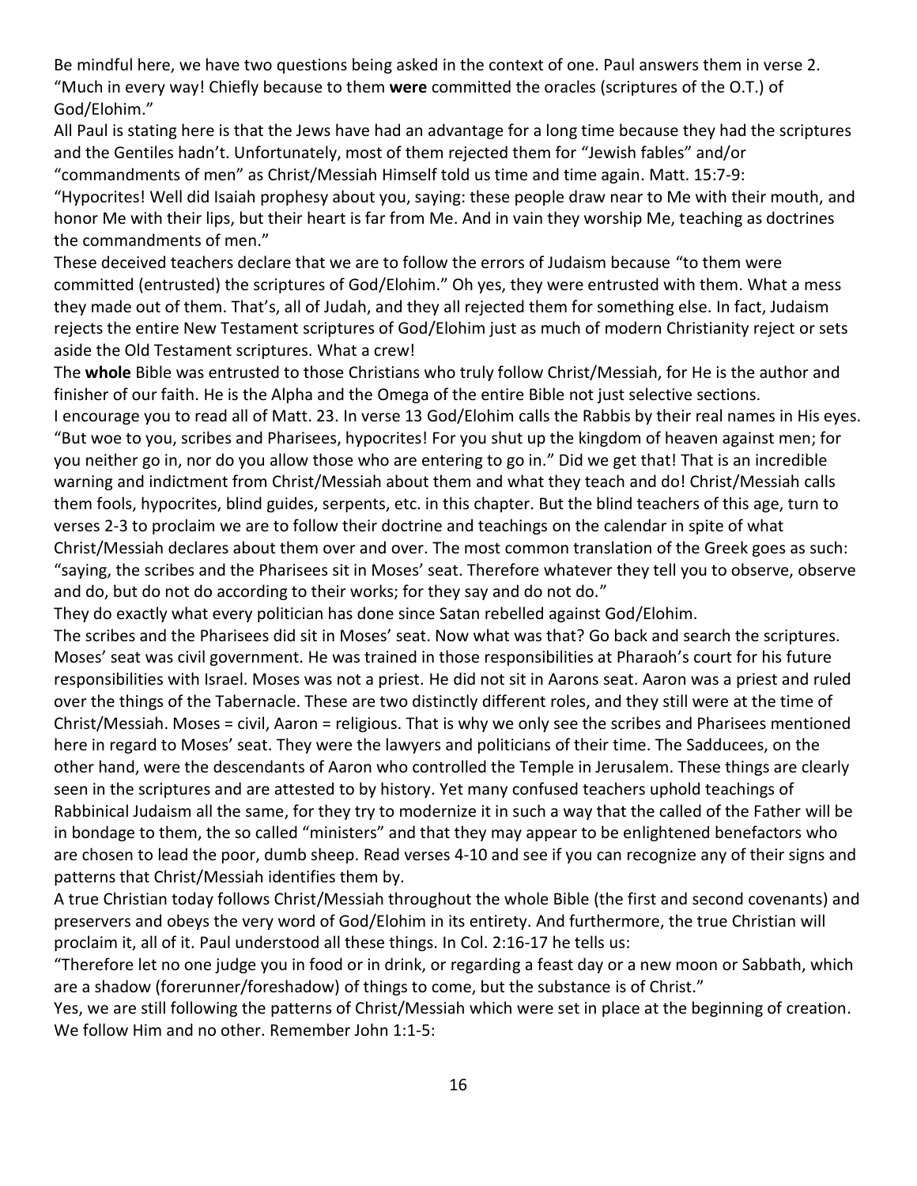Be mindful here, we have two questions being asked in the context of one. Paul answers them in verse 2. "Much in every way! Chiefly because to them **were** committed the oracles (scriptures of the O.T.) of God/Elohim."

All Paul is stating here is that the Jews have had an advantage for a long time because they had the scriptures and the Gentiles hadn't. Unfortunately, most of them rejected them for "Jewish fables" and/or "commandments of men" as Christ/Messiah Himself told us time and time again. Matt. 15:7-9:

"Hypocrites! Well did Isaiah prophesy about you, saying: these people draw near to Me with their mouth, and honor Me with their lips, but their heart is far from Me. And in vain they worship Me, teaching as doctrines the commandments of men."

These deceived teachers declare that we are to follow the errors of Judaism because "to them were committed (entrusted) the scriptures of God/Elohim." Oh yes, they were entrusted with them. What a mess they made out of them. That's, all of Judah, and they all rejected them for something else. In fact, Judaism rejects the entire New Testament scriptures of God/Elohim just as much of modern Christianity reject or sets aside the Old Testament scriptures. What a crew!

The **whole** Bible was entrusted to those Christians who truly follow Christ/Messiah, for He is the author and finisher of our faith. He is the Alpha and the Omega of the entire Bible not just selective sections.

I encourage you to read all of Matt. 23. In verse 13 God/Elohim calls the Rabbis by their real names in His eyes. "But woe to you, scribes and Pharisees, hypocrites! For you shut up the kingdom of heaven against men; for you neither go in, nor do you allow those who are entering to go in." Did we get that! That is an incredible warning and indictment from Christ/Messiah about them and what they teach and do! Christ/Messiah calls them fools, hypocrites, blind guides, serpents, etc. in this chapter. But the blind teachers of this age, turn to verses 2-3 to proclaim we are to follow their doctrine and teachings on the calendar in spite of what Christ/Messiah declares about them over and over. The most common translation of the Greek goes as such: "saying, the scribes and the Pharisees sit in Moses' seat. Therefore whatever they tell you to observe, observe and do, but do not do according to their works; for they say and do not do."

They do exactly what every politician has done since Satan rebelled against God/Elohim.

The scribes and the Pharisees did sit in Moses' seat. Now what was that? Go back and search the scriptures. Moses' seat was civil government. He was trained in those responsibilities at Pharaoh's court for his future responsibilities with Israel. Moses was not a priest. He did not sit in Aarons seat. Aaron was a priest and ruled over the things of the Tabernacle. These are two distinctly different roles, and they still were at the time of Christ/Messiah. Moses = civil, Aaron = religious. That is why we only see the scribes and Pharisees mentioned here in regard to Moses' seat. They were the lawyers and politicians of their time. The Sadducees, on the other hand, were the descendants of Aaron who controlled the Temple in Jerusalem. These things are clearly seen in the scriptures and are attested to by history. Yet many confused teachers uphold teachings of Rabbinical Judaism all the same, for they try to modernize it in such a way that the called of the Father will be in bondage to them, the so called "ministers" and that they may appear to be enlightened benefactors who are chosen to lead the poor, dumb sheep. Read verses 4-10 and see if you can recognize any of their signs and patterns that Christ/Messiah identifies them by.

A true Christian today follows Christ/Messiah throughout the whole Bible (the first and second covenants) and preservers and obeys the very word of God/Elohim in its entirety. And furthermore, the true Christian will proclaim it, all of it. Paul understood all these things. In Col. 2:16-17 he tells us:

"Therefore let no one judge you in food or in drink, or regarding a feast day or a new moon or Sabbath, which are a shadow (forerunner/foreshadow) of things to come, but the substance is of Christ."

Yes, we are still following the patterns of Christ/Messiah which were set in place at the beginning of creation. We follow Him and no other. Remember John 1:1-5: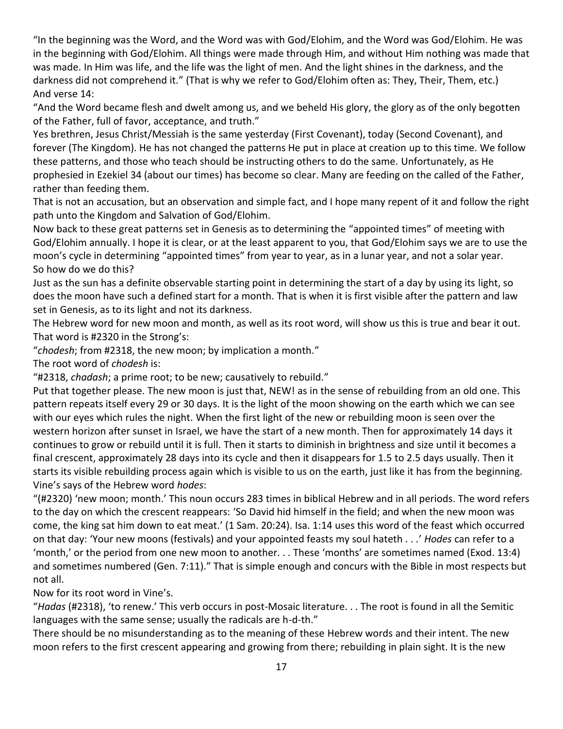"In the beginning was the Word, and the Word was with God/Elohim, and the Word was God/Elohim. He was in the beginning with God/Elohim. All things were made through Him, and without Him nothing was made that was made. In Him was life, and the life was the light of men. And the light shines in the darkness, and the darkness did not comprehend it." (That is why we refer to God/Elohim often as: They, Their, Them, etc.)
And verse 14:

"And the Word became flesh and dwelt among us, and we beheld His glory, the glory as of the only begotten of the Father, full of favor, acceptance, and truth."

Yes brethren, Jesus Christ/Messiah is the same yesterday (First Covenant), today (Second Covenant), and forever (The Kingdom). He has not changed the patterns He put in place at creation up to this time. We follow these patterns, and those who teach should be instructing others to do the same. Unfortunately, as He prophesied in Ezekiel 34 (about our times) has become so clear. Many are feeding on the called of the Father, rather than feeding them.

That is not an accusation, but an observation and simple fact, and I hope many repent of it and follow the right path unto the Kingdom and Salvation of God/Elohim.

Now back to these great patterns set in Genesis as to determining the "appointed times" of meeting with God/Elohim annually. I hope it is clear, or at the least apparent to you, that God/Elohim says we are to use the moon's cycle in determining "appointed times" from year to year, as in a lunar year, and not a solar year.

So how do we do this?

Just as the sun has a definite observable starting point in determining the start of a day by using its light, so does the moon have such a defined start for a month. That is when it is first visible after the pattern and law set in Genesis, as to its light and not its darkness.

The Hebrew word for new moon and month, as well as its root word, will show us this is true and bear it out. That word is #2320 in the Strong's:

"*chodesh*; from #2318, the new moon; by implication a month."

The root word of *chodesh* is:

"#2318, *chadash*; a prime root; to be new; causatively to rebuild."

Put that together please. The new moon is just that, NEW! as in the sense of rebuilding from an old one. This pattern repeats itself every 29 or 30 days. It is the light of the moon showing on the earth which we can see with our eyes which rules the night. When the first light of the new or rebuilding moon is seen over the western horizon after sunset in Israel, we have the start of a new month. Then for approximately 14 days it continues to grow or rebuild until it is full. Then it starts to diminish in brightness and size until it becomes a final crescent, approximately 28 days into its cycle and then it disappears for 1.5 to 2.5 days usually. Then it starts its visible rebuilding process again which is visible to us on the earth, just like it has from the beginning.

Vine's says of the Hebrew word *hodes*:

"(#2320) 'new moon; month.' This noun occurs 283 times in biblical Hebrew and in all periods. The word refers to the day on which the crescent reappears: 'So David hid himself in the field; and when the new moon was come, the king sat him down to eat meat.' (1 Sam. 20:24). Isa. 1:14 uses this word of the feast which occurred on that day: 'Your new moons (festivals) and your appointed feasts my soul hateth . . .' *Hodes* can refer to a 'month,' or the period from one new moon to another. . . These 'months' are sometimes named (Exod. 13:4) and sometimes numbered (Gen. 7:11)." That is simple enough and concurs with the Bible in most respects but not all.

Now for its root word in Vine's.

"*Hadas* (#2318), 'to renew.' This verb occurs in post-Mosaic literature. . . The root is found in all the Semitic languages with the same sense; usually the radicals are h-d-th."

There should be no misunderstanding as to the meaning of these Hebrew words and their intent. The new moon refers to the first crescent appearing and growing from there; rebuilding in plain sight. It is the new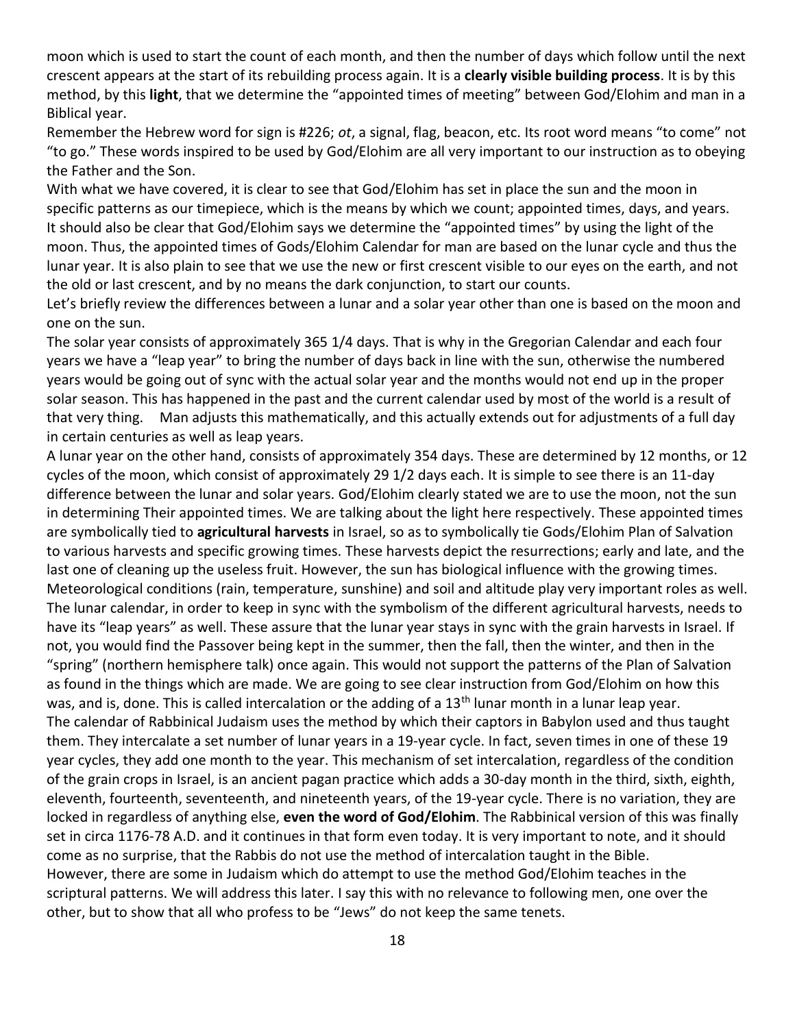moon which is used to start the count of each month, and then the number of days which follow until the next crescent appears at the start of its rebuilding process again. It is a **clearly visible building process**. It is by this method, by this **light**, that we determine the "appointed times of meeting" between God/Elohim and man in a Biblical year.

Remember the Hebrew word for sign is #226; *ot*, a signal, flag, beacon, etc. Its root word means "to come" not "to go." These words inspired to be used by God/Elohim are all very important to our instruction as to obeying the Father and the Son.

With what we have covered, it is clear to see that God/Elohim has set in place the sun and the moon in specific patterns as our timepiece, which is the means by which we count; appointed times, days, and years. It should also be clear that God/Elohim says we determine the "appointed times" by using the light of the moon. Thus, the appointed times of Gods/Elohim Calendar for man are based on the lunar cycle and thus the lunar year. It is also plain to see that we use the new or first crescent visible to our eyes on the earth, and not the old or last crescent, and by no means the dark conjunction, to start our counts.

Let's briefly review the differences between a lunar and a solar year other than one is based on the moon and one on the sun.

The solar year consists of approximately 365 1/4 days. That is why in the Gregorian Calendar and each four years we have a "leap year" to bring the number of days back in line with the sun, otherwise the numbered years would be going out of sync with the actual solar year and the months would not end up in the proper solar season. This has happened in the past and the current calendar used by most of the world is a result of that very thing. Man adjusts this mathematically, and this actually extends out for adjustments of a full day in certain centuries as well as leap years.

A lunar year on the other hand, consists of approximately 354 days. These are determined by 12 months, or 12 cycles of the moon, which consist of approximately 29 1/2 days each. It is simple to see there is an 11-day difference between the lunar and solar years. God/Elohim clearly stated we are to use the moon, not the sun in determining Their appointed times. We are talking about the light here respectively. These appointed times are symbolically tied to **agricultural harvests** in Israel, so as to symbolically tie Gods/Elohim Plan of Salvation to various harvests and specific growing times. These harvests depict the resurrections; early and late, and the last one of cleaning up the useless fruit. However, the sun has biological influence with the growing times. Meteorological conditions (rain, temperature, sunshine) and soil and altitude play very important roles as well. The lunar calendar, in order to keep in sync with the symbolism of the different agricultural harvests, needs to have its "leap years" as well. These assure that the lunar year stays in sync with the grain harvests in Israel. If not, you would find the Passover being kept in the summer, then the fall, then the winter, and then in the "spring" (northern hemisphere talk) once again. This would not support the patterns of the Plan of Salvation as found in the things which are made. We are going to see clear instruction from God/Elohim on how this was, and is, done. This is called intercalation or the adding of a 13th lunar month in a lunar leap year.

The calendar of Rabbinical Judaism uses the method by which their captors in Babylon used and thus taught them. They intercalate a set number of lunar years in a 19-year cycle. In fact, seven times in one of these 19 year cycles, they add one month to the year. This mechanism of set intercalation, regardless of the condition of the grain crops in Israel, is an ancient pagan practice which adds a 30-day month in the third, sixth, eighth, eleventh, fourteenth, seventeenth, and nineteenth years, of the 19-year cycle. There is no variation, they are locked in regardless of anything else, **even the word of God/Elohim**. The Rabbinical version of this was finally set in circa 1176-78 A.D. and it continues in that form even today. It is very important to note, and it should come as no surprise, that the Rabbis do not use the method of intercalation taught in the Bible.

However, there are some in Judaism which do attempt to use the method God/Elohim teaches in the scriptural patterns. We will address this later. I say this with no relevance to following men, one over the other, but to show that all who profess to be "Jews" do not keep the same tenets.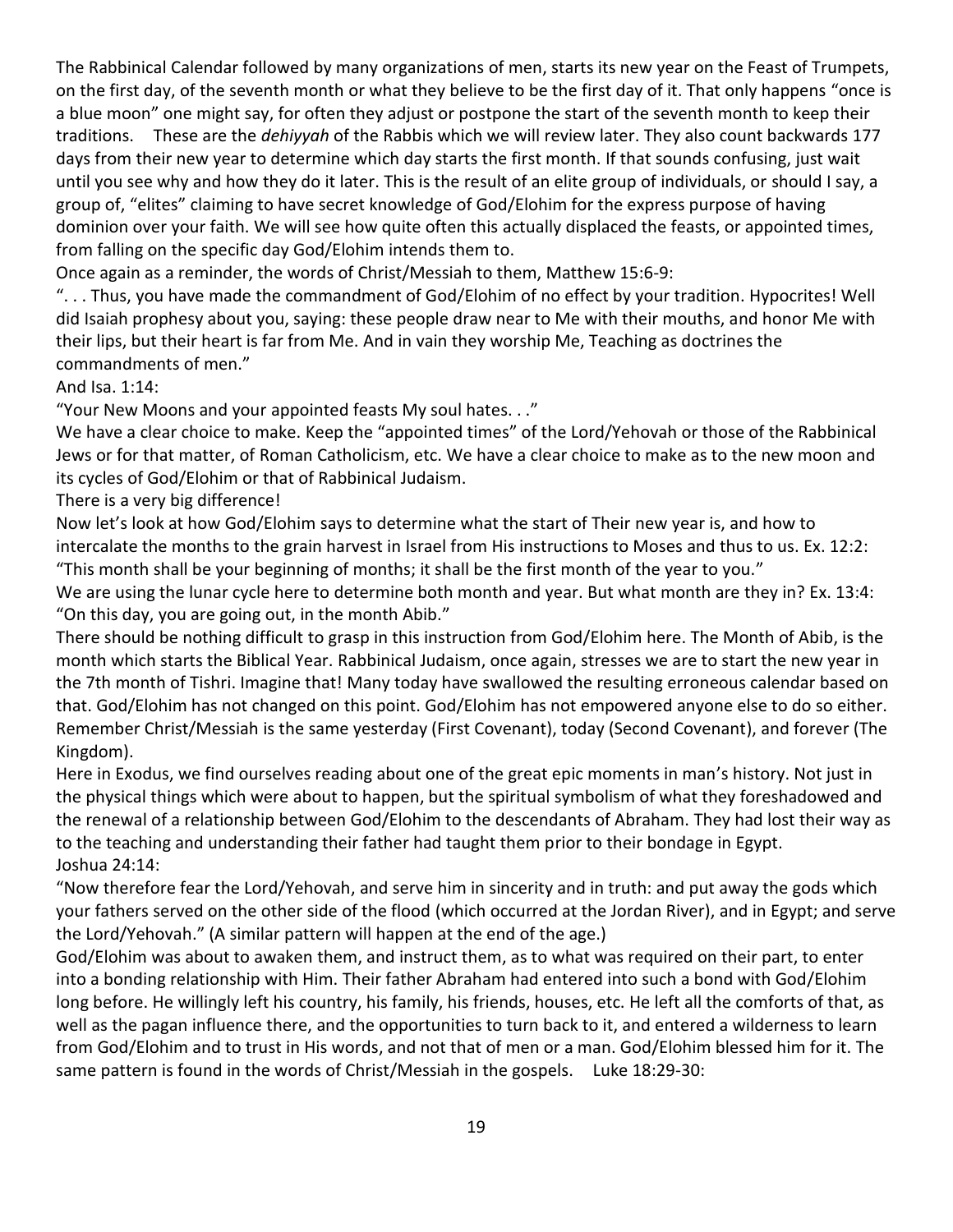The Rabbinical Calendar followed by many organizations of men, starts its new year on the Feast of Trumpets, on the first day, of the seventh month or what they believe to be the first day of it. That only happens "once is a blue moon" one might say, for often they adjust or postpone the start of the seventh month to keep their traditions. These are the *dehiyyah* of the Rabbis which we will review later. They also count backwards 177 days from their new year to determine which day starts the first month. If that sounds confusing, just wait until you see why and how they do it later. This is the result of an elite group of individuals, or should I say, a group of, "elites" claiming to have secret knowledge of God/Elohim for the express purpose of having dominion over your faith. We will see how quite often this actually displaced the feasts, or appointed times, from falling on the specific day God/Elohim intends them to.

Once again as a reminder, the words of Christ/Messiah to them, Matthew 15:6-9:

". . . Thus, you have made the commandment of God/Elohim of no effect by your tradition. Hypocrites! Well did Isaiah prophesy about you, saying: these people draw near to Me with their mouths, and honor Me with their lips, but their heart is far from Me. And in vain they worship Me, Teaching as doctrines the commandments of men."

And Isa. 1:14:

"Your New Moons and your appointed feasts My soul hates. . ."

We have a clear choice to make. Keep the "appointed times" of the Lord/Yehovah or those of the Rabbinical Jews or for that matter, of Roman Catholicism, etc. We have a clear choice to make as to the new moon and its cycles of God/Elohim or that of Rabbinical Judaism.

There is a very big difference!

Now let's look at how God/Elohim says to determine what the start of Their new year is, and how to intercalate the months to the grain harvest in Israel from His instructions to Moses and thus to us. Ex. 12:2:

"This month shall be your beginning of months; it shall be the first month of the year to you."

We are using the lunar cycle here to determine both month and year. But what month are they in? Ex. 13:4:

"On this day, you are going out, in the month Abib."

There should be nothing difficult to grasp in this instruction from God/Elohim here. The Month of Abib, is the month which starts the Biblical Year. Rabbinical Judaism, once again, stresses we are to start the new year in the 7th month of Tishri. Imagine that! Many today have swallowed the resulting erroneous calendar based on that. God/Elohim has not changed on this point. God/Elohim has not empowered anyone else to do so either. Remember Christ/Messiah is the same yesterday (First Covenant), today (Second Covenant), and forever (The Kingdom).

Here in Exodus, we find ourselves reading about one of the great epic moments in man's history. Not just in the physical things which were about to happen, but the spiritual symbolism of what they foreshadowed and the renewal of a relationship between God/Elohim to the descendants of Abraham. They had lost their way as to the teaching and understanding their father had taught them prior to their bondage in Egypt.

Joshua 24:14:

"Now therefore fear the Lord/Yehovah, and serve him in sincerity and in truth: and put away the gods which your fathers served on the other side of the flood (which occurred at the Jordan River), and in Egypt; and serve the Lord/Yehovah." (A similar pattern will happen at the end of the age.)

God/Elohim was about to awaken them, and instruct them, as to what was required on their part, to enter into a bonding relationship with Him. Their father Abraham had entered into such a bond with God/Elohim long before. He willingly left his country, his family, his friends, houses, etc. He left all the comforts of that, as well as the pagan influence there, and the opportunities to turn back to it, and entered a wilderness to learn from God/Elohim and to trust in His words, and not that of men or a man. God/Elohim blessed him for it. The same pattern is found in the words of Christ/Messiah in the gospels. Luke 18:29-30: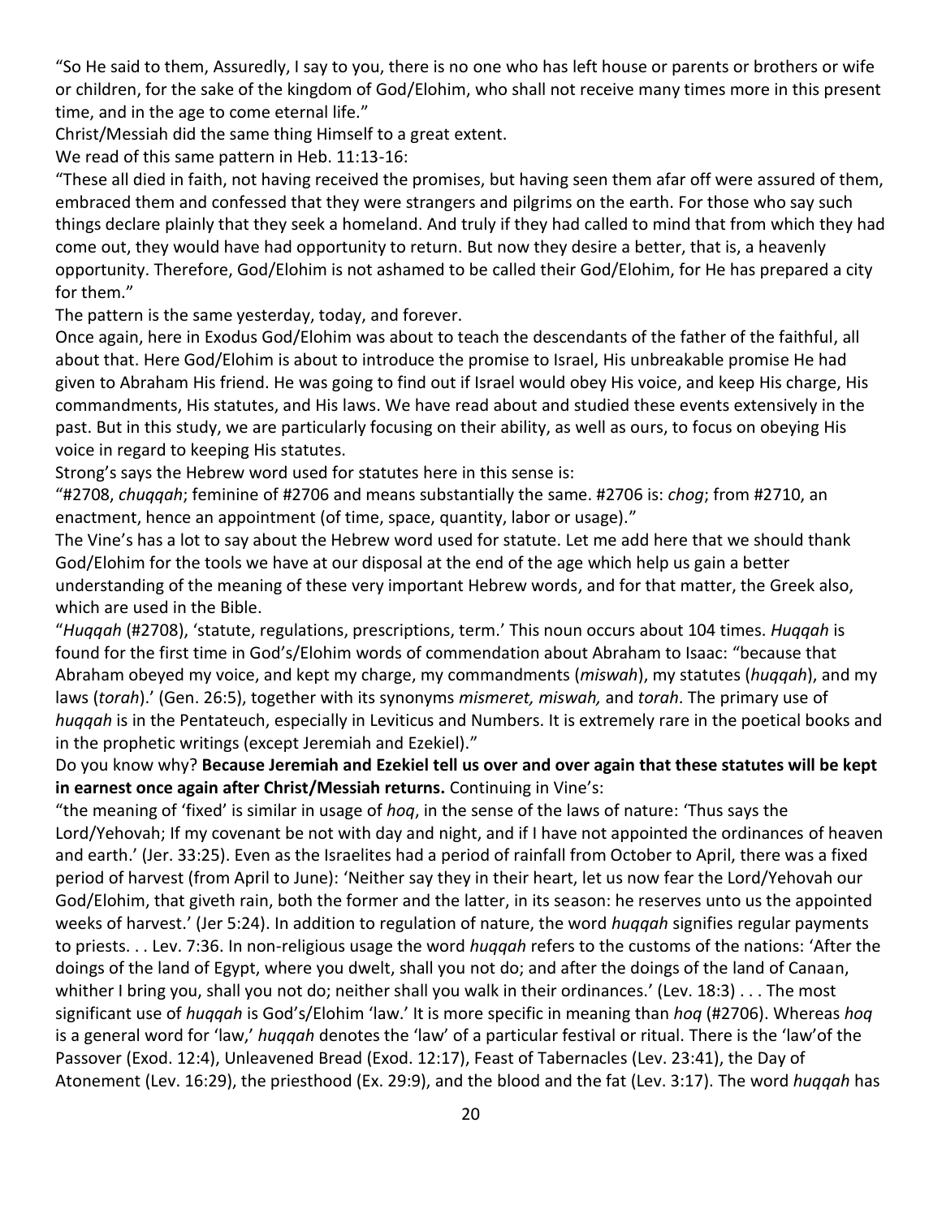"So He said to them, Assuredly, I say to you, there is no one who has left house or parents or brothers or wife or children, for the sake of the kingdom of God/Elohim, who shall not receive many times more in this present time, and in the age to come eternal life."

Christ/Messiah did the same thing Himself to a great extent.

We read of this same pattern in Heb. 11:13-16:

"These all died in faith, not having received the promises, but having seen them afar off were assured of them, embraced them and confessed that they were strangers and pilgrims on the earth. For those who say such things declare plainly that they seek a homeland. And truly if they had called to mind that from which they had come out, they would have had opportunity to return. But now they desire a better, that is, a heavenly opportunity. Therefore, God/Elohim is not ashamed to be called their God/Elohim, for He has prepared a city for them."

The pattern is the same yesterday, today, and forever.

Once again, here in Exodus God/Elohim was about to teach the descendants of the father of the faithful, all about that. Here God/Elohim is about to introduce the promise to Israel, His unbreakable promise He had given to Abraham His friend. He was going to find out if Israel would obey His voice, and keep His charge, His commandments, His statutes, and His laws. We have read about and studied these events extensively in the past. But in this study, we are particularly focusing on their ability, as well as ours, to focus on obeying His voice in regard to keeping His statutes.

Strong's says the Hebrew word used for statutes here in this sense is:

"#2708, *chuqqah*; feminine of #2706 and means substantially the same. #2706 is: *chog*; from #2710, an enactment, hence an appointment (of time, space, quantity, labor or usage)."

The Vine's has a lot to say about the Hebrew word used for statute. Let me add here that we should thank God/Elohim for the tools we have at our disposal at the end of the age which help us gain a better understanding of the meaning of these very important Hebrew words, and for that matter, the Greek also, which are used in the Bible.

"*Huqqah* (#2708), 'statute, regulations, prescriptions, term.' This noun occurs about 104 times. *Huqqah* is found for the first time in God's/Elohim words of commendation about Abraham to Isaac: "because that Abraham obeyed my voice, and kept my charge, my commandments (*miswah*), my statutes (*huqqah*), and my laws (*torah*).' (Gen. 26:5), together with its synonyms *mismeret, miswah,* and *torah*. The primary use of *huqqah* is in the Pentateuch, especially in Leviticus and Numbers. It is extremely rare in the poetical books and in the prophetic writings (except Jeremiah and Ezekiel)."

Do you know why? **Because Jeremiah and Ezekiel tell us over and over again that these statutes will be kept in earnest once again after Christ/Messiah returns.** Continuing in Vine's:

"the meaning of 'fixed' is similar in usage of *hoq*, in the sense of the laws of nature: 'Thus says the Lord/Yehovah; If my covenant be not with day and night, and if I have not appointed the ordinances of heaven and earth.' (Jer. 33:25). Even as the Israelites had a period of rainfall from October to April, there was a fixed period of harvest (from April to June): 'Neither say they in their heart, let us now fear the Lord/Yehovah our God/Elohim, that giveth rain, both the former and the latter, in its season: he reserves unto us the appointed weeks of harvest.' (Jer 5:24). In addition to regulation of nature, the word *huqqah* signifies regular payments to priests. . . Lev. 7:36. In non-religious usage the word *huqqah* refers to the customs of the nations: 'After the doings of the land of Egypt, where you dwelt, shall you not do; and after the doings of the land of Canaan, whither I bring you, shall you not do; neither shall you walk in their ordinances.' (Lev. 18:3) . . . The most significant use of *huqqah* is God's/Elohim 'law.' It is more specific in meaning than *hoq* (#2706). Whereas *hoq* is a general word for 'law,' *huqqah* denotes the 'law' of a particular festival or ritual. There is the 'law'of the Passover (Exod. 12:4), Unleavened Bread (Exod. 12:17), Feast of Tabernacles (Lev. 23:41), the Day of Atonement (Lev. 16:29), the priesthood (Ex. 29:9), and the blood and the fat (Lev. 3:17). The word *huqqah* has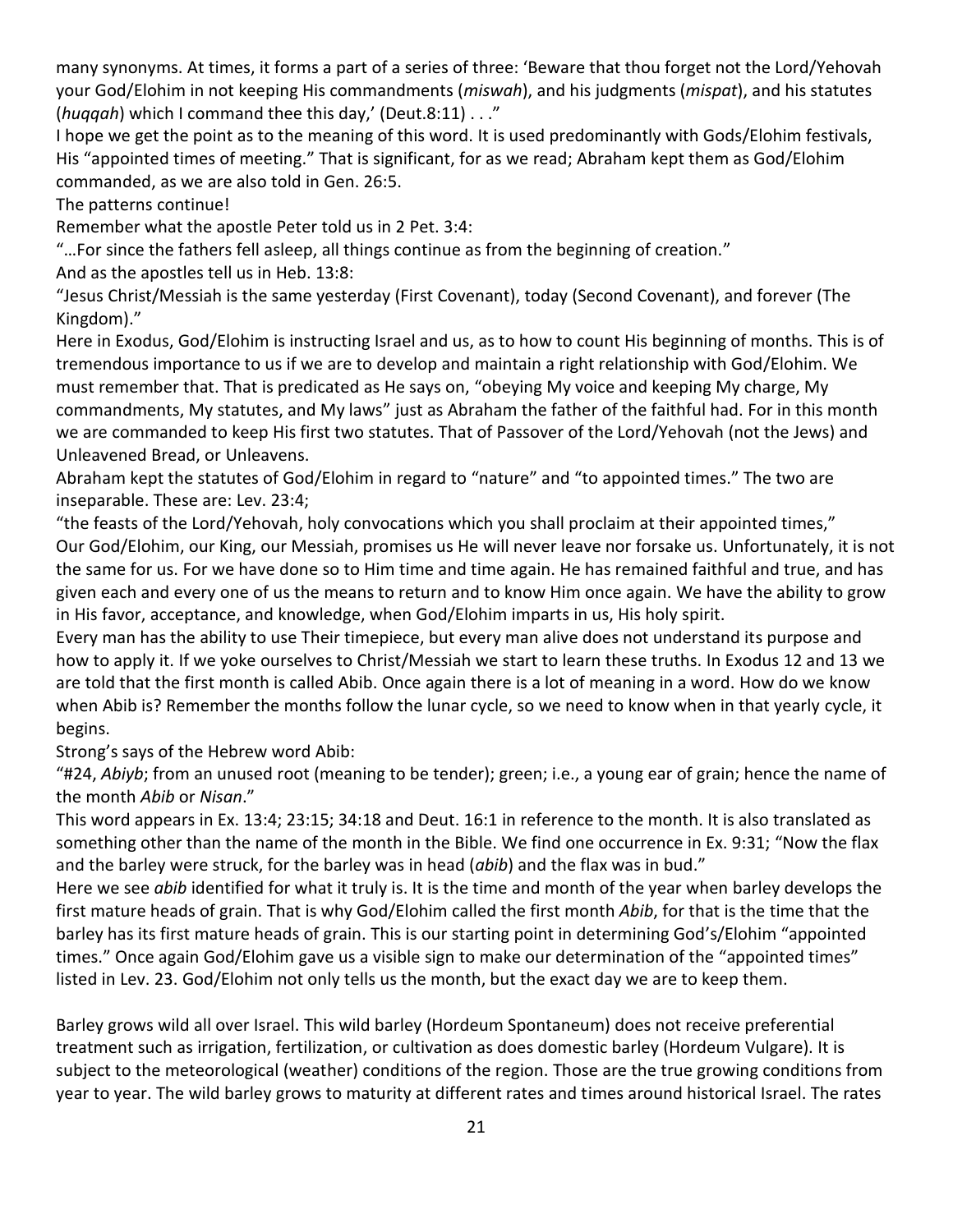many synonyms. At times, it forms a part of a series of three: 'Beware that thou forget not the Lord/Yehovah your God/Elohim in not keeping His commandments (*miswah*), and his judgments (*mispat*), and his statutes (*huqqah*) which I command thee this day,' (Deut.8:11) . . ."

I hope we get the point as to the meaning of this word. It is used predominantly with Gods/Elohim festivals, His "appointed times of meeting." That is significant, for as we read; Abraham kept them as God/Elohim commanded, as we are also told in Gen. 26:5.

The patterns continue!

Remember what the apostle Peter told us in 2 Pet. 3:4:

"…For since the fathers fell asleep, all things continue as from the beginning of creation."

And as the apostles tell us in Heb. 13:8:

"Jesus Christ/Messiah is the same yesterday (First Covenant), today (Second Covenant), and forever (The Kingdom)."

Here in Exodus, God/Elohim is instructing Israel and us, as to how to count His beginning of months. This is of tremendous importance to us if we are to develop and maintain a right relationship with God/Elohim. We must remember that. That is predicated as He says on, "obeying My voice and keeping My charge, My commandments, My statutes, and My laws" just as Abraham the father of the faithful had. For in this month we are commanded to keep His first two statutes. That of Passover of the Lord/Yehovah (not the Jews) and Unleavened Bread, or Unleavens.

Abraham kept the statutes of God/Elohim in regard to "nature" and "to appointed times." The two are inseparable. These are: Lev. 23:4;

"the feasts of the Lord/Yehovah, holy convocations which you shall proclaim at their appointed times,"

Our God/Elohim, our King, our Messiah, promises us He will never leave nor forsake us. Unfortunately, it is not the same for us. For we have done so to Him time and time again. He has remained faithful and true, and has given each and every one of us the means to return and to know Him once again. We have the ability to grow in His favor, acceptance, and knowledge, when God/Elohim imparts in us, His holy spirit.

Every man has the ability to use Their timepiece, but every man alive does not understand its purpose and how to apply it. If we yoke ourselves to Christ/Messiah we start to learn these truths. In Exodus 12 and 13 we are told that the first month is called Abib. Once again there is a lot of meaning in a word. How do we know when Abib is? Remember the months follow the lunar cycle, so we need to know when in that yearly cycle, it begins.

Strong's says of the Hebrew word Abib:

"#24, *Abiyb*; from an unused root (meaning to be tender); green; i.e., a young ear of grain; hence the name of the month *Abib* or *Nisan*."

This word appears in Ex. 13:4; 23:15; 34:18 and Deut. 16:1 in reference to the month. It is also translated as something other than the name of the month in the Bible. We find one occurrence in Ex. 9:31; "Now the flax and the barley were struck, for the barley was in head (*abib*) and the flax was in bud."

Here we see *abib* identified for what it truly is. It is the time and month of the year when barley develops the first mature heads of grain. That is why God/Elohim called the first month *Abib*, for that is the time that the barley has its first mature heads of grain. This is our starting point in determining God's/Elohim "appointed times." Once again God/Elohim gave us a visible sign to make our determination of the "appointed times" listed in Lev. 23. God/Elohim not only tells us the month, but the exact day we are to keep them.

Barley grows wild all over Israel. This wild barley (Hordeum Spontaneum) does not receive preferential treatment such as irrigation, fertilization, or cultivation as does domestic barley (Hordeum Vulgare). It is subject to the meteorological (weather) conditions of the region. Those are the true growing conditions from year to year. The wild barley grows to maturity at different rates and times around historical Israel. The rates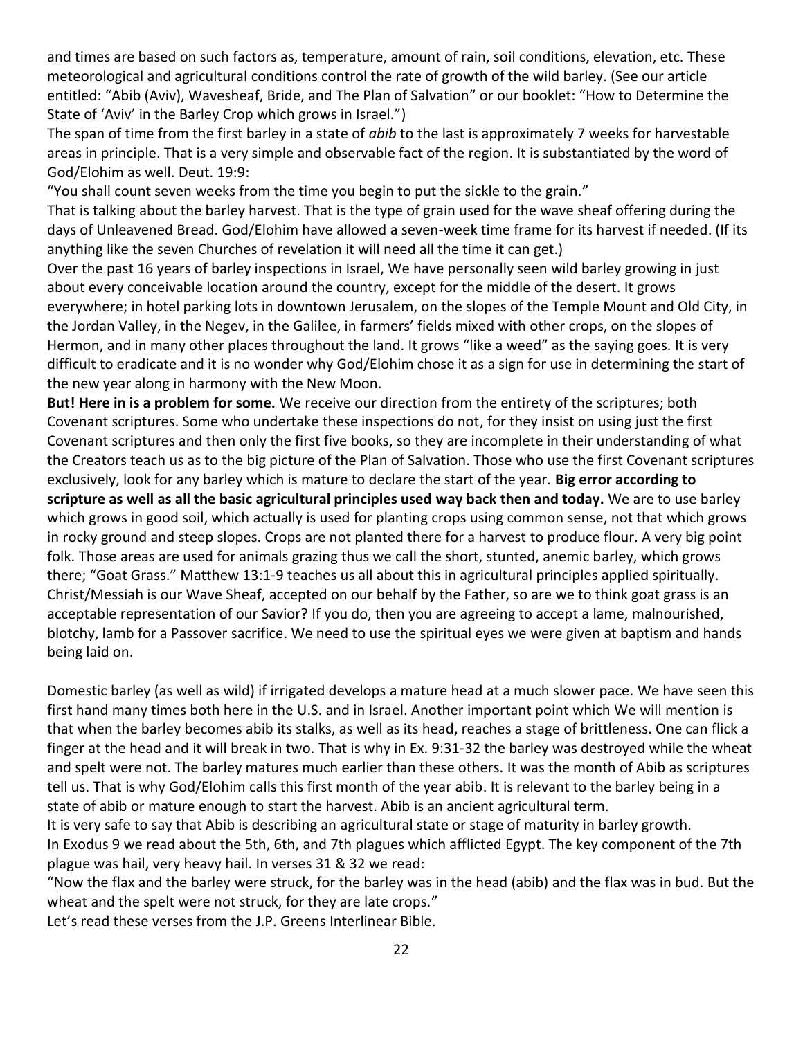and times are based on such factors as, temperature, amount of rain, soil conditions, elevation, etc. These meteorological and agricultural conditions control the rate of growth of the wild barley. (See our article entitled: "Abib (Aviv), Wavesheaf, Bride, and The Plan of Salvation" or our booklet: "How to Determine the State of 'Aviv' in the Barley Crop which grows in Israel.")

The span of time from the first barley in a state of *abib* to the last is approximately 7 weeks for harvestable areas in principle. That is a very simple and observable fact of the region. It is substantiated by the word of God/Elohim as well. Deut. 19:9:

"You shall count seven weeks from the time you begin to put the sickle to the grain."

That is talking about the barley harvest. That is the type of grain used for the wave sheaf offering during the days of Unleavened Bread. God/Elohim have allowed a seven-week time frame for its harvest if needed. (If its anything like the seven Churches of revelation it will need all the time it can get.)

Over the past 16 years of barley inspections in Israel, We have personally seen wild barley growing in just about every conceivable location around the country, except for the middle of the desert. It grows everywhere; in hotel parking lots in downtown Jerusalem, on the slopes of the Temple Mount and Old City, in the Jordan Valley, in the Negev, in the Galilee, in farmers' fields mixed with other crops, on the slopes of Hermon, and in many other places throughout the land. It grows "like a weed" as the saying goes. It is very difficult to eradicate and it is no wonder why God/Elohim chose it as a sign for use in determining the start of the new year along in harmony with the New Moon.

**But! Here in is a problem for some.** We receive our direction from the entirety of the scriptures; both Covenant scriptures. Some who undertake these inspections do not, for they insist on using just the first Covenant scriptures and then only the first five books, so they are incomplete in their understanding of what the Creators teach us as to the big picture of the Plan of Salvation. Those who use the first Covenant scriptures exclusively, look for any barley which is mature to declare the start of the year. **Big error according to scripture as well as all the basic agricultural principles used way back then and today.** We are to use barley which grows in good soil, which actually is used for planting crops using common sense, not that which grows in rocky ground and steep slopes. Crops are not planted there for a harvest to produce flour. A very big point folk. Those areas are used for animals grazing thus we call the short, stunted, anemic barley, which grows there; "Goat Grass." Matthew 13:1-9 teaches us all about this in agricultural principles applied spiritually. Christ/Messiah is our Wave Sheaf, accepted on our behalf by the Father, so are we to think goat grass is an acceptable representation of our Savior? If you do, then you are agreeing to accept a lame, malnourished, blotchy, lamb for a Passover sacrifice. We need to use the spiritual eyes we were given at baptism and hands being laid on.

Domestic barley (as well as wild) if irrigated develops a mature head at a much slower pace. We have seen this first hand many times both here in the U.S. and in Israel. Another important point which We will mention is that when the barley becomes abib its stalks, as well as its head, reaches a stage of brittleness. One can flick a finger at the head and it will break in two. That is why in Ex. 9:31-32 the barley was destroyed while the wheat and spelt were not. The barley matures much earlier than these others. It was the month of Abib as scriptures tell us. That is why God/Elohim calls this first month of the year abib. It is relevant to the barley being in a state of abib or mature enough to start the harvest. Abib is an ancient agricultural term.

It is very safe to say that Abib is describing an agricultural state or stage of maturity in barley growth.

In Exodus 9 we read about the 5th, 6th, and 7th plagues which afflicted Egypt. The key component of the 7th plague was hail, very heavy hail. In verses 31 & 32 we read:

"Now the flax and the barley were struck, for the barley was in the head (abib) and the flax was in bud. But the wheat and the spelt were not struck, for they are late crops."

Let's read these verses from the J.P. Greens Interlinear Bible.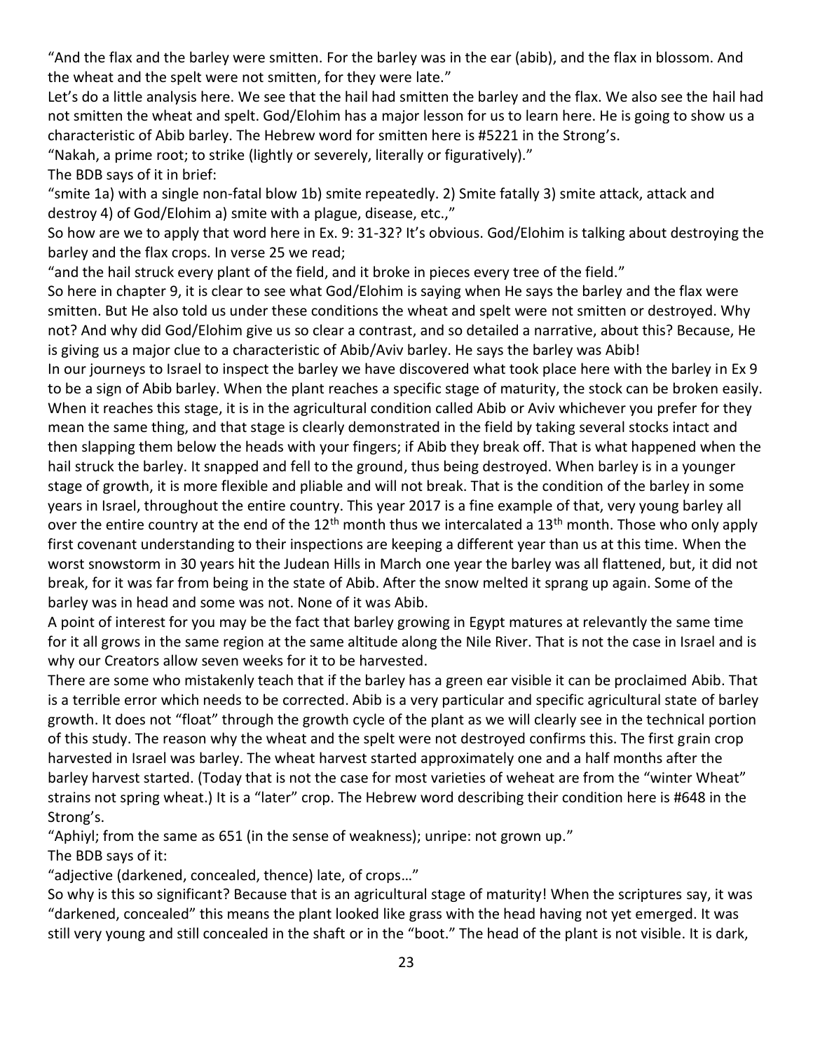"And the flax and the barley were smitten. For the barley was in the ear (abib), and the flax in blossom. And the wheat and the spelt were not smitten, for they were late."

Let's do a little analysis here. We see that the hail had smitten the barley and the flax. We also see the hail had not smitten the wheat and spelt. God/Elohim has a major lesson for us to learn here. He is going to show us a characteristic of Abib barley. The Hebrew word for smitten here is #5221 in the Strong's.

"Nakah, a prime root; to strike (lightly or severely, literally or figuratively)."

The BDB says of it in brief:

"smite 1a) with a single non-fatal blow 1b) smite repeatedly. 2) Smite fatally 3) smite attack, attack and destroy 4) of God/Elohim a) smite with a plague, disease, etc.,"

So how are we to apply that word here in Ex. 9: 31-32? It's obvious. God/Elohim is talking about destroying the barley and the flax crops. In verse 25 we read;

"and the hail struck every plant of the field, and it broke in pieces every tree of the field."

So here in chapter 9, it is clear to see what God/Elohim is saying when He says the barley and the flax were smitten. But He also told us under these conditions the wheat and spelt were not smitten or destroyed. Why not? And why did God/Elohim give us so clear a contrast, and so detailed a narrative, about this? Because, He is giving us a major clue to a characteristic of Abib/Aviv barley. He says the barley was Abib!

In our journeys to Israel to inspect the barley we have discovered what took place here with the barley in Ex 9 to be a sign of Abib barley. When the plant reaches a specific stage of maturity, the stock can be broken easily. When it reaches this stage, it is in the agricultural condition called Abib or Aviv whichever you prefer for they mean the same thing, and that stage is clearly demonstrated in the field by taking several stocks intact and then slapping them below the heads with your fingers; if Abib they break off. That is what happened when the hail struck the barley. It snapped and fell to the ground, thus being destroyed. When barley is in a younger stage of growth, it is more flexible and pliable and will not break. That is the condition of the barley in some years in Israel, throughout the entire country. This year 2017 is a fine example of that, very young barley all over the entire country at the end of the 12th month thus we intercalated a 13th month. Those who only apply first covenant understanding to their inspections are keeping a different year than us at this time. When the worst snowstorm in 30 years hit the Judean Hills in March one year the barley was all flattened, but, it did not break, for it was far from being in the state of Abib. After the snow melted it sprang up again. Some of the barley was in head and some was not. None of it was Abib.

A point of interest for you may be the fact that barley growing in Egypt matures at relevantly the same time for it all grows in the same region at the same altitude along the Nile River. That is not the case in Israel and is why our Creators allow seven weeks for it to be harvested.

There are some who mistakenly teach that if the barley has a green ear visible it can be proclaimed Abib. That is a terrible error which needs to be corrected. Abib is a very particular and specific agricultural state of barley growth. It does not "float" through the growth cycle of the plant as we will clearly see in the technical portion of this study. The reason why the wheat and the spelt were not destroyed confirms this. The first grain crop harvested in Israel was barley. The wheat harvest started approximately one and a half months after the barley harvest started. (Today that is not the case for most varieties of weheat are from the "winter Wheat" strains not spring wheat.) It is a "later" crop. The Hebrew word describing their condition here is #648 in the Strong's.

"Aphiyl; from the same as 651 (in the sense of weakness); unripe: not grown up."

The BDB says of it:

"adjective (darkened, concealed, thence) late, of crops…"

So why is this so significant? Because that is an agricultural stage of maturity! When the scriptures say, it was "darkened, concealed" this means the plant looked like grass with the head having not yet emerged. It was still very young and still concealed in the shaft or in the "boot." The head of the plant is not visible. It is dark,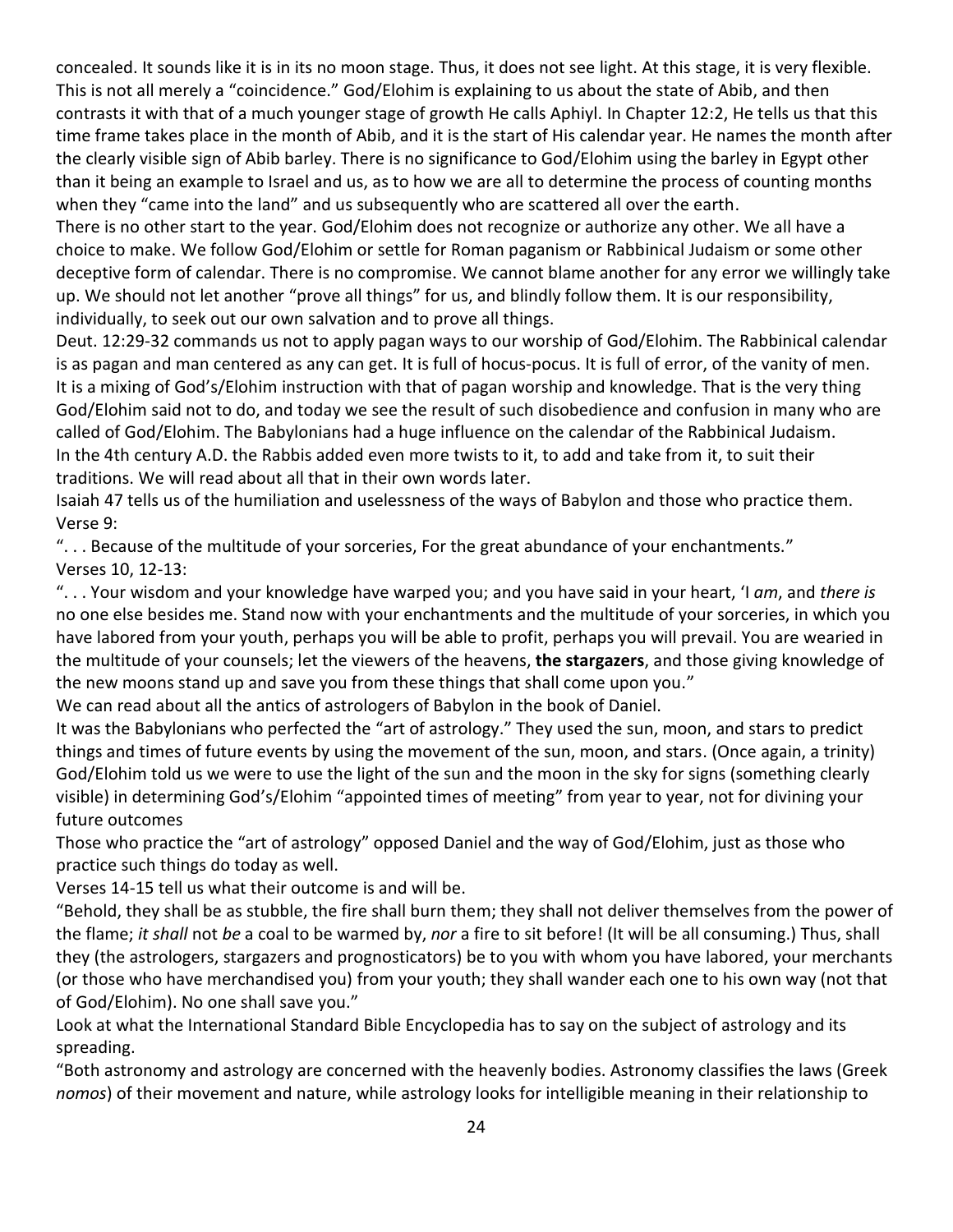concealed. It sounds like it is in its no moon stage. Thus, it does not see light. At this stage, it is very flexible. This is not all merely a "coincidence." God/Elohim is explaining to us about the state of Abib, and then contrasts it with that of a much younger stage of growth He calls Aphiyl. In Chapter 12:2, He tells us that this time frame takes place in the month of Abib, and it is the start of His calendar year. He names the month after the clearly visible sign of Abib barley. There is no significance to God/Elohim using the barley in Egypt other than it being an example to Israel and us, as to how we are all to determine the process of counting months when they "came into the land" and us subsequently who are scattered all over the earth.

There is no other start to the year. God/Elohim does not recognize or authorize any other. We all have a choice to make. We follow God/Elohim or settle for Roman paganism or Rabbinical Judaism or some other deceptive form of calendar. There is no compromise. We cannot blame another for any error we willingly take up. We should not let another "prove all things" for us, and blindly follow them. It is our responsibility, individually, to seek out our own salvation and to prove all things.

Deut. 12:29-32 commands us not to apply pagan ways to our worship of God/Elohim. The Rabbinical calendar is as pagan and man centered as any can get. It is full of hocus-pocus. It is full of error, of the vanity of men. It is a mixing of God's/Elohim instruction with that of pagan worship and knowledge. That is the very thing God/Elohim said not to do, and today we see the result of such disobedience and confusion in many who are called of God/Elohim. The Babylonians had a huge influence on the calendar of the Rabbinical Judaism. In the 4th century A.D. the Rabbis added even more twists to it, to add and take from it, to suit their traditions. We will read about all that in their own words later.

Isaiah 47 tells us of the humiliation and uselessness of the ways of Babylon and those who practice them. Verse 9:

". . . Because of the multitude of your sorceries, For the great abundance of your enchantments."

Verses 10, 12-13:

". . . Your wisdom and your knowledge have warped you; and you have said in your heart, 'I *am*, and *there is* no one else besides me. Stand now with your enchantments and the multitude of your sorceries, in which you have labored from your youth, perhaps you will be able to profit, perhaps you will prevail. You are wearied in the multitude of your counsels; let the viewers of the heavens, **the stargazers**, and those giving knowledge of the new moons stand up and save you from these things that shall come upon you."

We can read about all the antics of astrologers of Babylon in the book of Daniel.

It was the Babylonians who perfected the "art of astrology." They used the sun, moon, and stars to predict things and times of future events by using the movement of the sun, moon, and stars. (Once again, a trinity) God/Elohim told us we were to use the light of the sun and the moon in the sky for signs (something clearly visible) in determining God's/Elohim "appointed times of meeting" from year to year, not for divining your future outcomes

Those who practice the "art of astrology" opposed Daniel and the way of God/Elohim, just as those who practice such things do today as well.

Verses 14-15 tell us what their outcome is and will be.

"Behold, they shall be as stubble, the fire shall burn them; they shall not deliver themselves from the power of the flame; *it shall* not *be* a coal to be warmed by, *nor* a fire to sit before! (It will be all consuming.) Thus, shall they (the astrologers, stargazers and prognosticators) be to you with whom you have labored, your merchants (or those who have merchandised you) from your youth; they shall wander each one to his own way (not that of God/Elohim). No one shall save you."

Look at what the International Standard Bible Encyclopedia has to say on the subject of astrology and its spreading.

"Both astronomy and astrology are concerned with the heavenly bodies. Astronomy classifies the laws (Greek *nomos*) of their movement and nature, while astrology looks for intelligible meaning in their relationship to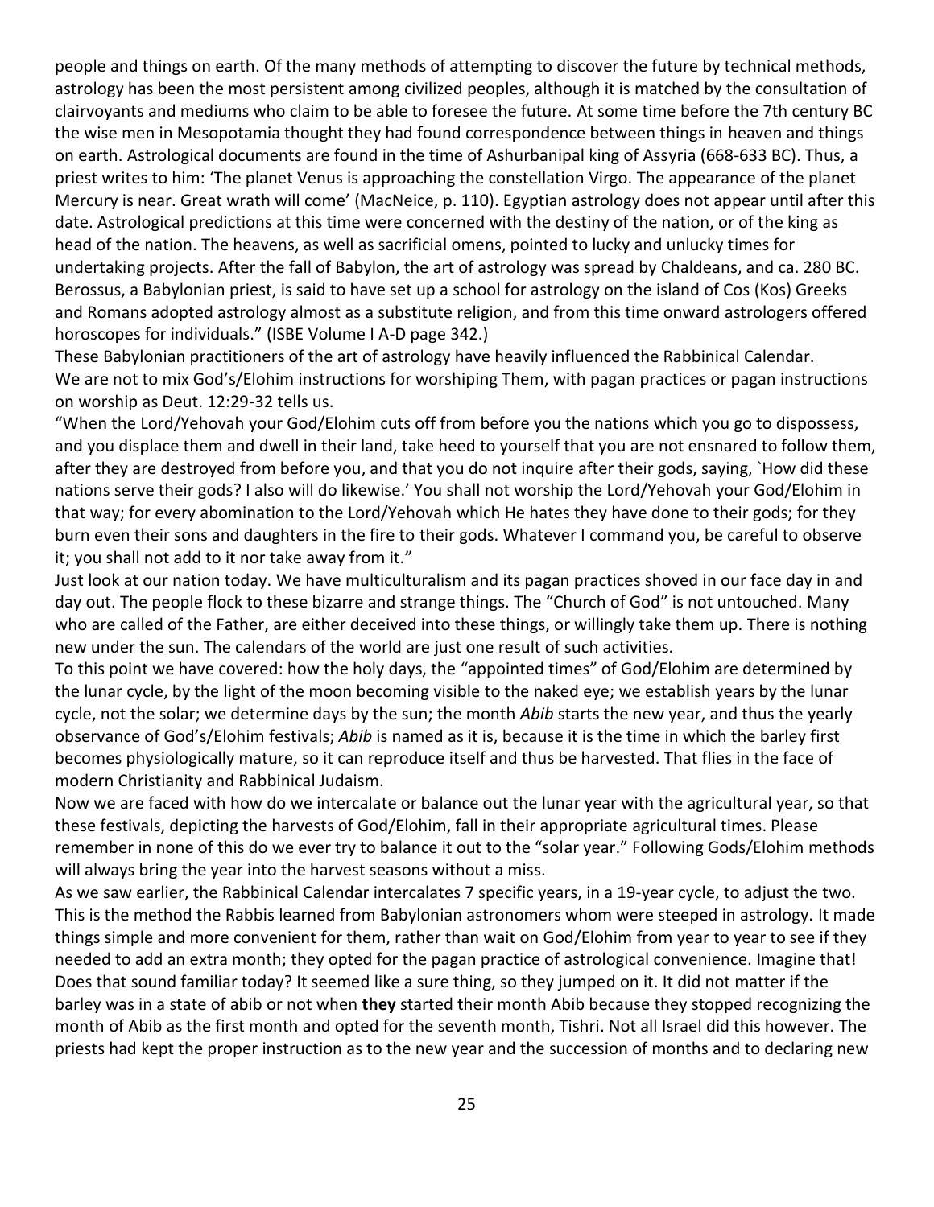people and things on earth. Of the many methods of attempting to discover the future by technical methods, astrology has been the most persistent among civilized peoples, although it is matched by the consultation of clairvoyants and mediums who claim to be able to foresee the future. At some time before the 7th century BC the wise men in Mesopotamia thought they had found correspondence between things in heaven and things on earth. Astrological documents are found in the time of Ashurbanipal king of Assyria (668-633 BC). Thus, a priest writes to him: 'The planet Venus is approaching the constellation Virgo. The appearance of the planet Mercury is near. Great wrath will come' (MacNeice, p. 110). Egyptian astrology does not appear until after this date. Astrological predictions at this time were concerned with the destiny of the nation, or of the king as head of the nation. The heavens, as well as sacrificial omens, pointed to lucky and unlucky times for undertaking projects. After the fall of Babylon, the art of astrology was spread by Chaldeans, and ca. 280 BC. Berossus, a Babylonian priest, is said to have set up a school for astrology on the island of Cos (Kos) Greeks and Romans adopted astrology almost as a substitute religion, and from this time onward astrologers offered horoscopes for individuals." (ISBE Volume I A-D page 342.)

These Babylonian practitioners of the art of astrology have heavily influenced the Rabbinical Calendar. We are not to mix God's/Elohim instructions for worshiping Them, with pagan practices or pagan instructions on worship as Deut. 12:29-32 tells us.

"When the Lord/Yehovah your God/Elohim cuts off from before you the nations which you go to dispossess, and you displace them and dwell in their land, take heed to yourself that you are not ensnared to follow them, after they are destroyed from before you, and that you do not inquire after their gods, saying, `How did these nations serve their gods? I also will do likewise.' You shall not worship the Lord/Yehovah your God/Elohim in that way; for every abomination to the Lord/Yehovah which He hates they have done to their gods; for they burn even their sons and daughters in the fire to their gods. Whatever I command you, be careful to observe it; you shall not add to it nor take away from it."

Just look at our nation today. We have multiculturalism and its pagan practices shoved in our face day in and day out. The people flock to these bizarre and strange things. The "Church of God" is not untouched. Many who are called of the Father, are either deceived into these things, or willingly take them up. There is nothing new under the sun. The calendars of the world are just one result of such activities.

To this point we have covered: how the holy days, the "appointed times" of God/Elohim are determined by the lunar cycle, by the light of the moon becoming visible to the naked eye; we establish years by the lunar cycle, not the solar; we determine days by the sun; the month *Abib* starts the new year, and thus the yearly observance of God's/Elohim festivals; *Abib* is named as it is, because it is the time in which the barley first becomes physiologically mature, so it can reproduce itself and thus be harvested. That flies in the face of modern Christianity and Rabbinical Judaism.

Now we are faced with how do we intercalate or balance out the lunar year with the agricultural year, so that these festivals, depicting the harvests of God/Elohim, fall in their appropriate agricultural times. Please remember in none of this do we ever try to balance it out to the "solar year." Following Gods/Elohim methods will always bring the year into the harvest seasons without a miss.

As we saw earlier, the Rabbinical Calendar intercalates 7 specific years, in a 19-year cycle, to adjust the two. This is the method the Rabbis learned from Babylonian astronomers whom were steeped in astrology. It made things simple and more convenient for them, rather than wait on God/Elohim from year to year to see if they needed to add an extra month; they opted for the pagan practice of astrological convenience. Imagine that! Does that sound familiar today? It seemed like a sure thing, so they jumped on it. It did not matter if the barley was in a state of abib or not when **they** started their month Abib because they stopped recognizing the month of Abib as the first month and opted for the seventh month, Tishri. Not all Israel did this however. The priests had kept the proper instruction as to the new year and the succession of months and to declaring new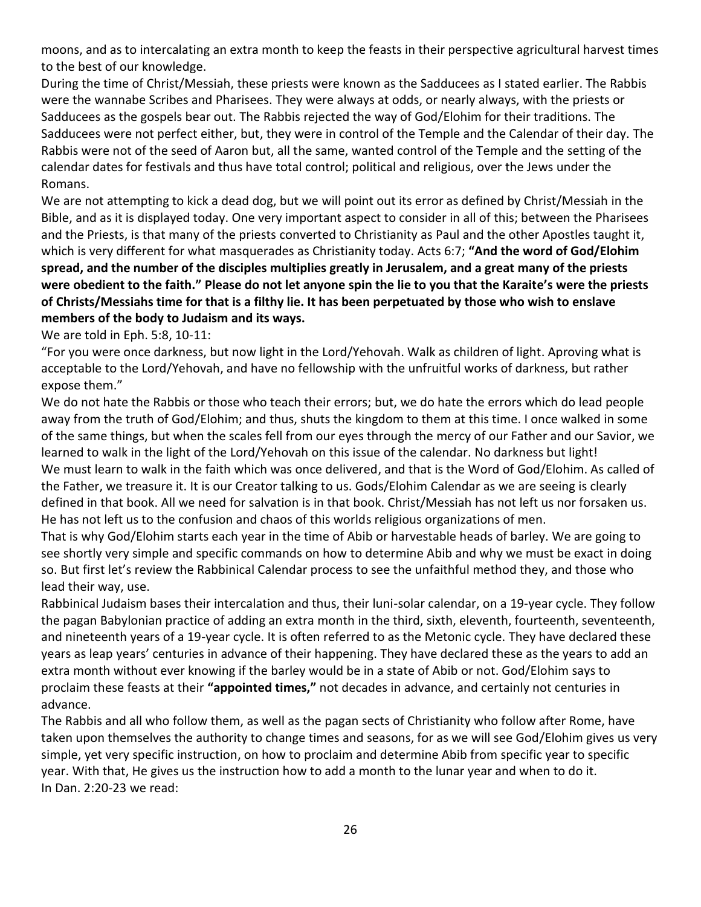moons, and as to intercalating an extra month to keep the feasts in their perspective agricultural harvest times to the best of our knowledge.

During the time of Christ/Messiah, these priests were known as the Sadducees as I stated earlier. The Rabbis were the wannabe Scribes and Pharisees. They were always at odds, or nearly always, with the priests or Sadducees as the gospels bear out. The Rabbis rejected the way of God/Elohim for their traditions. The Sadducees were not perfect either, but, they were in control of the Temple and the Calendar of their day. The Rabbis were not of the seed of Aaron but, all the same, wanted control of the Temple and the setting of the calendar dates for festivals and thus have total control; political and religious, over the Jews under the Romans.

We are not attempting to kick a dead dog, but we will point out its error as defined by Christ/Messiah in the Bible, and as it is displayed today. One very important aspect to consider in all of this; between the Pharisees and the Priests, is that many of the priests converted to Christianity as Paul and the other Apostles taught it, which is very different for what masquerades as Christianity today. Acts 6:7; **"And the word of God/Elohim spread, and the number of the disciples multiplies greatly in Jerusalem, and a great many of the priests were obedient to the faith." Please do not let anyone spin the lie to you that the Karaite's were the priests of Christs/Messiahs time for that is a filthy lie. It has been perpetuated by those who wish to enslave members of the body to Judaism and its ways.**

We are told in Eph. 5:8, 10-11:

"For you were once darkness, but now light in the Lord/Yehovah. Walk as children of light. Aproving what is acceptable to the Lord/Yehovah, and have no fellowship with the unfruitful works of darkness, but rather expose them."

We do not hate the Rabbis or those who teach their errors; but, we do hate the errors which do lead people away from the truth of God/Elohim; and thus, shuts the kingdom to them at this time. I once walked in some of the same things, but when the scales fell from our eyes through the mercy of our Father and our Savior, we learned to walk in the light of the Lord/Yehovah on this issue of the calendar. No darkness but light!

We must learn to walk in the faith which was once delivered, and that is the Word of God/Elohim. As called of the Father, we treasure it. It is our Creator talking to us. Gods/Elohim Calendar as we are seeing is clearly defined in that book. All we need for salvation is in that book. Christ/Messiah has not left us nor forsaken us. He has not left us to the confusion and chaos of this worlds religious organizations of men.

That is why God/Elohim starts each year in the time of Abib or harvestable heads of barley. We are going to see shortly very simple and specific commands on how to determine Abib and why we must be exact in doing so. But first let's review the Rabbinical Calendar process to see the unfaithful method they, and those who lead their way, use.

Rabbinical Judaism bases their intercalation and thus, their luni-solar calendar, on a 19-year cycle. They follow the pagan Babylonian practice of adding an extra month in the third, sixth, eleventh, fourteenth, seventeenth, and nineteenth years of a 19-year cycle. It is often referred to as the Metonic cycle. They have declared these years as leap years' centuries in advance of their happening. They have declared these as the years to add an extra month without ever knowing if the barley would be in a state of Abib or not. God/Elohim says to proclaim these feasts at their **"appointed times,"** not decades in advance, and certainly not centuries in advance.

The Rabbis and all who follow them, as well as the pagan sects of Christianity who follow after Rome, have taken upon themselves the authority to change times and seasons, for as we will see God/Elohim gives us very simple, yet very specific instruction, on how to proclaim and determine Abib from specific year to specific year. With that, He gives us the instruction how to add a month to the lunar year and when to do it.

In Dan. 2:20-23 we read: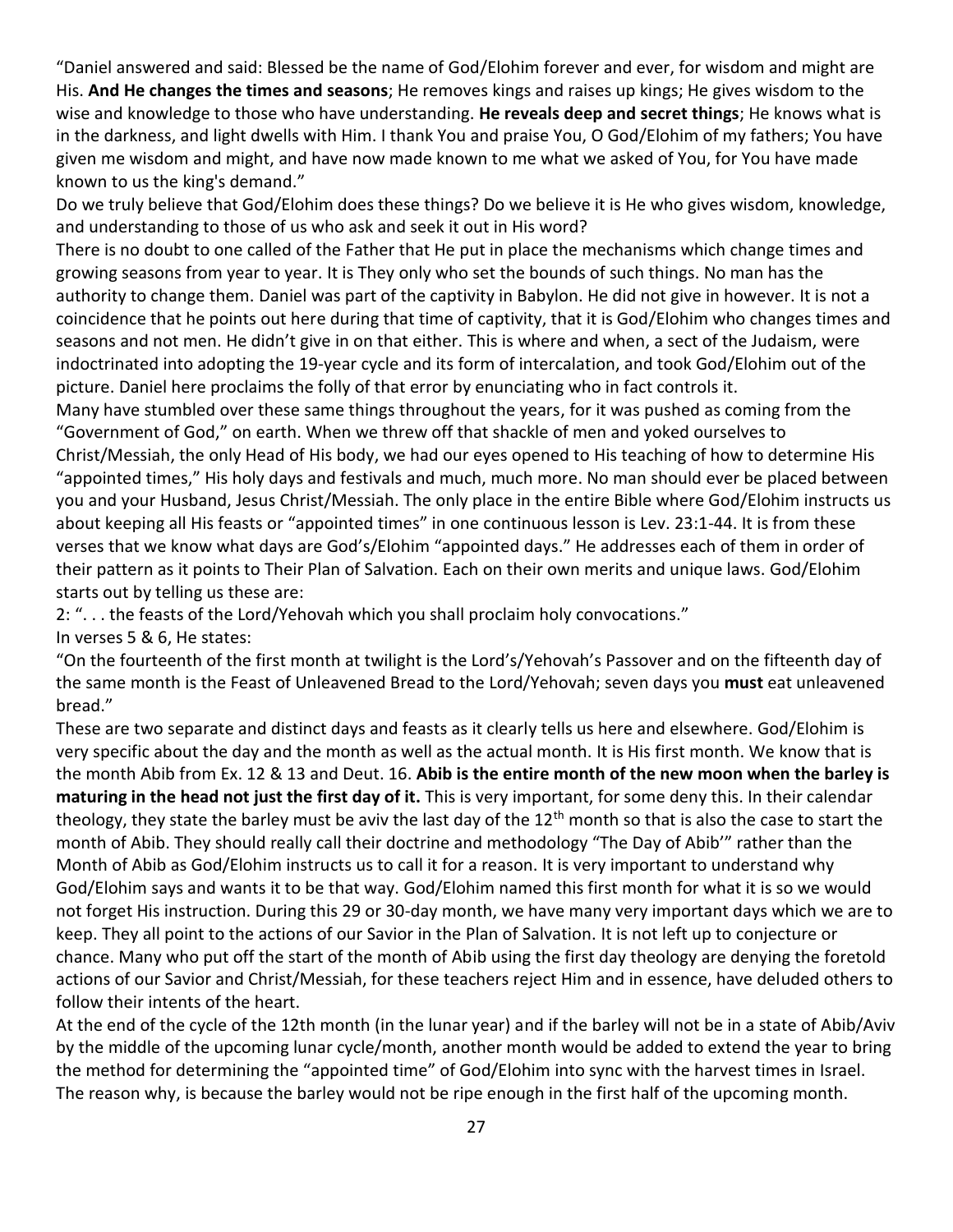"Daniel answered and said: Blessed be the name of God/Elohim forever and ever, for wisdom and might are His. **And He changes the times and seasons**; He removes kings and raises up kings; He gives wisdom to the wise and knowledge to those who have understanding. **He reveals deep and secret things**; He knows what is in the darkness, and light dwells with Him. I thank You and praise You, O God/Elohim of my fathers; You have given me wisdom and might, and have now made known to me what we asked of You, for You have made known to us the king's demand."

Do we truly believe that God/Elohim does these things? Do we believe it is He who gives wisdom, knowledge, and understanding to those of us who ask and seek it out in His word?

There is no doubt to one called of the Father that He put in place the mechanisms which change times and growing seasons from year to year. It is They only who set the bounds of such things. No man has the authority to change them. Daniel was part of the captivity in Babylon. He did not give in however. It is not a coincidence that he points out here during that time of captivity, that it is God/Elohim who changes times and seasons and not men. He didn't give in on that either. This is where and when, a sect of the Judaism, were indoctrinated into adopting the 19-year cycle and its form of intercalation, and took God/Elohim out of the picture. Daniel here proclaims the folly of that error by enunciating who in fact controls it.

Many have stumbled over these same things throughout the years, for it was pushed as coming from the "Government of God," on earth. When we threw off that shackle of men and yoked ourselves to Christ/Messiah, the only Head of His body, we had our eyes opened to His teaching of how to determine His "appointed times," His holy days and festivals and much, much more. No man should ever be placed between you and your Husband, Jesus Christ/Messiah. The only place in the entire Bible where God/Elohim instructs us about keeping all His feasts or "appointed times" in one continuous lesson is Lev. 23:1-44. It is from these verses that we know what days are God's/Elohim "appointed days." He addresses each of them in order of their pattern as it points to Their Plan of Salvation. Each on their own merits and unique laws. God/Elohim starts out by telling us these are:

2: ". . . the feasts of the Lord/Yehovah which you shall proclaim holy convocations."

In verses 5 & 6, He states:

"On the fourteenth of the first month at twilight is the Lord's/Yehovah's Passover and on the fifteenth day of the same month is the Feast of Unleavened Bread to the Lord/Yehovah; seven days you **must** eat unleavened bread."

These are two separate and distinct days and feasts as it clearly tells us here and elsewhere. God/Elohim is very specific about the day and the month as well as the actual month. It is His first month. We know that is the month Abib from Ex. 12 & 13 and Deut. 16. **Abib is the entire month of the new moon when the barley is maturing in the head not just the first day of it.** This is very important, for some deny this. In their calendar theology, they state the barley must be aviv the last day of the 12th month so that is also the case to start the month of Abib. They should really call their doctrine and methodology "The Day of Abib'" rather than the Month of Abib as God/Elohim instructs us to call it for a reason. It is very important to understand why God/Elohim says and wants it to be that way. God/Elohim named this first month for what it is so we would not forget His instruction. During this 29 or 30-day month, we have many very important days which we are to keep. They all point to the actions of our Savior in the Plan of Salvation. It is not left up to conjecture or chance. Many who put off the start of the month of Abib using the first day theology are denying the foretold actions of our Savior and Christ/Messiah, for these teachers reject Him and in essence, have deluded others to follow their intents of the heart.

At the end of the cycle of the 12th month (in the lunar year) and if the barley will not be in a state of Abib/Aviv by the middle of the upcoming lunar cycle/month, another month would be added to extend the year to bring the method for determining the "appointed time" of God/Elohim into sync with the harvest times in Israel. The reason why, is because the barley would not be ripe enough in the first half of the upcoming month.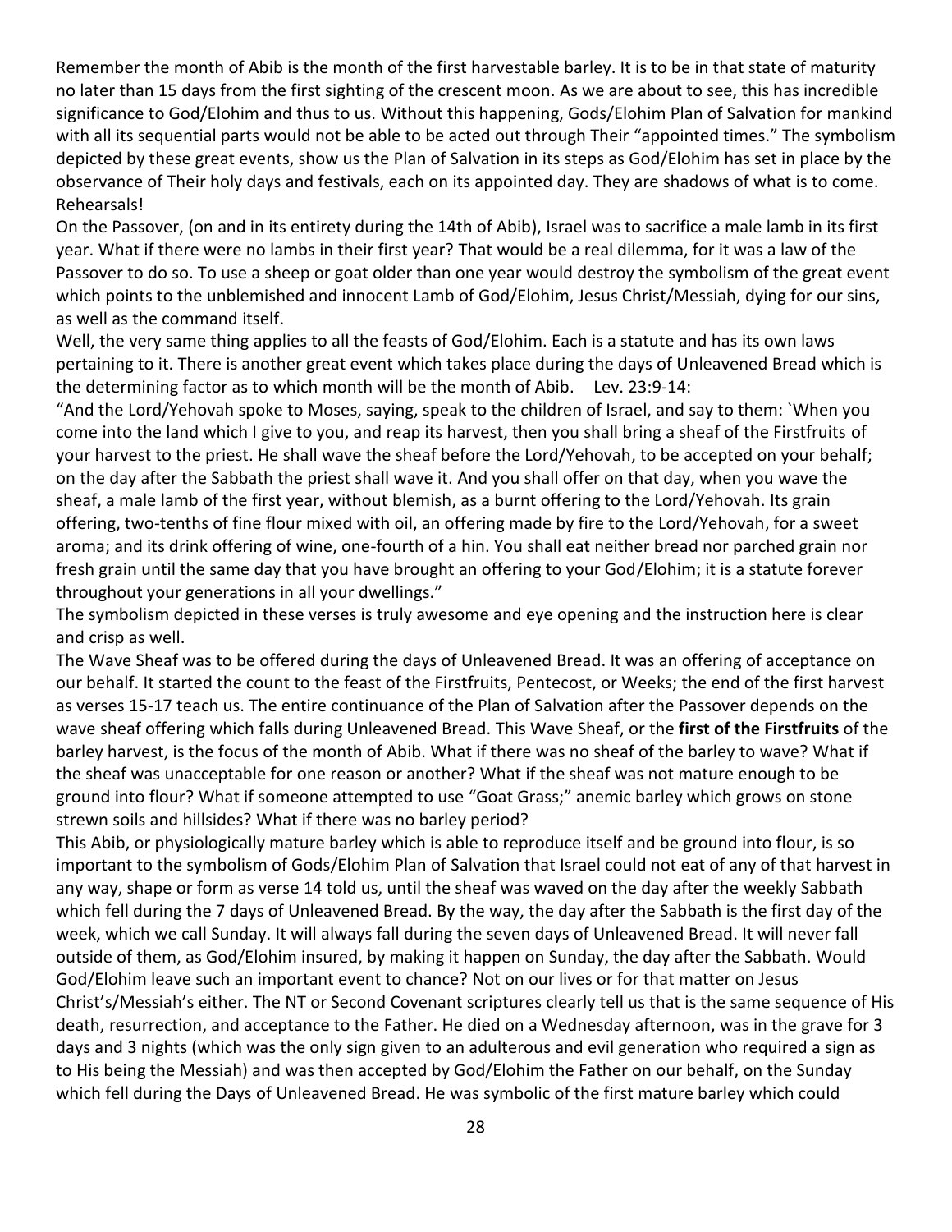Remember the month of Abib is the month of the first harvestable barley. It is to be in that state of maturity no later than 15 days from the first sighting of the crescent moon. As we are about to see, this has incredible significance to God/Elohim and thus to us. Without this happening, Gods/Elohim Plan of Salvation for mankind with all its sequential parts would not be able to be acted out through Their "appointed times." The symbolism depicted by these great events, show us the Plan of Salvation in its steps as God/Elohim has set in place by the observance of Their holy days and festivals, each on its appointed day. They are shadows of what is to come. Rehearsals!

On the Passover, (on and in its entirety during the 14th of Abib), Israel was to sacrifice a male lamb in its first year. What if there were no lambs in their first year? That would be a real dilemma, for it was a law of the Passover to do so. To use a sheep or goat older than one year would destroy the symbolism of the great event which points to the unblemished and innocent Lamb of God/Elohim, Jesus Christ/Messiah, dying for our sins, as well as the command itself.

Well, the very same thing applies to all the feasts of God/Elohim. Each is a statute and has its own laws pertaining to it. There is another great event which takes place during the days of Unleavened Bread which is the determining factor as to which month will be the month of Abib. Lev. 23:9-14:

"And the Lord/Yehovah spoke to Moses, saying, speak to the children of Israel, and say to them: `When you come into the land which I give to you, and reap its harvest, then you shall bring a sheaf of the Firstfruits of your harvest to the priest. He shall wave the sheaf before the Lord/Yehovah, to be accepted on your behalf; on the day after the Sabbath the priest shall wave it. And you shall offer on that day, when you wave the sheaf, a male lamb of the first year, without blemish, as a burnt offering to the Lord/Yehovah. Its grain offering, two-tenths of fine flour mixed with oil, an offering made by fire to the Lord/Yehovah, for a sweet aroma; and its drink offering of wine, one-fourth of a hin. You shall eat neither bread nor parched grain nor fresh grain until the same day that you have brought an offering to your God/Elohim; it is a statute forever throughout your generations in all your dwellings."

The symbolism depicted in these verses is truly awesome and eye opening and the instruction here is clear and crisp as well.

The Wave Sheaf was to be offered during the days of Unleavened Bread. It was an offering of acceptance on our behalf. It started the count to the feast of the Firstfruits, Pentecost, or Weeks; the end of the first harvest as verses 15-17 teach us. The entire continuance of the Plan of Salvation after the Passover depends on the wave sheaf offering which falls during Unleavened Bread. This Wave Sheaf, or the **first of the Firstfruits** of the barley harvest, is the focus of the month of Abib. What if there was no sheaf of the barley to wave? What if the sheaf was unacceptable for one reason or another? What if the sheaf was not mature enough to be ground into flour? What if someone attempted to use "Goat Grass;" anemic barley which grows on stone strewn soils and hillsides? What if there was no barley period?

This Abib, or physiologically mature barley which is able to reproduce itself and be ground into flour, is so important to the symbolism of Gods/Elohim Plan of Salvation that Israel could not eat of any of that harvest in any way, shape or form as verse 14 told us, until the sheaf was waved on the day after the weekly Sabbath which fell during the 7 days of Unleavened Bread. By the way, the day after the Sabbath is the first day of the week, which we call Sunday. It will always fall during the seven days of Unleavened Bread. It will never fall outside of them, as God/Elohim insured, by making it happen on Sunday, the day after the Sabbath. Would God/Elohim leave such an important event to chance? Not on our lives or for that matter on Jesus Christ's/Messiah's either. The NT or Second Covenant scriptures clearly tell us that is the same sequence of His death, resurrection, and acceptance to the Father. He died on a Wednesday afternoon, was in the grave for 3 days and 3 nights (which was the only sign given to an adulterous and evil generation who required a sign as to His being the Messiah) and was then accepted by God/Elohim the Father on our behalf, on the Sunday which fell during the Days of Unleavened Bread. He was symbolic of the first mature barley which could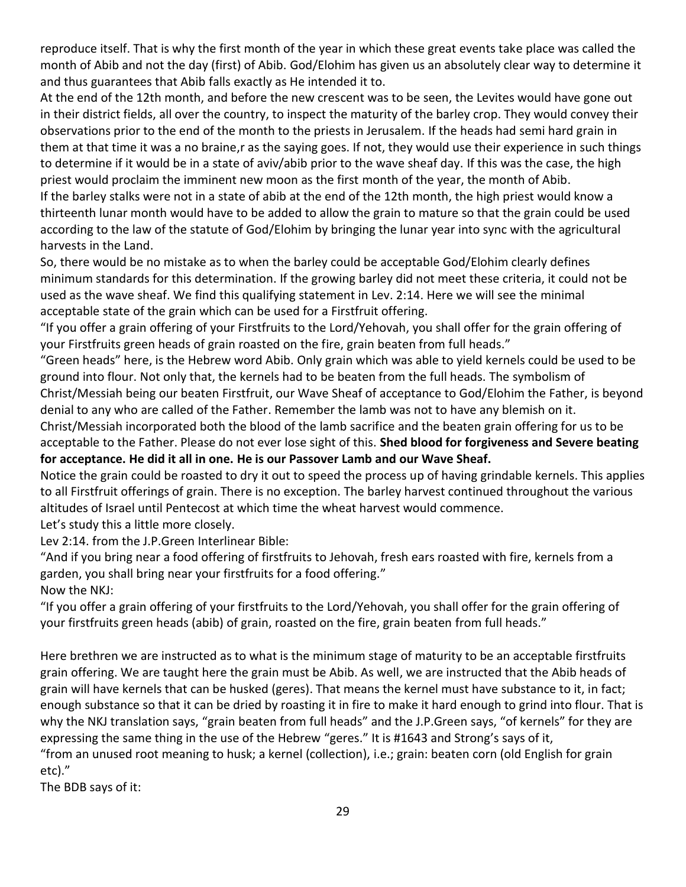reproduce itself. That is why the first month of the year in which these great events take place was called the month of Abib and not the day (first) of Abib. God/Elohim has given us an absolutely clear way to determine it and thus guarantees that Abib falls exactly as He intended it to.

At the end of the 12th month, and before the new crescent was to be seen, the Levites would have gone out in their district fields, all over the country, to inspect the maturity of the barley crop. They would convey their observations prior to the end of the month to the priests in Jerusalem. If the heads had semi hard grain in them at that time it was a no braine,r as the saying goes. If not, they would use their experience in such things to determine if it would be in a state of aviv/abib prior to the wave sheaf day. If this was the case, the high priest would proclaim the imminent new moon as the first month of the year, the month of Abib.

If the barley stalks were not in a state of abib at the end of the 12th month, the high priest would know a thirteenth lunar month would have to be added to allow the grain to mature so that the grain could be used according to the law of the statute of God/Elohim by bringing the lunar year into sync with the agricultural harvests in the Land.

So, there would be no mistake as to when the barley could be acceptable God/Elohim clearly defines minimum standards for this determination. If the growing barley did not meet these criteria, it could not be used as the wave sheaf. We find this qualifying statement in Lev. 2:14. Here we will see the minimal acceptable state of the grain which can be used for a Firstfruit offering.

"If you offer a grain offering of your Firstfruits to the Lord/Yehovah, you shall offer for the grain offering of your Firstfruits green heads of grain roasted on the fire, grain beaten from full heads."

"Green heads" here, is the Hebrew word Abib. Only grain which was able to yield kernels could be used to be ground into flour. Not only that, the kernels had to be beaten from the full heads. The symbolism of Christ/Messiah being our beaten Firstfruit, our Wave Sheaf of acceptance to God/Elohim the Father, is beyond denial to any who are called of the Father. Remember the lamb was not to have any blemish on it. Christ/Messiah incorporated both the blood of the lamb sacrifice and the beaten grain offering for us to be acceptable to the Father. Please do not ever lose sight of this. **Shed blood for forgiveness and Severe beating for acceptance. He did it all in one. He is our Passover Lamb and our Wave Sheaf.**

Notice the grain could be roasted to dry it out to speed the process up of having grindable kernels. This applies to all Firstfruit offerings of grain. There is no exception. The barley harvest continued throughout the various altitudes of Israel until Pentecost at which time the wheat harvest would commence.

Let's study this a little more closely.

Lev 2:14. from the J.P.Green Interlinear Bible:

"And if you bring near a food offering of firstfruits to Jehovah, fresh ears roasted with fire, kernels from a garden, you shall bring near your firstfruits for a food offering."

Now the NKJ:

"If you offer a grain offering of your firstfruits to the Lord/Yehovah, you shall offer for the grain offering of your firstfruits green heads (abib) of grain, roasted on the fire, grain beaten from full heads."

Here brethren we are instructed as to what is the minimum stage of maturity to be an acceptable firstfruits grain offering. We are taught here the grain must be Abib. As well, we are instructed that the Abib heads of grain will have kernels that can be husked (geres). That means the kernel must have substance to it, in fact; enough substance so that it can be dried by roasting it in fire to make it hard enough to grind into flour. That is why the NKJ translation says, "grain beaten from full heads" and the J.P.Green says, "of kernels" for they are expressing the same thing in the use of the Hebrew "geres." It is #1643 and Strong's says of it,

"from an unused root meaning to husk; a kernel (collection), i.e.; grain: beaten corn (old English for grain etc)."

The BDB says of it: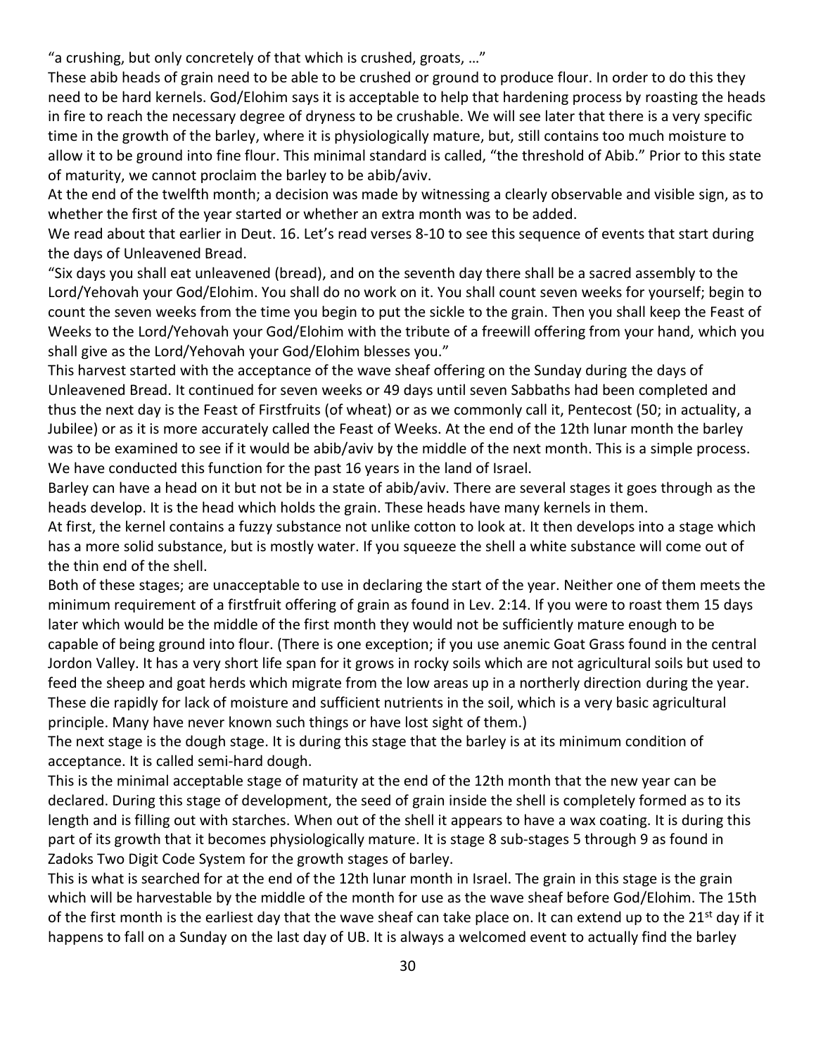"a crushing, but only concretely of that which is crushed, groats, …"

These abib heads of grain need to be able to be crushed or ground to produce flour. In order to do this they need to be hard kernels. God/Elohim says it is acceptable to help that hardening process by roasting the heads in fire to reach the necessary degree of dryness to be crushable. We will see later that there is a very specific time in the growth of the barley, where it is physiologically mature, but, still contains too much moisture to allow it to be ground into fine flour. This minimal standard is called, "the threshold of Abib." Prior to this state of maturity, we cannot proclaim the barley to be abib/aviv.

At the end of the twelfth month; a decision was made by witnessing a clearly observable and visible sign, as to whether the first of the year started or whether an extra month was to be added.

We read about that earlier in Deut. 16. Let's read verses 8-10 to see this sequence of events that start during the days of Unleavened Bread.

"Six days you shall eat unleavened (bread), and on the seventh day there shall be a sacred assembly to the Lord/Yehovah your God/Elohim. You shall do no work on it. You shall count seven weeks for yourself; begin to count the seven weeks from the time you begin to put the sickle to the grain. Then you shall keep the Feast of Weeks to the Lord/Yehovah your God/Elohim with the tribute of a freewill offering from your hand, which you shall give as the Lord/Yehovah your God/Elohim blesses you."

This harvest started with the acceptance of the wave sheaf offering on the Sunday during the days of Unleavened Bread. It continued for seven weeks or 49 days until seven Sabbaths had been completed and thus the next day is the Feast of Firstfruits (of wheat) or as we commonly call it, Pentecost (50; in actuality, a Jubilee) or as it is more accurately called the Feast of Weeks. At the end of the 12th lunar month the barley was to be examined to see if it would be abib/aviv by the middle of the next month. This is a simple process. We have conducted this function for the past 16 years in the land of Israel.

Barley can have a head on it but not be in a state of abib/aviv. There are several stages it goes through as the heads develop. It is the head which holds the grain. These heads have many kernels in them.

At first, the kernel contains a fuzzy substance not unlike cotton to look at. It then develops into a stage which has a more solid substance, but is mostly water. If you squeeze the shell a white substance will come out of the thin end of the shell.

Both of these stages; are unacceptable to use in declaring the start of the year. Neither one of them meets the minimum requirement of a firstfruit offering of grain as found in Lev. 2:14. If you were to roast them 15 days later which would be the middle of the first month they would not be sufficiently mature enough to be capable of being ground into flour. (There is one exception; if you use anemic Goat Grass found in the central Jordon Valley. It has a very short life span for it grows in rocky soils which are not agricultural soils but used to feed the sheep and goat herds which migrate from the low areas up in a northerly direction during the year. These die rapidly for lack of moisture and sufficient nutrients in the soil, which is a very basic agricultural principle. Many have never known such things or have lost sight of them.)

The next stage is the dough stage. It is during this stage that the barley is at its minimum condition of acceptance. It is called semi-hard dough.

This is the minimal acceptable stage of maturity at the end of the 12th month that the new year can be declared. During this stage of development, the seed of grain inside the shell is completely formed as to its length and is filling out with starches. When out of the shell it appears to have a wax coating. It is during this part of its growth that it becomes physiologically mature. It is stage 8 sub-stages 5 through 9 as found in Zadoks Two Digit Code System for the growth stages of barley.

This is what is searched for at the end of the 12th lunar month in Israel. The grain in this stage is the grain which will be harvestable by the middle of the month for use as the wave sheaf before God/Elohim. The 15th of the first month is the earliest day that the wave sheaf can take place on. It can extend up to the 21st day if it happens to fall on a Sunday on the last day of UB. It is always a welcomed event to actually find the barley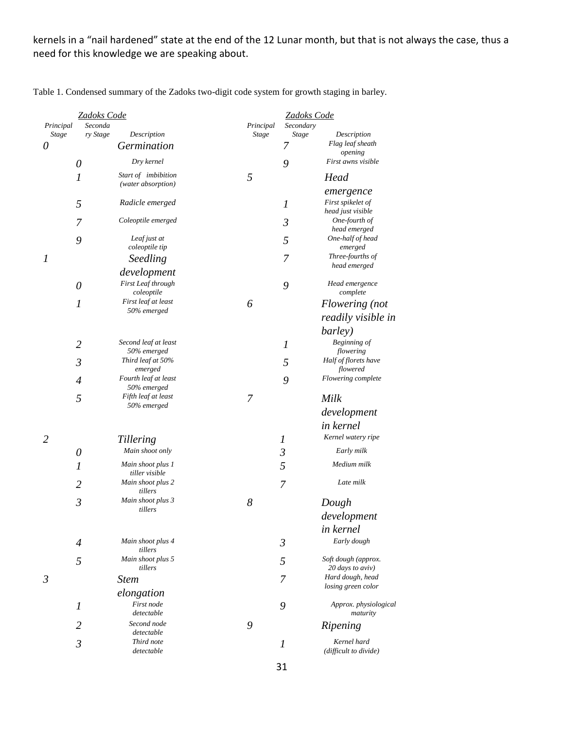kernels in a "nail hardened" state at the end of the 12 Lunar month, but that is not always the case, thus a need for this knowledge we are speaking about.

Table 1. Condensed summary of the Zadoks two-digit code system for growth staging in barley.

| Zadoks Code | | | Zadoks Code | | |
|---|---|---|---|---|---|
| *Principal Stage* | *Secondary Stage* | *Description* | *Principal Stage* | *Secondary Stage* | *Description* |
| *0* | | *Germination* | | *7* | *Flag leaf sheath opening* |
| | *0* | *Dry kernel* | | *9* | *First awns visible* |
| | *1* | *Start of imbibition (water absorption)* | *5* | | *Head emergence* |
| | *5* | *Radicle emerged* | | *1* | *First spikelet of head just visible* |
| | *7* | *Coleoptile emerged* | | *3* | *One-fourth of head emerged* |
| | *9* | *Leaf just at coleoptile tip* | | *5* | *One-half of head emerged* |
| *1* | | *Seedling development* | | *7* | *Three-fourths of head emerged* |
| | *0* | *First Leaf through coleoptile* | | *9* | *Head emergence complete* |
| | *1* | *First leaf at least 50% emerged* | *6* | | *Flowering (not readily visible in barley)* |
| | *2* | *Second leaf at least 50% emerged* | | *1* | *Beginning of flowering* |
| | *3* | *Third leaf at 50% emerged* | | *5* | *Half of florets have flowered* |
| | *4* | *Fourth leaf at least 50% emerged* | | *9* | *Flowering complete* |
| | *5* | *Fifth leaf at least 50% emerged* | *7* | | *Milk development in kernel* |
| *2* | | *Tillering* | | *1* | *Kernel watery ripe* |
| | *0* | *Main shoot only* | | *3* | *Early milk* |
| | *1* | *Main shoot plus 1 tiller visible* | | *5* | *Medium milk* |
| | *2* | *Main shoot plus 2 tillers* | | *7* | *Late milk* |
| | *3* | *Main shoot plus 3 tillers* | *8* | | *Dough development in kernel* |
| | *4* | *Main shoot plus 4 tillers* | | *3* | *Early dough* |
| | *5* | *Main shoot plus 5 tillers* | | *5* | *Soft dough (approx. 20 days to aviv)* |
| *3* | | *Stem elongation* | | *7* | *Hard dough, head losing green color* |
| | *1* | *First node detectable* | | *9* | *Approx. physiological maturity* |
| | *2* | *Second node detectable* | *9* | | *Ripening* |
| | *3* | *Third note detectable* | | *1* | *Kernel hard (difficult to divide)* |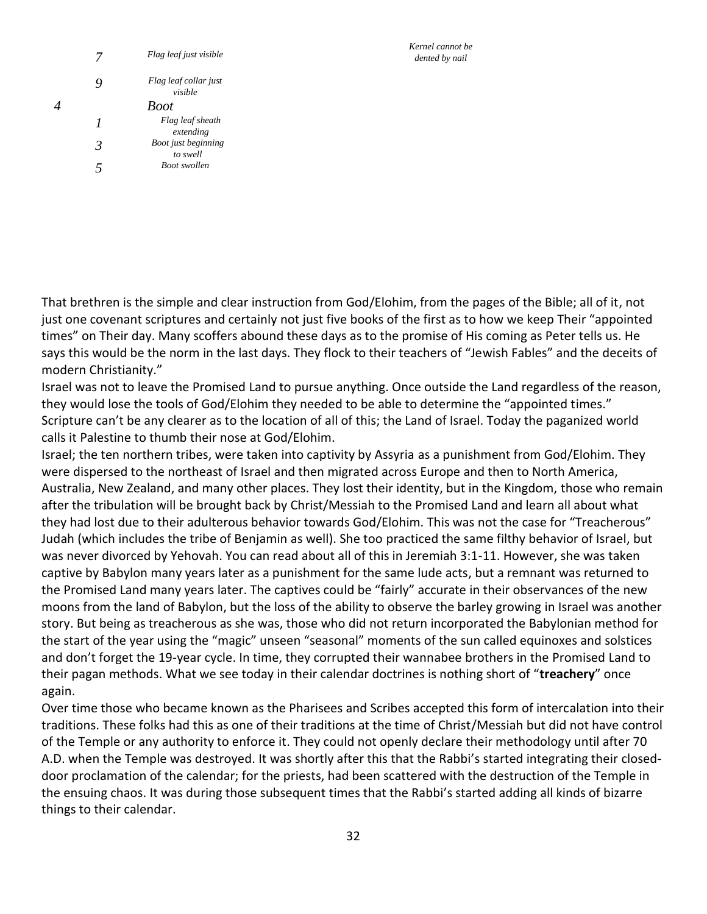| | | | |
|---|---|---|---|
| | 7 | *Flag leaf just visible* | *Kernel cannot be dented by nail* |
| | 9 | *Flag leaf collar just visible* | |
| 4 | | *Boot* | |
| | 1 | *Flag leaf sheath extending* | |
| | 3 | *Boot just beginning to swell* | |
| | 5 | *Boot swollen* | |

That brethren is the simple and clear instruction from God/Elohim, from the pages of the Bible; all of it, not just one covenant scriptures and certainly not just five books of the first as to how we keep Their "appointed times" on Their day. Many scoffers abound these days as to the promise of His coming as Peter tells us. He says this would be the norm in the last days. They flock to their teachers of "Jewish Fables" and the deceits of modern Christianity."

Israel was not to leave the Promised Land to pursue anything. Once outside the Land regardless of the reason, they would lose the tools of God/Elohim they needed to be able to determine the "appointed times." Scripture can't be any clearer as to the location of all of this; the Land of Israel. Today the paganized world calls it Palestine to thumb their nose at God/Elohim.

Israel; the ten northern tribes, were taken into captivity by Assyria as a punishment from God/Elohim. They were dispersed to the northeast of Israel and then migrated across Europe and then to North America, Australia, New Zealand, and many other places. They lost their identity, but in the Kingdom, those who remain after the tribulation will be brought back by Christ/Messiah to the Promised Land and learn all about what they had lost due to their adulterous behavior towards God/Elohim. This was not the case for "Treacherous" Judah (which includes the tribe of Benjamin as well). She too practiced the same filthy behavior of Israel, but was never divorced by Yehovah. You can read about all of this in Jeremiah 3:1-11. However, she was taken captive by Babylon many years later as a punishment for the same lude acts, but a remnant was returned to the Promised Land many years later. The captives could be "fairly" accurate in their observances of the new moons from the land of Babylon, but the loss of the ability to observe the barley growing in Israel was another story. But being as treacherous as she was, those who did not return incorporated the Babylonian method for the start of the year using the "magic" unseen "seasonal" moments of the sun called equinoxes and solstices and don't forget the 19-year cycle. In time, they corrupted their wannabee brothers in the Promised Land to their pagan methods. What we see today in their calendar doctrines is nothing short of "**treachery**" once again.

Over time those who became known as the Pharisees and Scribes accepted this form of intercalation into their traditions. These folks had this as one of their traditions at the time of Christ/Messiah but did not have control of the Temple or any authority to enforce it. They could not openly declare their methodology until after 70 A.D. when the Temple was destroyed. It was shortly after this that the Rabbi's started integrating their closed-door proclamation of the calendar; for the priests, had been scattered with the destruction of the Temple in the ensuing chaos. It was during those subsequent times that the Rabbi's started adding all kinds of bizarre things to their calendar.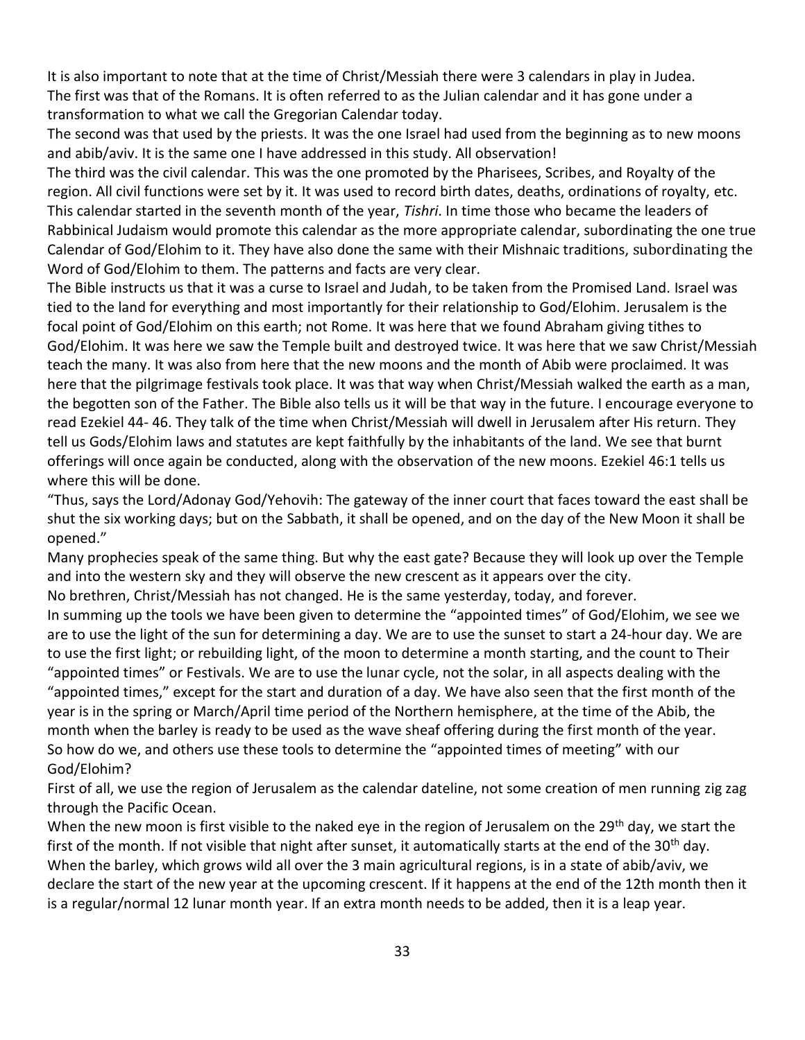It is also important to note that at the time of Christ/Messiah there were 3 calendars in play in Judea. The first was that of the Romans. It is often referred to as the Julian calendar and it has gone under a transformation to what we call the Gregorian Calendar today.

The second was that used by the priests. It was the one Israel had used from the beginning as to new moons and abib/aviv. It is the same one I have addressed in this study. All observation!

The third was the civil calendar. This was the one promoted by the Pharisees, Scribes, and Royalty of the region. All civil functions were set by it. It was used to record birth dates, deaths, ordinations of royalty, etc. This calendar started in the seventh month of the year, *Tishri*. In time those who became the leaders of Rabbinical Judaism would promote this calendar as the more appropriate calendar, subordinating the one true Calendar of God/Elohim to it. They have also done the same with their Mishnaic traditions, subordinating the Word of God/Elohim to them. The patterns and facts are very clear.

The Bible instructs us that it was a curse to Israel and Judah, to be taken from the Promised Land. Israel was tied to the land for everything and most importantly for their relationship to God/Elohim. Jerusalem is the focal point of God/Elohim on this earth; not Rome. It was here that we found Abraham giving tithes to God/Elohim. It was here we saw the Temple built and destroyed twice. It was here that we saw Christ/Messiah teach the many. It was also from here that the new moons and the month of Abib were proclaimed. It was here that the pilgrimage festivals took place. It was that way when Christ/Messiah walked the earth as a man, the begotten son of the Father. The Bible also tells us it will be that way in the future. I encourage everyone to read Ezekiel 44- 46. They talk of the time when Christ/Messiah will dwell in Jerusalem after His return. They tell us Gods/Elohim laws and statutes are kept faithfully by the inhabitants of the land. We see that burnt offerings will once again be conducted, along with the observation of the new moons. Ezekiel 46:1 tells us where this will be done.

"Thus, says the Lord/Adonay God/Yehovih: The gateway of the inner court that faces toward the east shall be shut the six working days; but on the Sabbath, it shall be opened, and on the day of the New Moon it shall be opened."

Many prophecies speak of the same thing. But why the east gate? Because they will look up over the Temple and into the western sky and they will observe the new crescent as it appears over the city.

No brethren, Christ/Messiah has not changed. He is the same yesterday, today, and forever.

In summing up the tools we have been given to determine the "appointed times" of God/Elohim, we see we are to use the light of the sun for determining a day. We are to use the sunset to start a 24-hour day. We are to use the first light; or rebuilding light, of the moon to determine a month starting, and the count to Their "appointed times" or Festivals. We are to use the lunar cycle, not the solar, in all aspects dealing with the "appointed times," except for the start and duration of a day. We have also seen that the first month of the year is in the spring or March/April time period of the Northern hemisphere, at the time of the Abib, the month when the barley is ready to be used as the wave sheaf offering during the first month of the year.

So how do we, and others use these tools to determine the "appointed times of meeting" with our God/Elohim?

First of all, we use the region of Jerusalem as the calendar dateline, not some creation of men running zig zag through the Pacific Ocean.

When the new moon is first visible to the naked eye in the region of Jerusalem on the 29th day, we start the first of the month. If not visible that night after sunset, it automatically starts at the end of the 30th day.

When the barley, which grows wild all over the 3 main agricultural regions, is in a state of abib/aviv, we declare the start of the new year at the upcoming crescent. If it happens at the end of the 12th month then it is a regular/normal 12 lunar month year. If an extra month needs to be added, then it is a leap year.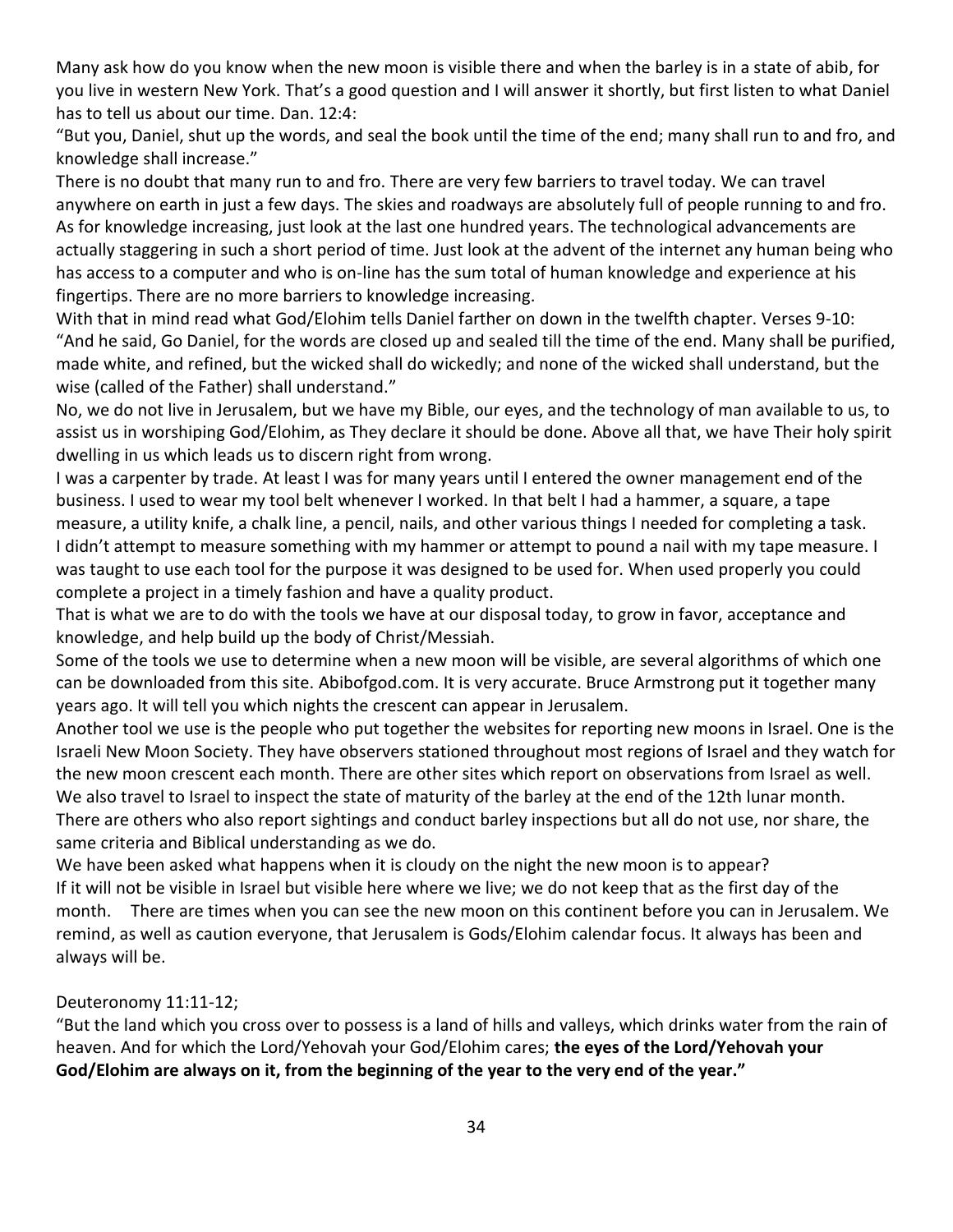Many ask how do you know when the new moon is visible there and when the barley is in a state of abib, for you live in western New York. That's a good question and I will answer it shortly, but first listen to what Daniel has to tell us about our time. Dan. 12:4:

"But you, Daniel, shut up the words, and seal the book until the time of the end; many shall run to and fro, and knowledge shall increase."

There is no doubt that many run to and fro. There are very few barriers to travel today. We can travel anywhere on earth in just a few days. The skies and roadways are absolutely full of people running to and fro. As for knowledge increasing, just look at the last one hundred years. The technological advancements are actually staggering in such a short period of time. Just look at the advent of the internet any human being who has access to a computer and who is on-line has the sum total of human knowledge and experience at his fingertips. There are no more barriers to knowledge increasing.

With that in mind read what God/Elohim tells Daniel farther on down in the twelfth chapter. Verses 9-10:

"And he said, Go Daniel, for the words are closed up and sealed till the time of the end. Many shall be purified, made white, and refined, but the wicked shall do wickedly; and none of the wicked shall understand, but the wise (called of the Father) shall understand."

No, we do not live in Jerusalem, but we have my Bible, our eyes, and the technology of man available to us, to assist us in worshiping God/Elohim, as They declare it should be done. Above all that, we have Their holy spirit dwelling in us which leads us to discern right from wrong.

I was a carpenter by trade. At least I was for many years until I entered the owner management end of the business. I used to wear my tool belt whenever I worked. In that belt I had a hammer, a square, a tape measure, a utility knife, a chalk line, a pencil, nails, and other various things I needed for completing a task. I didn't attempt to measure something with my hammer or attempt to pound a nail with my tape measure. I was taught to use each tool for the purpose it was designed to be used for. When used properly you could complete a project in a timely fashion and have a quality product.

That is what we are to do with the tools we have at our disposal today, to grow in favor, acceptance and knowledge, and help build up the body of Christ/Messiah.

Some of the tools we use to determine when a new moon will be visible, are several algorithms of which one can be downloaded from this site. Abibofgod.com. It is very accurate. Bruce Armstrong put it together many years ago. It will tell you which nights the crescent can appear in Jerusalem.

Another tool we use is the people who put together the websites for reporting new moons in Israel. One is the Israeli New Moon Society. They have observers stationed throughout most regions of Israel and they watch for the new moon crescent each month. There are other sites which report on observations from Israel as well. We also travel to Israel to inspect the state of maturity of the barley at the end of the 12th lunar month. There are others who also report sightings and conduct barley inspections but all do not use, nor share, the same criteria and Biblical understanding as we do.

We have been asked what happens when it is cloudy on the night the new moon is to appear?

If it will not be visible in Israel but visible here where we live; we do not keep that as the first day of the month. There are times when you can see the new moon on this continent before you can in Jerusalem. We remind, as well as caution everyone, that Jerusalem is Gods/Elohim calendar focus. It always has been and always will be.

Deuteronomy 11:11-12;

"But the land which you cross over to possess is a land of hills and valleys, which drinks water from the rain of heaven. And for which the Lord/Yehovah your God/Elohim cares; **the eyes of the Lord/Yehovah your God/Elohim are always on it, from the beginning of the year to the very end of the year."**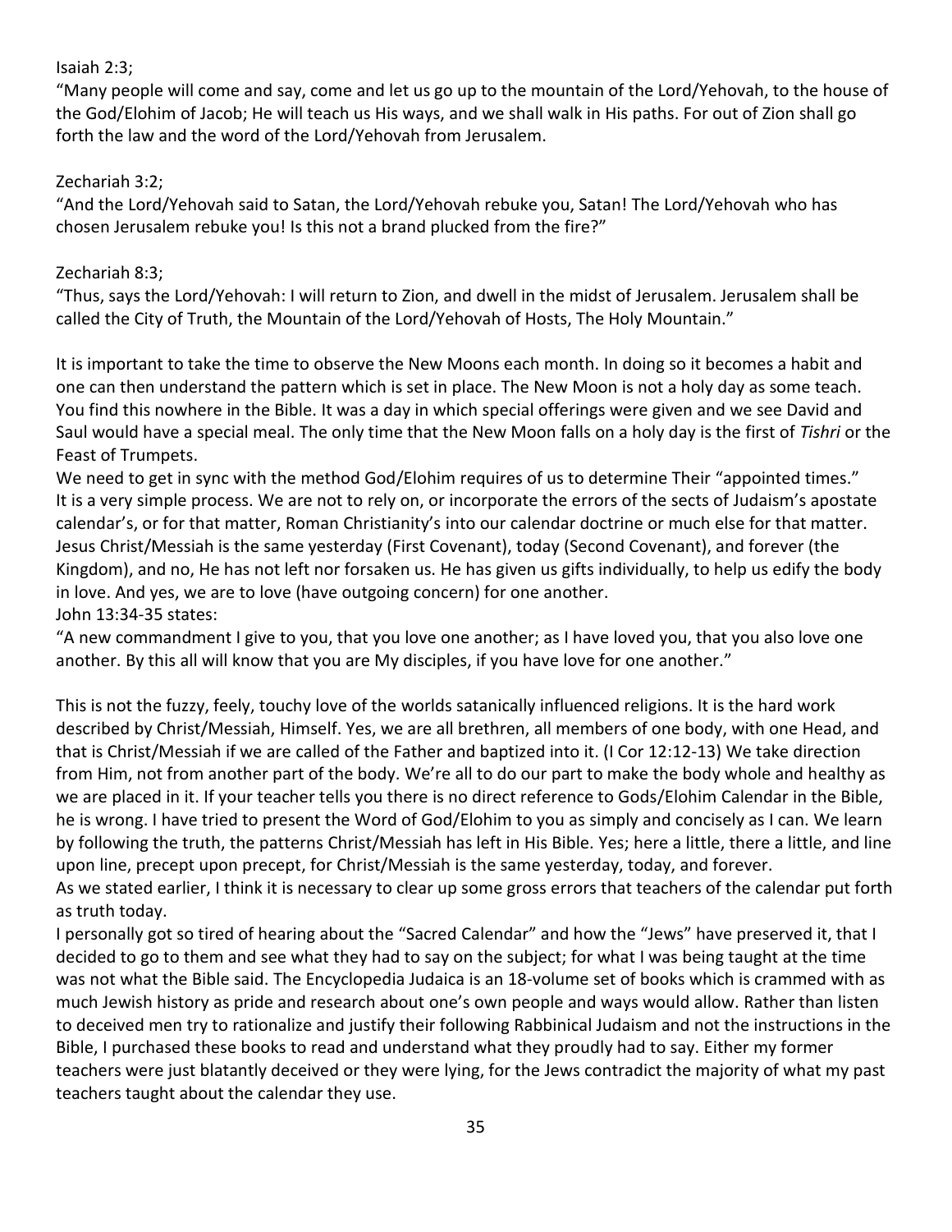Isaiah 2:3;

"Many people will come and say, come and let us go up to the mountain of the Lord/Yehovah, to the house of the God/Elohim of Jacob; He will teach us His ways, and we shall walk in His paths. For out of Zion shall go forth the law and the word of the Lord/Yehovah from Jerusalem.

Zechariah 3:2;

"And the Lord/Yehovah said to Satan, the Lord/Yehovah rebuke you, Satan! The Lord/Yehovah who has chosen Jerusalem rebuke you! Is this not a brand plucked from the fire?"

Zechariah 8:3;

"Thus, says the Lord/Yehovah: I will return to Zion, and dwell in the midst of Jerusalem. Jerusalem shall be called the City of Truth, the Mountain of the Lord/Yehovah of Hosts, The Holy Mountain."

It is important to take the time to observe the New Moons each month. In doing so it becomes a habit and one can then understand the pattern which is set in place. The New Moon is not a holy day as some teach. You find this nowhere in the Bible. It was a day in which special offerings were given and we see David and Saul would have a special meal. The only time that the New Moon falls on a holy day is the first of *Tishri* or the Feast of Trumpets.

We need to get in sync with the method God/Elohim requires of us to determine Their "appointed times." It is a very simple process. We are not to rely on, or incorporate the errors of the sects of Judaism's apostate calendar's, or for that matter, Roman Christianity's into our calendar doctrine or much else for that matter. Jesus Christ/Messiah is the same yesterday (First Covenant), today (Second Covenant), and forever (the Kingdom), and no, He has not left nor forsaken us. He has given us gifts individually, to help us edify the body in love. And yes, we are to love (have outgoing concern) for one another.

John 13:34-35 states:

"A new commandment I give to you, that you love one another; as I have loved you, that you also love one another. By this all will know that you are My disciples, if you have love for one another."

This is not the fuzzy, feely, touchy love of the worlds satanically influenced religions. It is the hard work described by Christ/Messiah, Himself. Yes, we are all brethren, all members of one body, with one Head, and that is Christ/Messiah if we are called of the Father and baptized into it. (I Cor 12:12-13) We take direction from Him, not from another part of the body. We're all to do our part to make the body whole and healthy as we are placed in it. If your teacher tells you there is no direct reference to Gods/Elohim Calendar in the Bible, he is wrong. I have tried to present the Word of God/Elohim to you as simply and concisely as I can. We learn by following the truth, the patterns Christ/Messiah has left in His Bible. Yes; here a little, there a little, and line upon line, precept upon precept, for Christ/Messiah is the same yesterday, today, and forever.

As we stated earlier, I think it is necessary to clear up some gross errors that teachers of the calendar put forth as truth today.

I personally got so tired of hearing about the "Sacred Calendar" and how the "Jews" have preserved it, that I decided to go to them and see what they had to say on the subject; for what I was being taught at the time was not what the Bible said. The Encyclopedia Judaica is an 18-volume set of books which is crammed with as much Jewish history as pride and research about one's own people and ways would allow. Rather than listen to deceived men try to rationalize and justify their following Rabbinical Judaism and not the instructions in the Bible, I purchased these books to read and understand what they proudly had to say. Either my former teachers were just blatantly deceived or they were lying, for the Jews contradict the majority of what my past teachers taught about the calendar they use.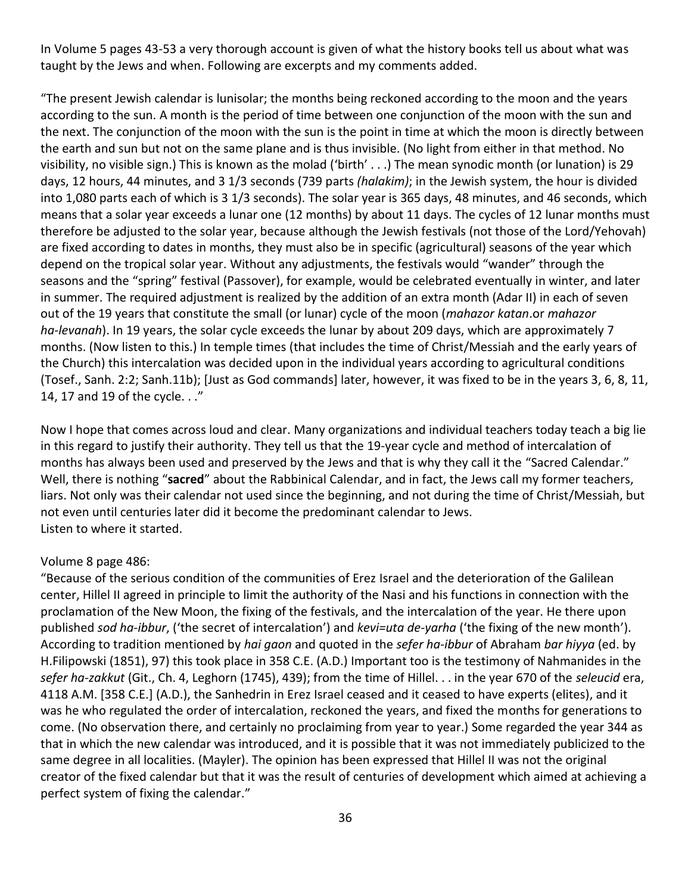In Volume 5 pages 43-53 a very thorough account is given of what the history books tell us about what was taught by the Jews and when. Following are excerpts and my comments added.

"The present Jewish calendar is lunisolar; the months being reckoned according to the moon and the years according to the sun. A month is the period of time between one conjunction of the moon with the sun and the next. The conjunction of the moon with the sun is the point in time at which the moon is directly between the earth and sun but not on the same plane and is thus invisible. (No light from either in that method. No visibility, no visible sign.) This is known as the molad ('birth' . . .) The mean synodic month (or lunation) is 29 days, 12 hours, 44 minutes, and 3 1/3 seconds (739 parts *(halakim)*; in the Jewish system, the hour is divided into 1,080 parts each of which is 3 1/3 seconds). The solar year is 365 days, 48 minutes, and 46 seconds, which means that a solar year exceeds a lunar one (12 months) by about 11 days. The cycles of 12 lunar months must therefore be adjusted to the solar year, because although the Jewish festivals (not those of the Lord/Yehovah) are fixed according to dates in months, they must also be in specific (agricultural) seasons of the year which depend on the tropical solar year. Without any adjustments, the festivals would "wander" through the seasons and the "spring" festival (Passover), for example, would be celebrated eventually in winter, and later in summer. The required adjustment is realized by the addition of an extra month (Adar II) in each of seven out of the 19 years that constitute the small (or lunar) cycle of the moon (*mahazor katan*.or *mahazor ha-levanah*). In 19 years, the solar cycle exceeds the lunar by about 209 days, which are approximately 7 months. (Now listen to this.) In temple times (that includes the time of Christ/Messiah and the early years of the Church) this intercalation was decided upon in the individual years according to agricultural conditions (Tosef., Sanh. 2:2; Sanh.11b); [Just as God commands] later, however, it was fixed to be in the years 3, 6, 8, 11, 14, 17 and 19 of the cycle. . ."

Now I hope that comes across loud and clear. Many organizations and individual teachers today teach a big lie in this regard to justify their authority. They tell us that the 19-year cycle and method of intercalation of months has always been used and preserved by the Jews and that is why they call it the "Sacred Calendar." Well, there is nothing "**sacred**" about the Rabbinical Calendar, and in fact, the Jews call my former teachers, liars. Not only was their calendar not used since the beginning, and not during the time of Christ/Messiah, but not even until centuries later did it become the predominant calendar to Jews.
Listen to where it started.

Volume 8 page 486:
"Because of the serious condition of the communities of Erez Israel and the deterioration of the Galilean center, Hillel II agreed in principle to limit the authority of the Nasi and his functions in connection with the proclamation of the New Moon, the fixing of the festivals, and the intercalation of the year. He there upon published *sod ha-ibbur*, ('the secret of intercalation') and *kevi=uta de-yarha* ('the fixing of the new month'). According to tradition mentioned by *hai gaon* and quoted in the *sefer ha-ibbur* of Abraham *bar hiyya* (ed. by H.Filipowski (1851), 97) this took place in 358 C.E. (A.D.) Important too is the testimony of Nahmanides in the *sefer ha-zakkut* (Git., Ch. 4, Leghorn (1745), 439); from the time of Hillel. . . in the year 670 of the *seleucid* era, 4118 A.M. [358 C.E.] (A.D.), the Sanhedrin in Erez Israel ceased and it ceased to have experts (elites), and it was he who regulated the order of intercalation, reckoned the years, and fixed the months for generations to come. (No observation there, and certainly no proclaiming from year to year.) Some regarded the year 344 as that in which the new calendar was introduced, and it is possible that it was not immediately publicized to the same degree in all localities. (Mayler). The opinion has been expressed that Hillel II was not the original creator of the fixed calendar but that it was the result of centuries of development which aimed at achieving a perfect system of fixing the calendar."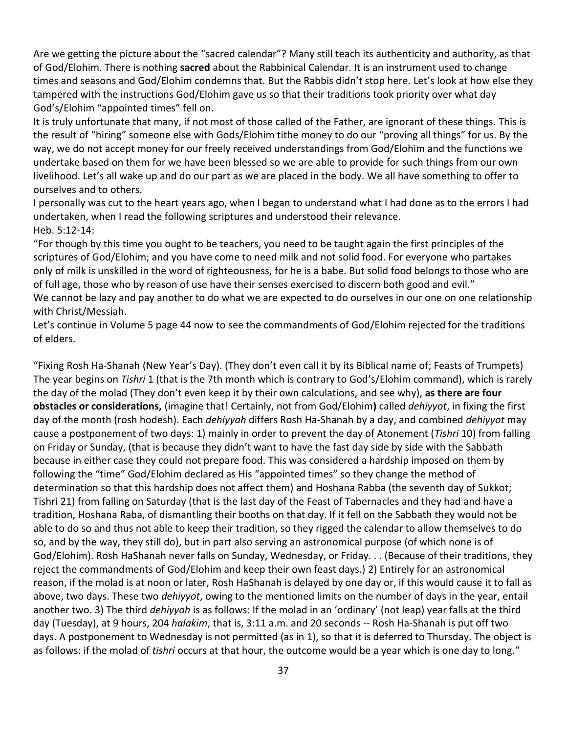Are we getting the picture about the "sacred calendar"? Many still teach its authenticity and authority, as that of God/Elohim. There is nothing **sacred** about the Rabbinical Calendar. It is an instrument used to change times and seasons and God/Elohim condemns that. But the Rabbis didn't stop here. Let's look at how else they tampered with the instructions God/Elohim gave us so that their traditions took priority over what day God's/Elohim "appointed times" fell on.

It is truly unfortunate that many, if not most of those called of the Father, are ignorant of these things. This is the result of "hiring" someone else with Gods/Elohim tithe money to do our "proving all things" for us. By the way, we do not accept money for our freely received understandings from God/Elohim and the functions we undertake based on them for we have been blessed so we are able to provide for such things from our own livelihood. Let's all wake up and do our part as we are placed in the body. We all have something to offer to ourselves and to others.

I personally was cut to the heart years ago, when I began to understand what I had done as to the errors I had undertaken, when I read the following scriptures and understood their relevance.

Heb. 5:12-14:

"For though by this time you ought to be teachers, you need to be taught again the first principles of the scriptures of God/Elohim; and you have come to need milk and not solid food. For everyone who partakes only of milk is unskilled in the word of righteousness, for he is a babe. But solid food belongs to those who are of full age, those who by reason of use have their senses exercised to discern both good and evil."

We cannot be lazy and pay another to do what we are expected to do ourselves in our one on one relationship with Christ/Messiah.

Let's continue in Volume 5 page 44 now to see the commandments of God/Elohim rejected for the traditions of elders.

"Fixing Rosh Ha-Shanah (New Year's Day). (They don't even call it by its Biblical name of; Feasts of Trumpets) The year begins on *Tishri* 1 (that is the 7th month which is contrary to God's/Elohim command), which is rarely the day of the molad (They don't even keep it by their own calculations, and see why), **as there are four obstacles or considerations,** (imagine that! Certainly, not from God/Elohim**)** called *dehiyyot*, in fixing the first day of the month (rosh hodesh). Each *dehiyyah* differs Rosh Ha-Shanah by a day, and combined *dehiyyot* may cause a postponement of two days: 1) mainly in order to prevent the day of Atonement (*Tishri* 10) from falling on Friday or Sunday, (that is because they didn't want to have the fast day side by side with the Sabbath because in either case they could not prepare food. This was considered a hardship imposed on them by following the "time" God/Elohim declared as His "appointed times" so they change the method of determination so that this hardship does not affect them) and Hoshana Rabba (the seventh day of Sukkot; Tishri 21) from falling on Saturday (that is the last day of the Feast of Tabernacles and they had and have a tradition, Hoshana Raba, of dismantling their booths on that day. If it fell on the Sabbath they would not be able to do so and thus not able to keep their tradition, so they rigged the calendar to allow themselves to do so, and by the way, they still do), but in part also serving an astronomical purpose (of which none is of God/Elohim). Rosh HaShanah never falls on Sunday, Wednesday, or Friday. . . (Because of their traditions, they reject the commandments of God/Elohim and keep their own feast days.) 2) Entirely for an astronomical reason, if the molad is at noon or later, Rosh HaShanah is delayed by one day or, if this would cause it to fall as above, two days. These two *dehiyyot*, owing to the mentioned limits on the number of days in the year, entail another two. 3) The third *dehiyyah* is as follows: If the molad in an 'ordinary' (not leap) year falls at the third day (Tuesday), at 9 hours, 204 *halakim*, that is, 3:11 a.m. and 20 seconds -- Rosh Ha-Shanah is put off two days. A postponement to Wednesday is not permitted (as in 1), so that it is deferred to Thursday. The object is as follows: if the molad of *tishri* occurs at that hour, the outcome would be a year which is one day to long."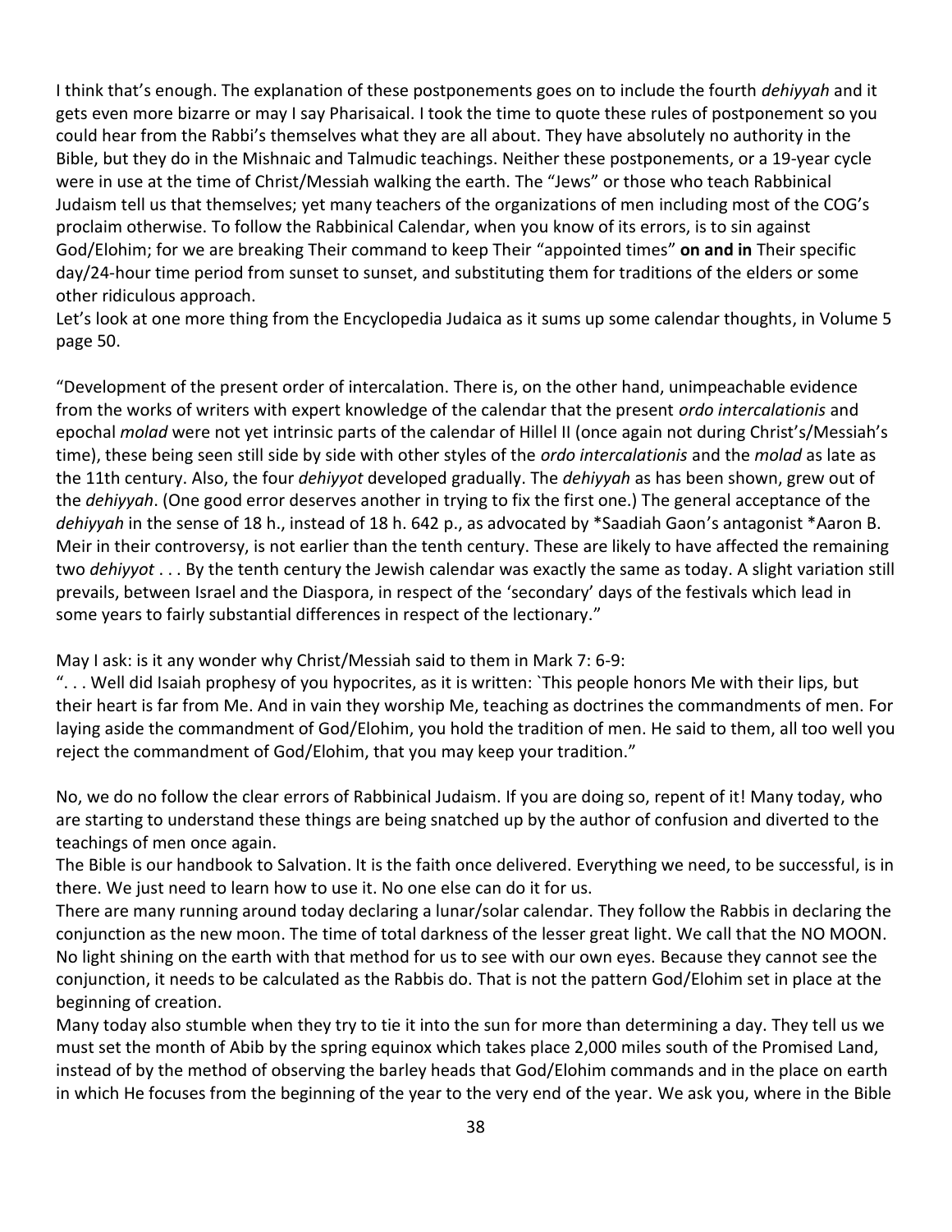I think that's enough. The explanation of these postponements goes on to include the fourth *dehiyyah* and it gets even more bizarre or may I say Pharisaical. I took the time to quote these rules of postponement so you could hear from the Rabbi's themselves what they are all about. They have absolutely no authority in the Bible, but they do in the Mishnaic and Talmudic teachings. Neither these postponements, or a 19-year cycle were in use at the time of Christ/Messiah walking the earth. The "Jews" or those who teach Rabbinical Judaism tell us that themselves; yet many teachers of the organizations of men including most of the COG's proclaim otherwise. To follow the Rabbinical Calendar, when you know of its errors, is to sin against God/Elohim; for we are breaking Their command to keep Their "appointed times" **on and in** Their specific day/24-hour time period from sunset to sunset, and substituting them for traditions of the elders or some other ridiculous approach.

Let's look at one more thing from the Encyclopedia Judaica as it sums up some calendar thoughts, in Volume 5 page 50.

"Development of the present order of intercalation. There is, on the other hand, unimpeachable evidence from the works of writers with expert knowledge of the calendar that the present *ordo intercalationis* and epochal *molad* were not yet intrinsic parts of the calendar of Hillel II (once again not during Christ's/Messiah's time), these being seen still side by side with other styles of the *ordo intercalationis* and the *molad* as late as the 11th century. Also, the four *dehiyyot* developed gradually. The *dehiyyah* as has been shown, grew out of the *dehiyyah*. (One good error deserves another in trying to fix the first one.) The general acceptance of the *dehiyyah* in the sense of 18 h., instead of 18 h. 642 p., as advocated by *Saadiah Gaon's antagonist *Aaron B. Meir in their controversy, is not earlier than the tenth century. These are likely to have affected the remaining two *dehiyyot* . . . By the tenth century the Jewish calendar was exactly the same as today. A slight variation still prevails, between Israel and the Diaspora, in respect of the 'secondary' days of the festivals which lead in some years to fairly substantial differences in respect of the lectionary."

May I ask: is it any wonder why Christ/Messiah said to them in Mark 7: 6-9:

". . . Well did Isaiah prophesy of you hypocrites, as it is written: `This people honors Me with their lips, but their heart is far from Me. And in vain they worship Me, teaching as doctrines the commandments of men. For laying aside the commandment of God/Elohim, you hold the tradition of men. He said to them, all too well you reject the commandment of God/Elohim, that you may keep your tradition."

No, we do no follow the clear errors of Rabbinical Judaism. If you are doing so, repent of it! Many today, who are starting to understand these things are being snatched up by the author of confusion and diverted to the teachings of men once again.

The Bible is our handbook to Salvation. It is the faith once delivered. Everything we need, to be successful, is in there. We just need to learn how to use it. No one else can do it for us.

There are many running around today declaring a lunar/solar calendar. They follow the Rabbis in declaring the conjunction as the new moon. The time of total darkness of the lesser great light. We call that the NO MOON. No light shining on the earth with that method for us to see with our own eyes. Because they cannot see the conjunction, it needs to be calculated as the Rabbis do. That is not the pattern God/Elohim set in place at the beginning of creation.

Many today also stumble when they try to tie it into the sun for more than determining a day. They tell us we must set the month of Abib by the spring equinox which takes place 2,000 miles south of the Promised Land, instead of by the method of observing the barley heads that God/Elohim commands and in the place on earth in which He focuses from the beginning of the year to the very end of the year. We ask you, where in the Bible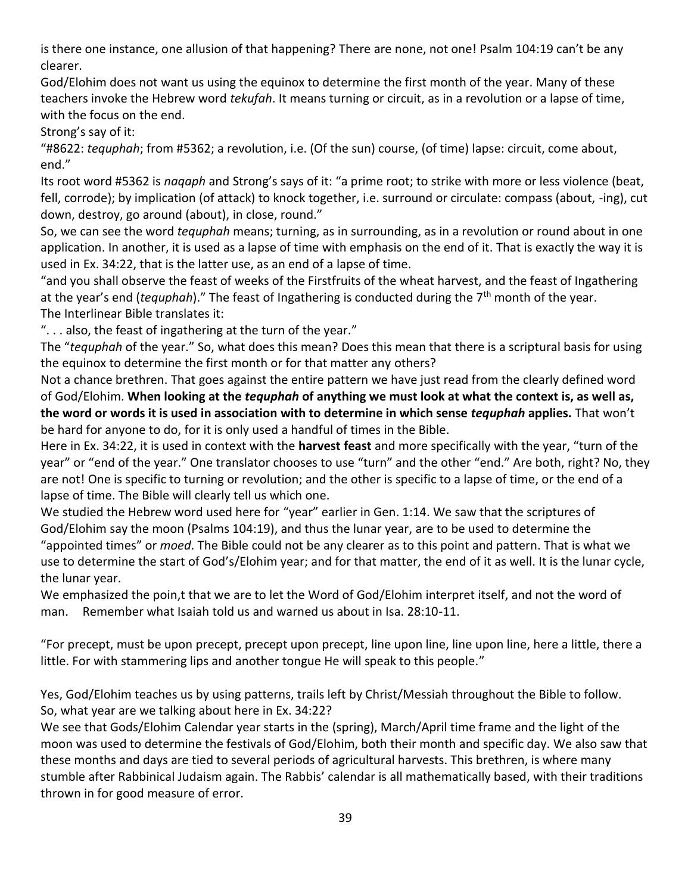is there one instance, one allusion of that happening? There are none, not one! Psalm 104:19 can't be any clearer.

God/Elohim does not want us using the equinox to determine the first month of the year. Many of these teachers invoke the Hebrew word *tekufah*. It means turning or circuit, as in a revolution or a lapse of time, with the focus on the end.

Strong's say of it:

"#8622: *tequphah*; from #5362; a revolution, i.e. (Of the sun) course, (of time) lapse: circuit, come about, end."

Its root word #5362 is *naqaph* and Strong's says of it: "a prime root; to strike with more or less violence (beat, fell, corrode); by implication (of attack) to knock together, i.e. surround or circulate: compass (about, -ing), cut down, destroy, go around (about), in close, round."

So, we can see the word *tequphah* means; turning, as in surrounding, as in a revolution or round about in one application. In another, it is used as a lapse of time with emphasis on the end of it. That is exactly the way it is used in Ex. 34:22, that is the latter use, as an end of a lapse of time.

"and you shall observe the feast of weeks of the Firstfruits of the wheat harvest, and the feast of Ingathering at the year's end (*tequphah*)." The feast of Ingathering is conducted during the 7th month of the year.

The Interlinear Bible translates it:

". . . also, the feast of ingathering at the turn of the year."

The "*tequphah* of the year." So, what does this mean? Does this mean that there is a scriptural basis for using the equinox to determine the first month or for that matter any others?

Not a chance brethren. That goes against the entire pattern we have just read from the clearly defined word of God/Elohim. **When looking at the *tequphah* of anything we must look at what the context is, as well as, the word or words it is used in association with to determine in which sense *tequphah* applies.** That won't be hard for anyone to do, for it is only used a handful of times in the Bible.

Here in Ex. 34:22, it is used in context with the **harvest feast** and more specifically with the year, "turn of the year" or "end of the year." One translator chooses to use "turn" and the other "end." Are both, right? No, they are not! One is specific to turning or revolution; and the other is specific to a lapse of time, or the end of a lapse of time. The Bible will clearly tell us which one.

We studied the Hebrew word used here for "year" earlier in Gen. 1:14. We saw that the scriptures of God/Elohim say the moon (Psalms 104:19), and thus the lunar year, are to be used to determine the "appointed times" or *moed*. The Bible could not be any clearer as to this point and pattern. That is what we use to determine the start of God's/Elohim year; and for that matter, the end of it as well. It is the lunar cycle, the lunar year.

We emphasized the poin,t that we are to let the Word of God/Elohim interpret itself, and not the word of man. Remember what Isaiah told us and warned us about in Isa. 28:10-11.

"For precept, must be upon precept, precept upon precept, line upon line, line upon line, here a little, there a little. For with stammering lips and another tongue He will speak to this people."

Yes, God/Elohim teaches us by using patterns, trails left by Christ/Messiah throughout the Bible to follow.

So, what year are we talking about here in Ex. 34:22?

We see that Gods/Elohim Calendar year starts in the (spring), March/April time frame and the light of the moon was used to determine the festivals of God/Elohim, both their month and specific day. We also saw that these months and days are tied to several periods of agricultural harvests. This brethren, is where many stumble after Rabbinical Judaism again. The Rabbis' calendar is all mathematically based, with their traditions thrown in for good measure of error.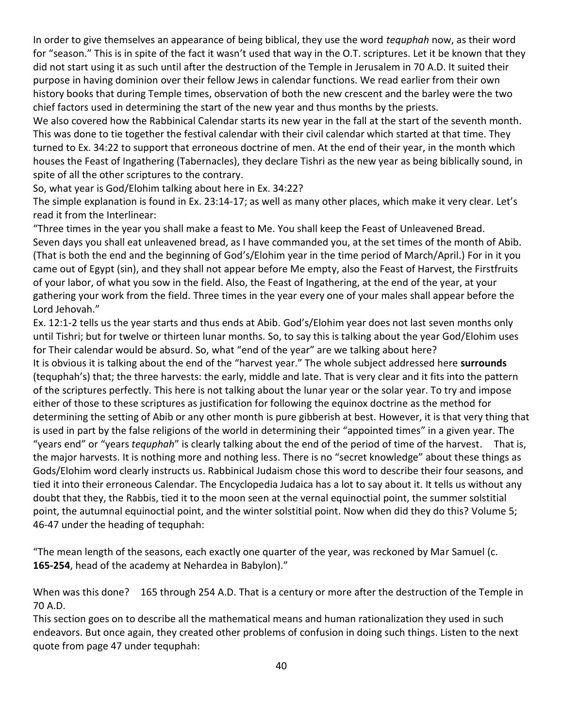In order to give themselves an appearance of being biblical, they use the word *tequphah* now, as their word for "season." This is in spite of the fact it wasn't used that way in the O.T. scriptures. Let it be known that they did not start using it as such until after the destruction of the Temple in Jerusalem in 70 A.D. It suited their purpose in having dominion over their fellow Jews in calendar functions. We read earlier from their own history books that during Temple times, observation of both the new crescent and the barley were the two chief factors used in determining the start of the new year and thus months by the priests.

We also covered how the Rabbinical Calendar starts its new year in the fall at the start of the seventh month. This was done to tie together the festival calendar with their civil calendar which started at that time. They turned to Ex. 34:22 to support that erroneous doctrine of men. At the end of their year, in the month which houses the Feast of Ingathering (Tabernacles), they declare Tishri as the new year as being biblically sound, in spite of all the other scriptures to the contrary.

So, what year is God/Elohim talking about here in Ex. 34:22?

The simple explanation is found in Ex. 23:14-17; as well as many other places, which make it very clear. Let's read it from the Interlinear:

"Three times in the year you shall make a feast to Me. You shall keep the Feast of Unleavened Bread. Seven days you shall eat unleavened bread, as I have commanded you, at the set times of the month of Abib. (That is both the end and the beginning of God's/Elohim year in the time period of March/April.) For in it you came out of Egypt (sin), and they shall not appear before Me empty, also the Feast of Harvest, the Firstfruits of your labor, of what you sow in the field. Also, the Feast of Ingathering, at the end of the year, at your gathering your work from the field. Three times in the year every one of your males shall appear before the Lord Jehovah."

Ex. 12:1-2 tells us the year starts and thus ends at Abib. God's/Elohim year does not last seven months only until Tishri; but for twelve or thirteen lunar months. So, to say this is talking about the year God/Elohim uses for Their calendar would be absurd. So, what "end of the year" are we talking about here?

It is obvious it is talking about the end of the "harvest year." The whole subject addressed here **surrounds** (tequphah's) that; the three harvests: the early, middle and late. That is very clear and it fits into the pattern of the scriptures perfectly. This here is not talking about the lunar year or the solar year. To try and impose either of those to these scriptures as justification for following the equinox doctrine as the method for determining the setting of Abib or any other month is pure gibberish at best. However, it is that very thing that is used in part by the false religions of the world in determining their "appointed times" in a given year. The "years end" or "years *tequphah*" is clearly talking about the end of the period of time of the harvest. That is, the major harvests. It is nothing more and nothing less. There is no "secret knowledge" about these things as Gods/Elohim word clearly instructs us. Rabbinical Judaism chose this word to describe their four seasons, and tied it into their erroneous Calendar. The Encyclopedia Judaica has a lot to say about it. It tells us without any doubt that they, the Rabbis, tied it to the moon seen at the vernal equinoctial point, the summer solstitial point, the autumnal equinoctial point, and the winter solstitial point. Now when did they do this? Volume 5; 46-47 under the heading of tequphah:

"The mean length of the seasons, each exactly one quarter of the year, was reckoned by Mar Samuel (c. **165-254**, head of the academy at Nehardea in Babylon)."

When was this done? 165 through 254 A.D. That is a century or more after the destruction of the Temple in 70 A.D.

This section goes on to describe all the mathematical means and human rationalization they used in such endeavors. But once again, they created other problems of confusion in doing such things. Listen to the next quote from page 47 under tequphah: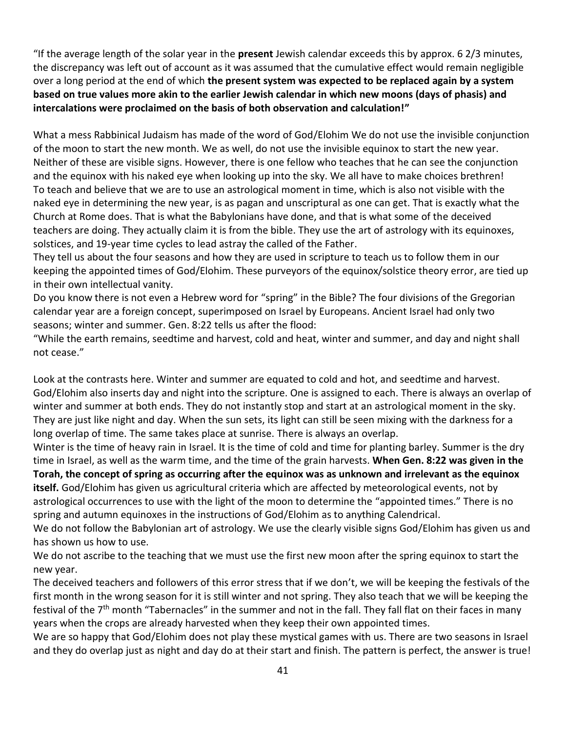"If the average length of the solar year in the **present** Jewish calendar exceeds this by approx. 6 2/3 minutes, the discrepancy was left out of account as it was assumed that the cumulative effect would remain negligible over a long period at the end of which **the present system was expected to be replaced again by a system based on true values more akin to the earlier Jewish calendar in which new moons (days of phasis) and intercalations were proclaimed on the basis of both observation and calculation!"**

What a mess Rabbinical Judaism has made of the word of God/Elohim We do not use the invisible conjunction of the moon to start the new month. We as well, do not use the invisible equinox to start the new year. Neither of these are visible signs. However, there is one fellow who teaches that he can see the conjunction and the equinox with his naked eye when looking up into the sky. We all have to make choices brethren! To teach and believe that we are to use an astrological moment in time, which is also not visible with the naked eye in determining the new year, is as pagan and unscriptural as one can get. That is exactly what the Church at Rome does. That is what the Babylonians have done, and that is what some of the deceived teachers are doing. They actually claim it is from the bible. They use the art of astrology with its equinoxes, solstices, and 19-year time cycles to lead astray the called of the Father.

They tell us about the four seasons and how they are used in scripture to teach us to follow them in our keeping the appointed times of God/Elohim. These purveyors of the equinox/solstice theory error, are tied up in their own intellectual vanity.

Do you know there is not even a Hebrew word for "spring" in the Bible? The four divisions of the Gregorian calendar year are a foreign concept, superimposed on Israel by Europeans. Ancient Israel had only two seasons; winter and summer. Gen. 8:22 tells us after the flood:

"While the earth remains, seedtime and harvest, cold and heat, winter and summer, and day and night shall not cease."

Look at the contrasts here. Winter and summer are equated to cold and hot, and seedtime and harvest. God/Elohim also inserts day and night into the scripture. One is assigned to each. There is always an overlap of winter and summer at both ends. They do not instantly stop and start at an astrological moment in the sky. They are just like night and day. When the sun sets, its light can still be seen mixing with the darkness for a long overlap of time. The same takes place at sunrise. There is always an overlap.

Winter is the time of heavy rain in Israel. It is the time of cold and time for planting barley. Summer is the dry time in Israel, as well as the warm time, and the time of the grain harvests. **When Gen. 8:22 was given in the Torah, the concept of spring as occurring after the equinox was as unknown and irrelevant as the equinox itself.** God/Elohim has given us agricultural criteria which are affected by meteorological events, not by astrological occurrences to use with the light of the moon to determine the "appointed times." There is no spring and autumn equinoxes in the instructions of God/Elohim as to anything Calendrical.

We do not follow the Babylonian art of astrology. We use the clearly visible signs God/Elohim has given us and has shown us how to use.

We do not ascribe to the teaching that we must use the first new moon after the spring equinox to start the new year.

The deceived teachers and followers of this error stress that if we don't, we will be keeping the festivals of the first month in the wrong season for it is still winter and not spring. They also teach that we will be keeping the festival of the 7th month "Tabernacles" in the summer and not in the fall. They fall flat on their faces in many years when the crops are already harvested when they keep their own appointed times.

We are so happy that God/Elohim does not play these mystical games with us. There are two seasons in Israel and they do overlap just as night and day do at their start and finish. The pattern is perfect, the answer is true!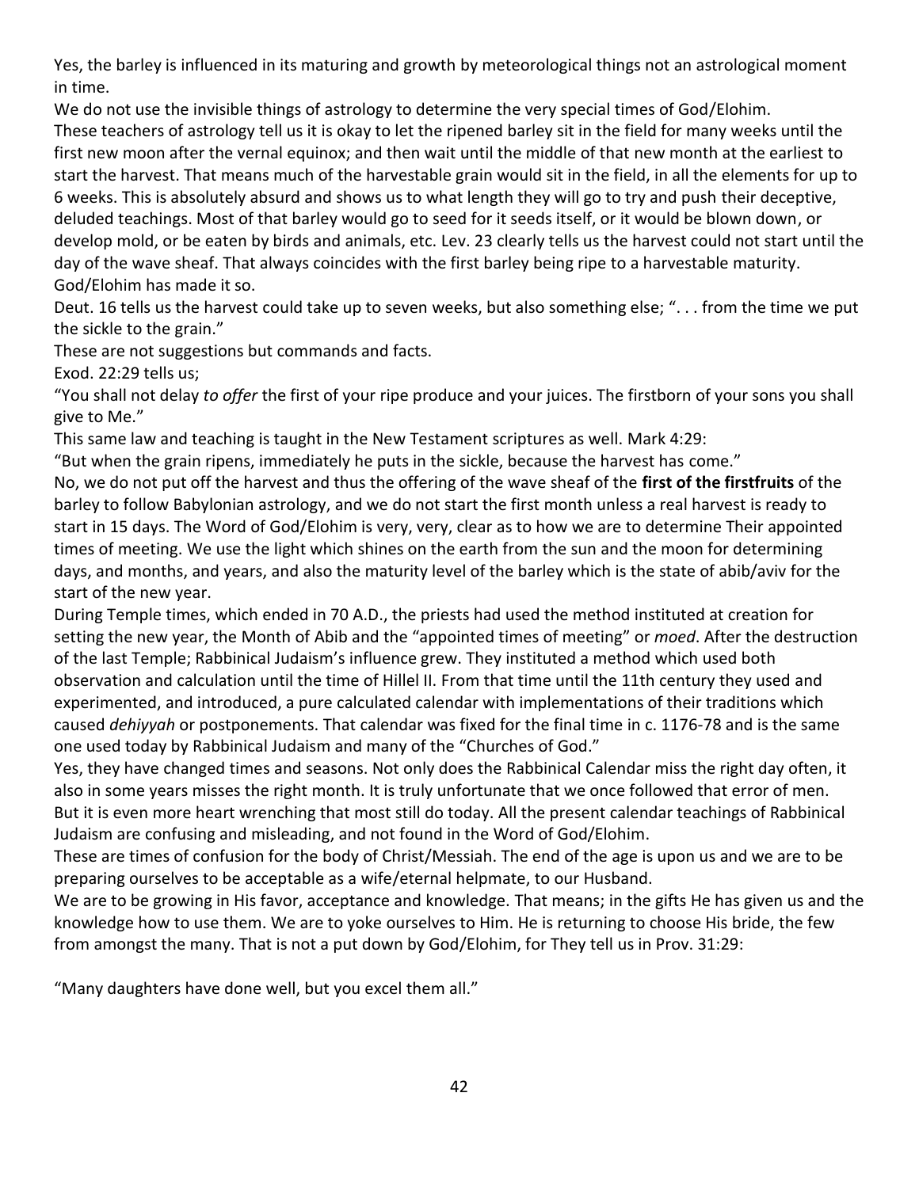Yes, the barley is influenced in its maturing and growth by meteorological things not an astrological moment in time.

We do not use the invisible things of astrology to determine the very special times of God/Elohim.

These teachers of astrology tell us it is okay to let the ripened barley sit in the field for many weeks until the first new moon after the vernal equinox; and then wait until the middle of that new month at the earliest to start the harvest. That means much of the harvestable grain would sit in the field, in all the elements for up to 6 weeks. This is absolutely absurd and shows us to what length they will go to try and push their deceptive, deluded teachings. Most of that barley would go to seed for it seeds itself, or it would be blown down, or develop mold, or be eaten by birds and animals, etc. Lev. 23 clearly tells us the harvest could not start until the day of the wave sheaf. That always coincides with the first barley being ripe to a harvestable maturity. God/Elohim has made it so.

Deut. 16 tells us the harvest could take up to seven weeks, but also something else; ". . . from the time we put the sickle to the grain."

These are not suggestions but commands and facts.

Exod. 22:29 tells us;

"You shall not delay *to offer* the first of your ripe produce and your juices. The firstborn of your sons you shall give to Me."

This same law and teaching is taught in the New Testament scriptures as well. Mark 4:29:

"But when the grain ripens, immediately he puts in the sickle, because the harvest has come."

No, we do not put off the harvest and thus the offering of the wave sheaf of the **first of the firstfruits** of the barley to follow Babylonian astrology, and we do not start the first month unless a real harvest is ready to start in 15 days. The Word of God/Elohim is very, very, clear as to how we are to determine Their appointed times of meeting. We use the light which shines on the earth from the sun and the moon for determining days, and months, and years, and also the maturity level of the barley which is the state of abib/aviv for the start of the new year.

During Temple times, which ended in 70 A.D., the priests had used the method instituted at creation for setting the new year, the Month of Abib and the "appointed times of meeting" or *moed*. After the destruction of the last Temple; Rabbinical Judaism's influence grew. They instituted a method which used both observation and calculation until the time of Hillel II. From that time until the 11th century they used and experimented, and introduced, a pure calculated calendar with implementations of their traditions which caused *dehiyyah* or postponements. That calendar was fixed for the final time in c. 1176-78 and is the same one used today by Rabbinical Judaism and many of the "Churches of God."

Yes, they have changed times and seasons. Not only does the Rabbinical Calendar miss the right day often, it also in some years misses the right month. It is truly unfortunate that we once followed that error of men. But it is even more heart wrenching that most still do today. All the present calendar teachings of Rabbinical Judaism are confusing and misleading, and not found in the Word of God/Elohim.

These are times of confusion for the body of Christ/Messiah. The end of the age is upon us and we are to be preparing ourselves to be acceptable as a wife/eternal helpmate, to our Husband.

We are to be growing in His favor, acceptance and knowledge. That means; in the gifts He has given us and the knowledge how to use them. We are to yoke ourselves to Him. He is returning to choose His bride, the few from amongst the many. That is not a put down by God/Elohim, for They tell us in Prov. 31:29:

"Many daughters have done well, but you excel them all."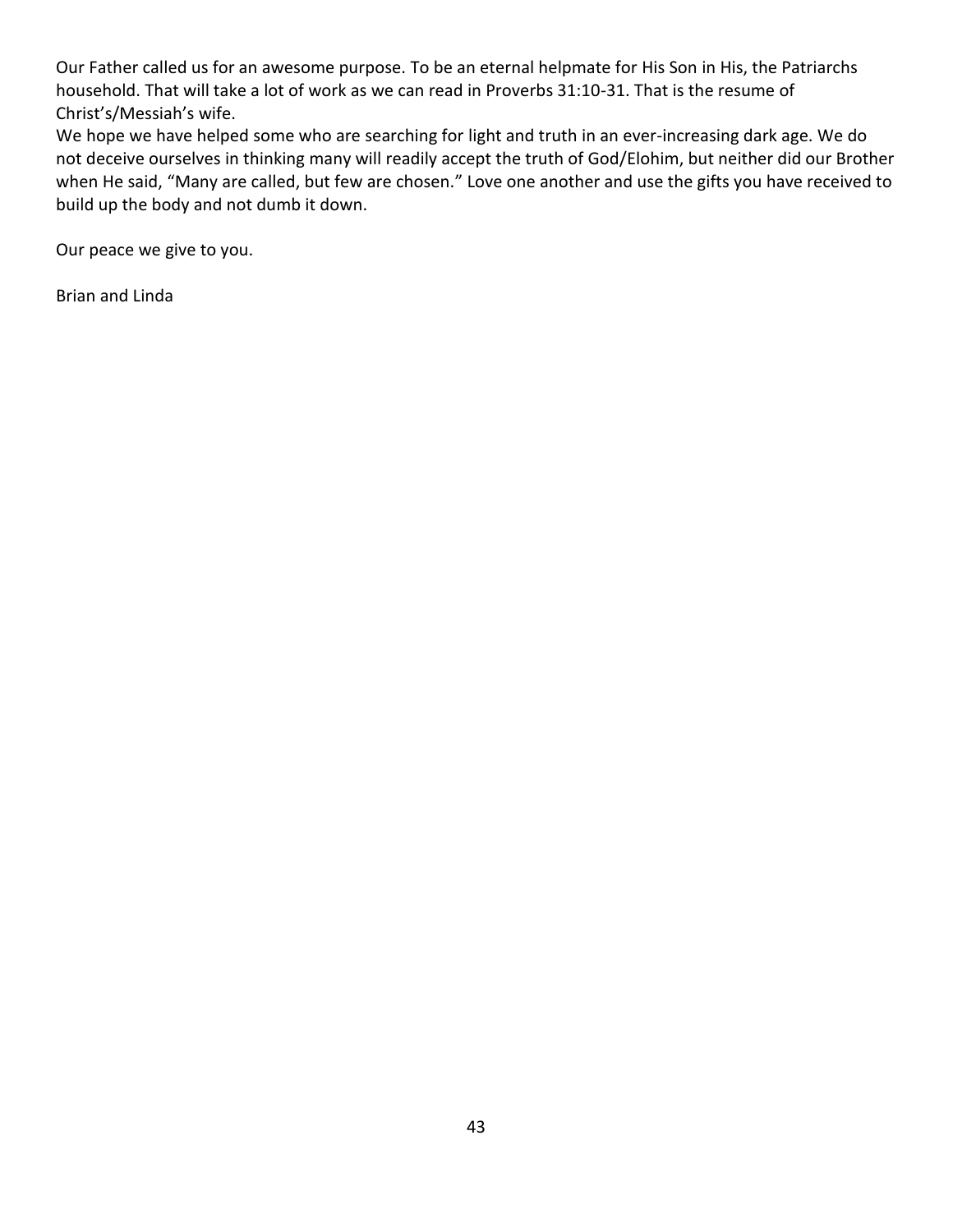Our Father called us for an awesome purpose. To be an eternal helpmate for His Son in His, the Patriarchs household. That will take a lot of work as we can read in Proverbs 31:10-31. That is the resume of Christ's/Messiah's wife.

We hope we have helped some who are searching for light and truth in an ever-increasing dark age. We do not deceive ourselves in thinking many will readily accept the truth of God/Elohim, but neither did our Brother when He said, "Many are called, but few are chosen." Love one another and use the gifts you have received to build up the body and not dumb it down.

Our peace we give to you.

Brian and Linda